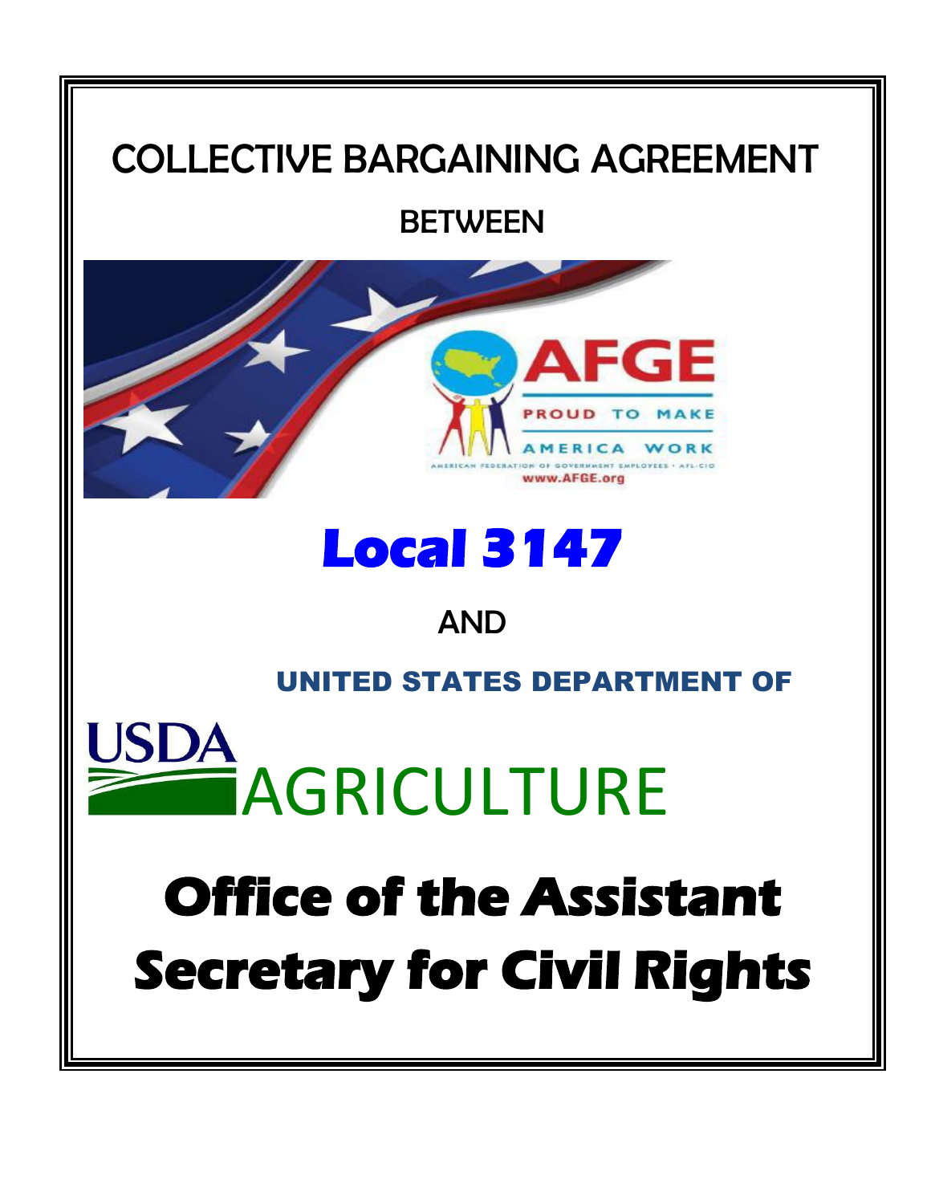# COLLECTIVE BARGAINING AGREEMENT

## BETWEEN

AFGE

PROUD TO MAKE AMERICA WORK

AMERICAN FEDERATION OF GOVERNMENT EMPLOYEES • AFL-CIO

www.AFGE.org

# Local 3147

## AND

## UNITED STATES DEPARTMENT OF

USDA

# AGRICULTURE

# Office of the Assistant Secretary for Civil Rights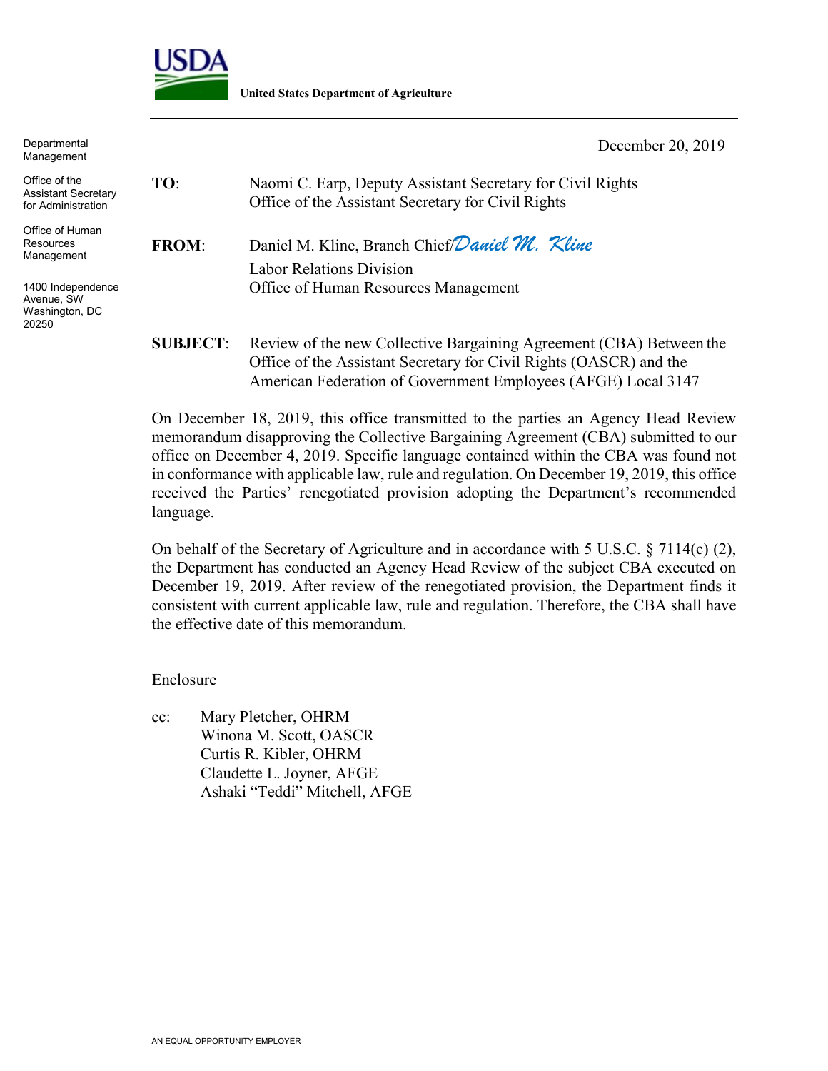USDA

**United States Department of Agriculture**

Departmental Management

Office of the Assistant Secretary for Administration

Office of Human Resources Management

1400 Independence Avenue, SW
Washington, DC 20250

December 20, 2019

**TO**: Naomi C. Earp, Deputy Assistant Secretary for Civil Rights
Office of the Assistant Secretary for Civil Rights

**FROM**: Daniel M. Kline, Branch Chief/*Daniel M. Kline*
Labor Relations Division
Office of Human Resources Management

**SUBJECT**: Review of the new Collective Bargaining Agreement (CBA) Between the Office of the Assistant Secretary for Civil Rights (OASCR) and the American Federation of Government Employees (AFGE) Local 3147

On December 18, 2019, this office transmitted to the parties an Agency Head Review memorandum disapproving the Collective Bargaining Agreement (CBA) submitted to our office on December 4, 2019. Specific language contained within the CBA was found not in conformance with applicable law, rule and regulation. On December 19, 2019, this office received the Parties' renegotiated provision adopting the Department's recommended language.

On behalf of the Secretary of Agriculture and in accordance with 5 U.S.C. § 7114(c) (2), the Department has conducted an Agency Head Review of the subject CBA executed on December 19, 2019. After review of the renegotiated provision, the Department finds it consistent with current applicable law, rule and regulation. Therefore, the CBA shall have the effective date of this memorandum.

Enclosure

cc: Mary Pletcher, OHRM
Winona M. Scott, OASCR
Curtis R. Kibler, OHRM
Claudette L. Joyner, AFGE
Ashaki "Teddi" Mitchell, AFGE

AN EQUAL OPPORTUNITY EMPLOYER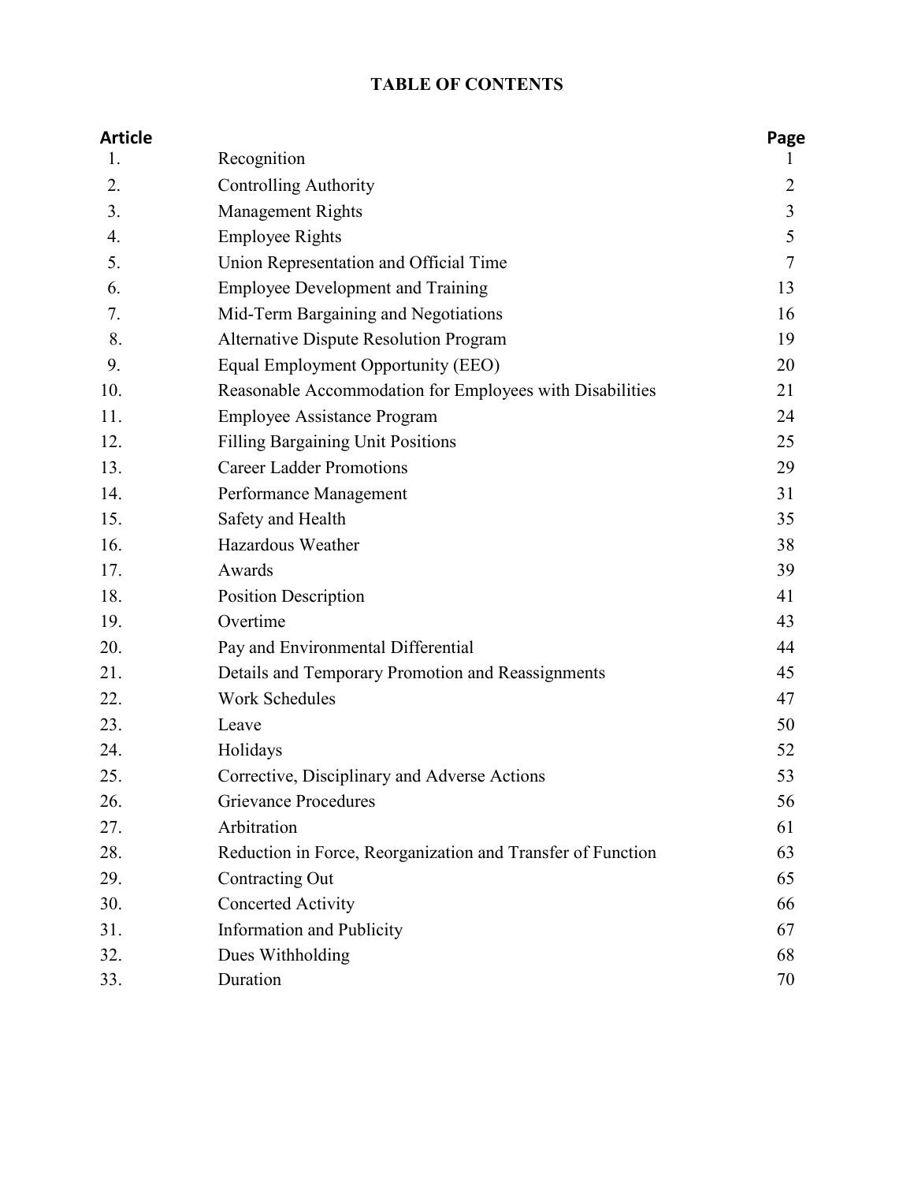# TABLE OF CONTENTS

| Article | | Page |
|---|---|---|
| 1. | Recognition | 1 |
| 2. | Controlling Authority | 2 |
| 3. | Management Rights | 3 |
| 4. | Employee Rights | 5 |
| 5. | Union Representation and Official Time | 7 |
| 6. | Employee Development and Training | 13 |
| 7. | Mid-Term Bargaining and Negotiations | 16 |
| 8. | Alternative Dispute Resolution Program | 19 |
| 9. | Equal Employment Opportunity (EEO) | 20 |
| 10. | Reasonable Accommodation for Employees with Disabilities | 21 |
| 11. | Employee Assistance Program | 24 |
| 12. | Filling Bargaining Unit Positions | 25 |
| 13. | Career Ladder Promotions | 29 |
| 14. | Performance Management | 31 |
| 15. | Safety and Health | 35 |
| 16. | Hazardous Weather | 38 |
| 17. | Awards | 39 |
| 18. | Position Description | 41 |
| 19. | Overtime | 43 |
| 20. | Pay and Environmental Differential | 44 |
| 21. | Details and Temporary Promotion and Reassignments | 45 |
| 22. | Work Schedules | 47 |
| 23. | Leave | 50 |
| 24. | Holidays | 52 |
| 25. | Corrective, Disciplinary and Adverse Actions | 53 |
| 26. | Grievance Procedures | 56 |
| 27. | Arbitration | 61 |
| 28. | Reduction in Force, Reorganization and Transfer of Function | 63 |
| 29. | Contracting Out | 65 |
| 30. | Concerted Activity | 66 |
| 31. | Information and Publicity | 67 |
| 32. | Dues Withholding | 68 |
| 33. | Duration | 70 |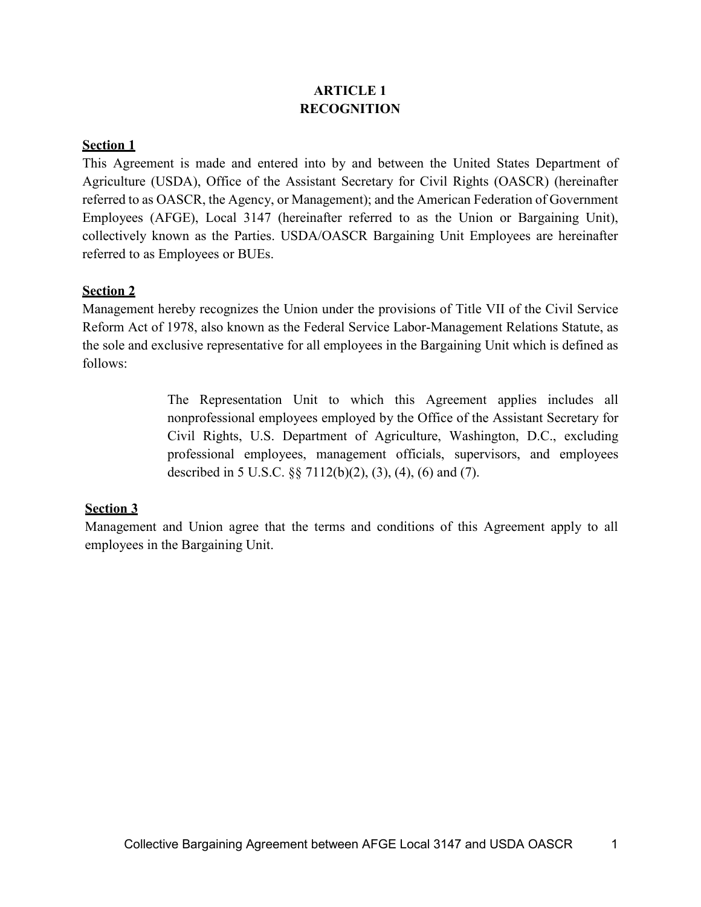# ARTICLE 1
# RECOGNITION

**Section 1**

This Agreement is made and entered into by and between the United States Department of Agriculture (USDA), Office of the Assistant Secretary for Civil Rights (OASCR) (hereinafter referred to as OASCR, the Agency, or Management); and the American Federation of Government Employees (AFGE), Local 3147 (hereinafter referred to as the Union or Bargaining Unit), collectively known as the Parties. USDA/OASCR Bargaining Unit Employees are hereinafter referred to as Employees or BUEs.

**Section 2**

Management hereby recognizes the Union under the provisions of Title VII of the Civil Service Reform Act of 1978, also known as the Federal Service Labor-Management Relations Statute, as the sole and exclusive representative for all employees in the Bargaining Unit which is defined as follows:

> The Representation Unit to which this Agreement applies includes all nonprofessional employees employed by the Office of the Assistant Secretary for Civil Rights, U.S. Department of Agriculture, Washington, D.C., excluding professional employees, management officials, supervisors, and employees described in 5 U.S.C. §§ 7112(b)(2), (3), (4), (6) and (7).

**Section 3**

Management and Union agree that the terms and conditions of this Agreement apply to all employees in the Bargaining Unit.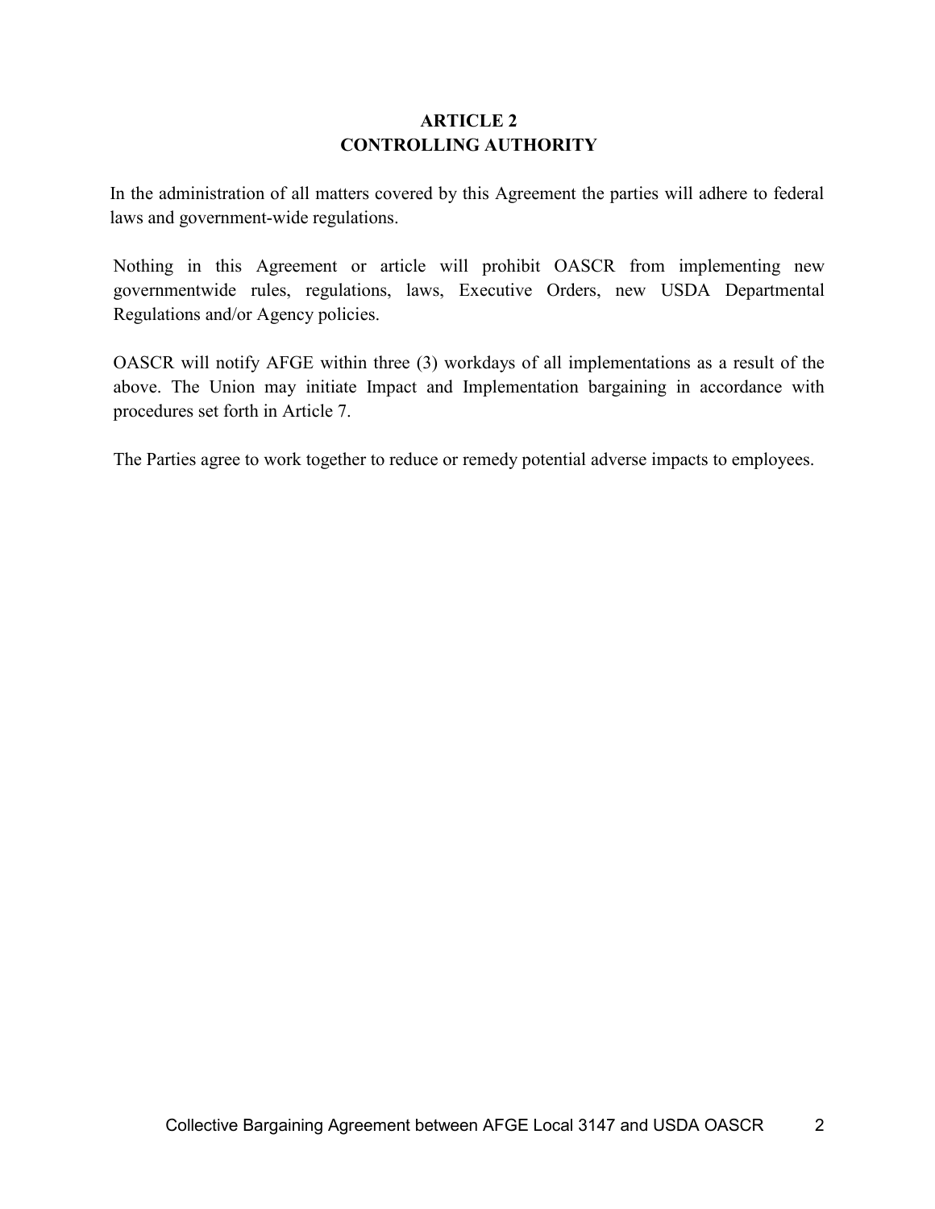# ARTICLE 2
# CONTROLLING AUTHORITY

In the administration of all matters covered by this Agreement the parties will adhere to federal laws and government-wide regulations.

Nothing in this Agreement or article will prohibit OASCR from implementing new governmentwide rules, regulations, laws, Executive Orders, new USDA Departmental Regulations and/or Agency policies.

OASCR will notify AFGE within three (3) workdays of all implementations as a result of the above. The Union may initiate Impact and Implementation bargaining in accordance with procedures set forth in Article 7.

The Parties agree to work together to reduce or remedy potential adverse impacts to employees.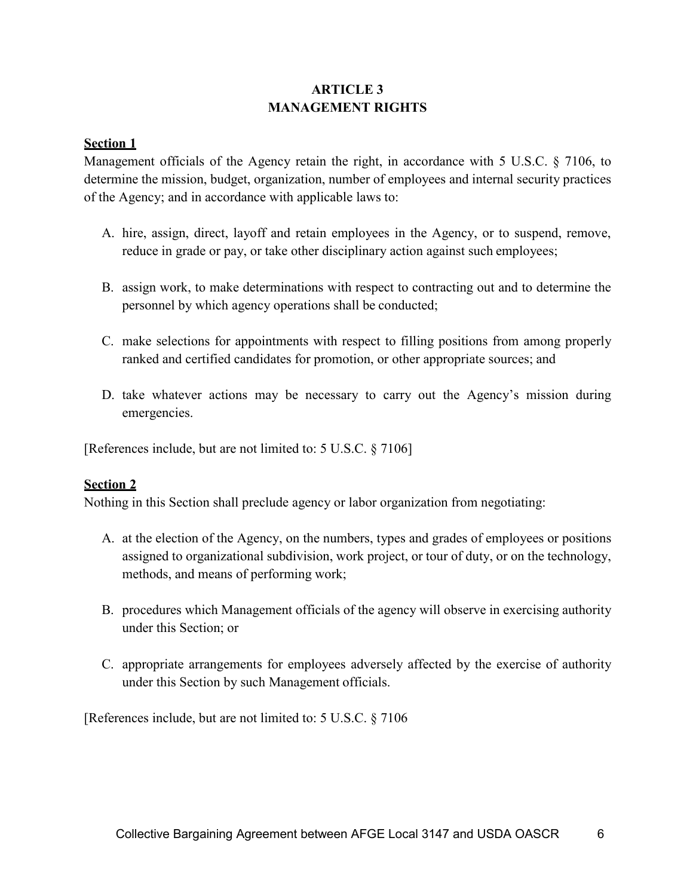# ARTICLE 3
# MANAGEMENT RIGHTS

**Section 1**

Management officials of the Agency retain the right, in accordance with 5 U.S.C. § 7106, to determine the mission, budget, organization, number of employees and internal security practices of the Agency; and in accordance with applicable laws to:

A. hire, assign, direct, layoff and retain employees in the Agency, or to suspend, remove, reduce in grade or pay, or take other disciplinary action against such employees;

B. assign work, to make determinations with respect to contracting out and to determine the personnel by which agency operations shall be conducted;

C. make selections for appointments with respect to filling positions from among properly ranked and certified candidates for promotion, or other appropriate sources; and

D. take whatever actions may be necessary to carry out the Agency's mission during emergencies.

[References include, but are not limited to: 5 U.S.C. § 7106]

**Section 2**

Nothing in this Section shall preclude agency or labor organization from negotiating:

A. at the election of the Agency, on the numbers, types and grades of employees or positions assigned to organizational subdivision, work project, or tour of duty, or on the technology, methods, and means of performing work;

B. procedures which Management officials of the agency will observe in exercising authority under this Section; or

C. appropriate arrangements for employees adversely affected by the exercise of authority under this Section by such Management officials.

[References include, but are not limited to: 5 U.S.C. § 7106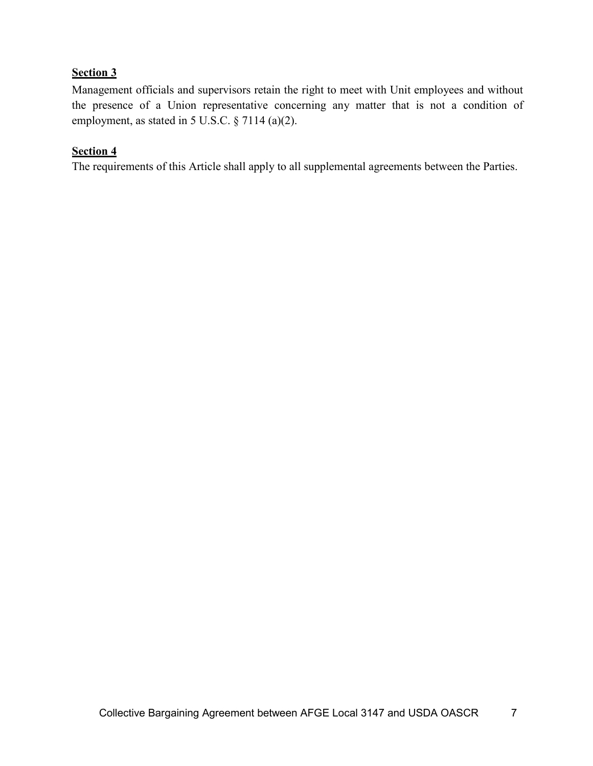**Section 3**

Management officials and supervisors retain the right to meet with Unit employees and without the presence of a Union representative concerning any matter that is not a condition of employment, as stated in 5 U.S.C. § 7114 (a)(2).

**Section 4**

The requirements of this Article shall apply to all supplemental agreements between the Parties.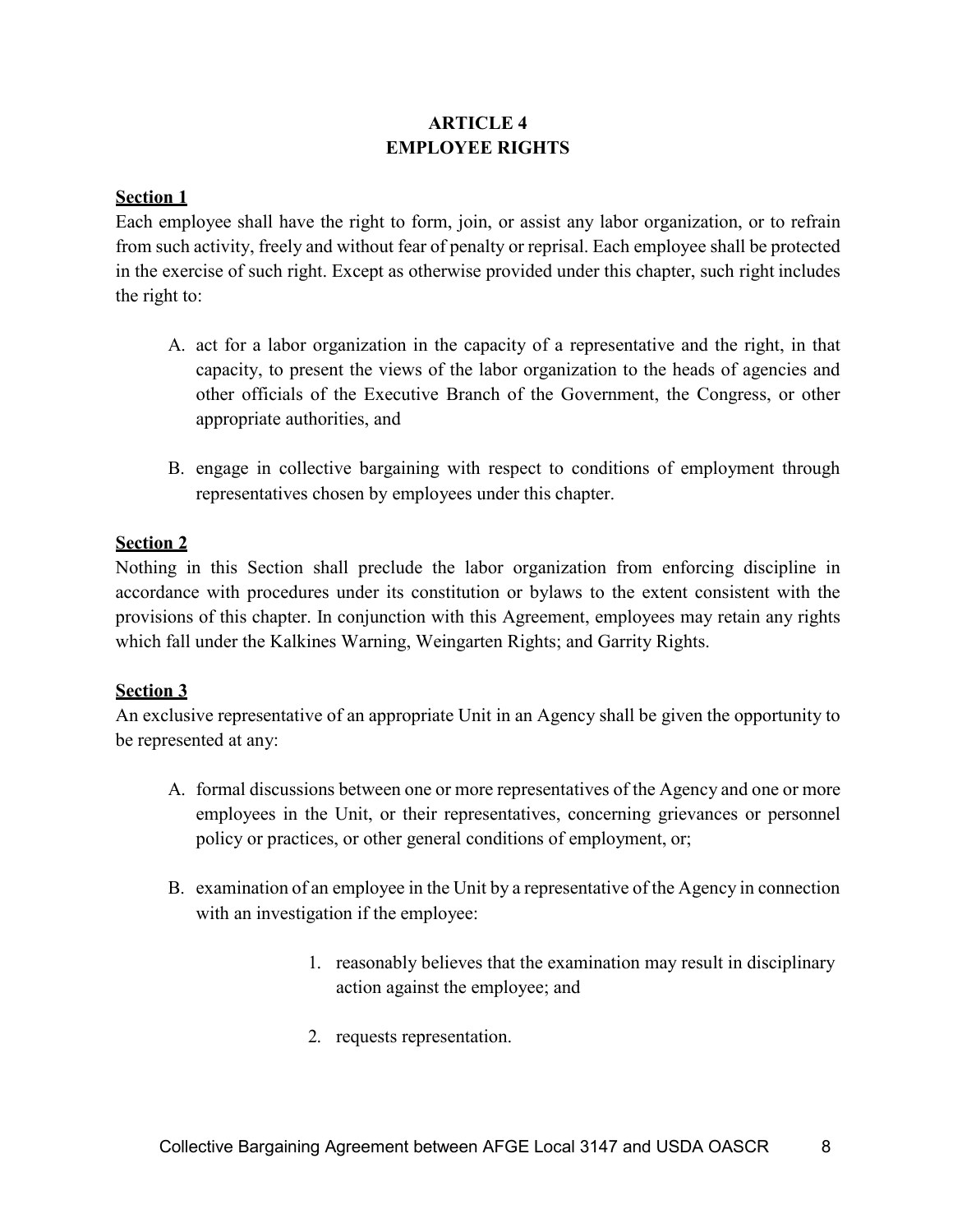# ARTICLE 4
# EMPLOYEE RIGHTS

**Section 1**

Each employee shall have the right to form, join, or assist any labor organization, or to refrain from such activity, freely and without fear of penalty or reprisal. Each employee shall be protected in the exercise of such right. Except as otherwise provided under this chapter, such right includes the right to:

A. act for a labor organization in the capacity of a representative and the right, in that capacity, to present the views of the labor organization to the heads of agencies and other officials of the Executive Branch of the Government, the Congress, or other appropriate authorities, and

B. engage in collective bargaining with respect to conditions of employment through representatives chosen by employees under this chapter.

**Section 2**

Nothing in this Section shall preclude the labor organization from enforcing discipline in accordance with procedures under its constitution or bylaws to the extent consistent with the provisions of this chapter. In conjunction with this Agreement, employees may retain any rights which fall under the Kalkines Warning, Weingarten Rights; and Garrity Rights.

**Section 3**

An exclusive representative of an appropriate Unit in an Agency shall be given the opportunity to be represented at any:

A. formal discussions between one or more representatives of the Agency and one or more employees in the Unit, or their representatives, concerning grievances or personnel policy or practices, or other general conditions of employment, or;

B. examination of an employee in the Unit by a representative of the Agency in connection with an investigation if the employee:

   1. reasonably believes that the examination may result in disciplinary action against the employee; and

   2. requests representation.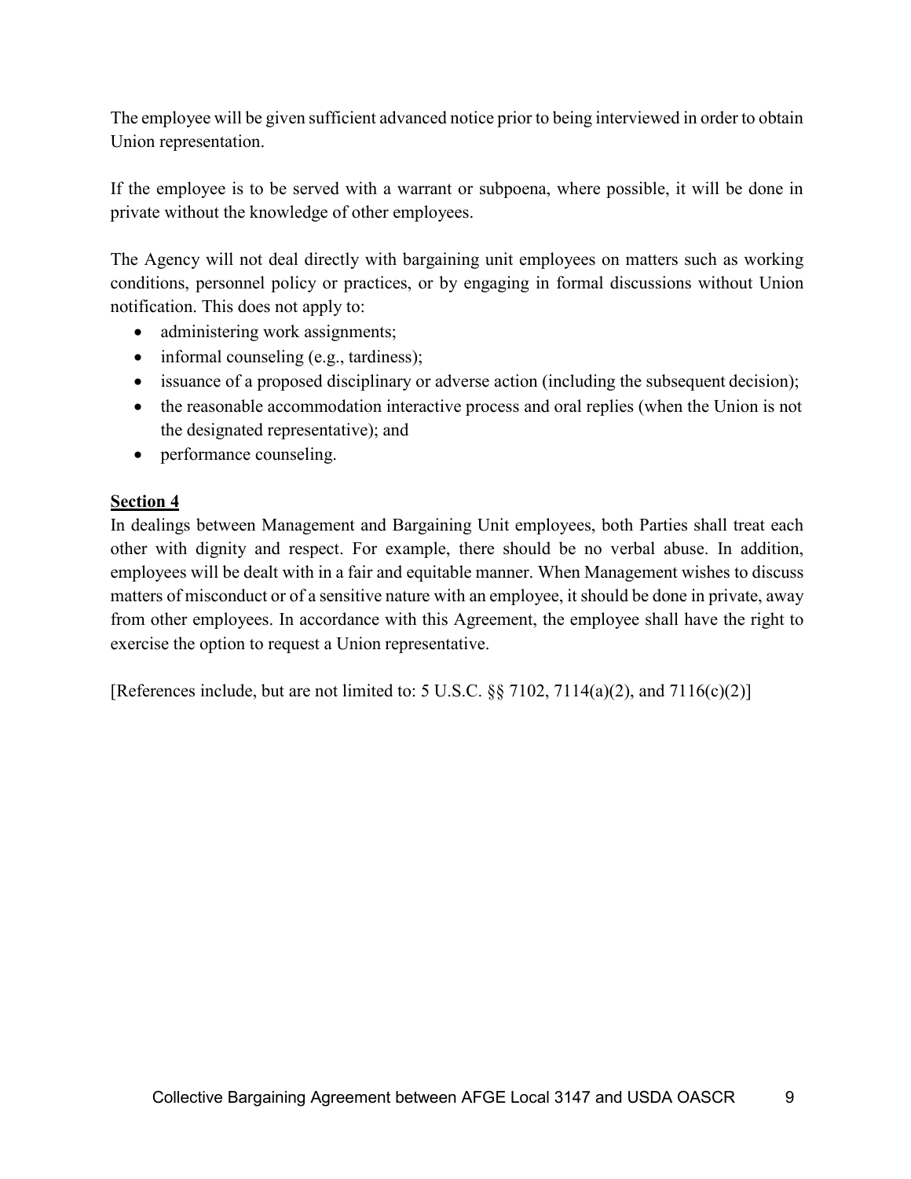The employee will be given sufficient advanced notice prior to being interviewed in order to obtain Union representation.

If the employee is to be served with a warrant or subpoena, where possible, it will be done in private without the knowledge of other employees.

The Agency will not deal directly with bargaining unit employees on matters such as working conditions, personnel policy or practices, or by engaging in formal discussions without Union notification. This does not apply to:

- administering work assignments;
- informal counseling (e.g., tardiness);
- issuance of a proposed disciplinary or adverse action (including the subsequent decision);
- the reasonable accommodation interactive process and oral replies (when the Union is not the designated representative); and
- performance counseling.

**Section 4**

In dealings between Management and Bargaining Unit employees, both Parties shall treat each other with dignity and respect. For example, there should be no verbal abuse. In addition, employees will be dealt with in a fair and equitable manner. When Management wishes to discuss matters of misconduct or of a sensitive nature with an employee, it should be done in private, away from other employees. In accordance with this Agreement, the employee shall have the right to exercise the option to request a Union representative.

[References include, but are not limited to: 5 U.S.C. §§ 7102, 7114(a)(2), and 7116(c)(2)]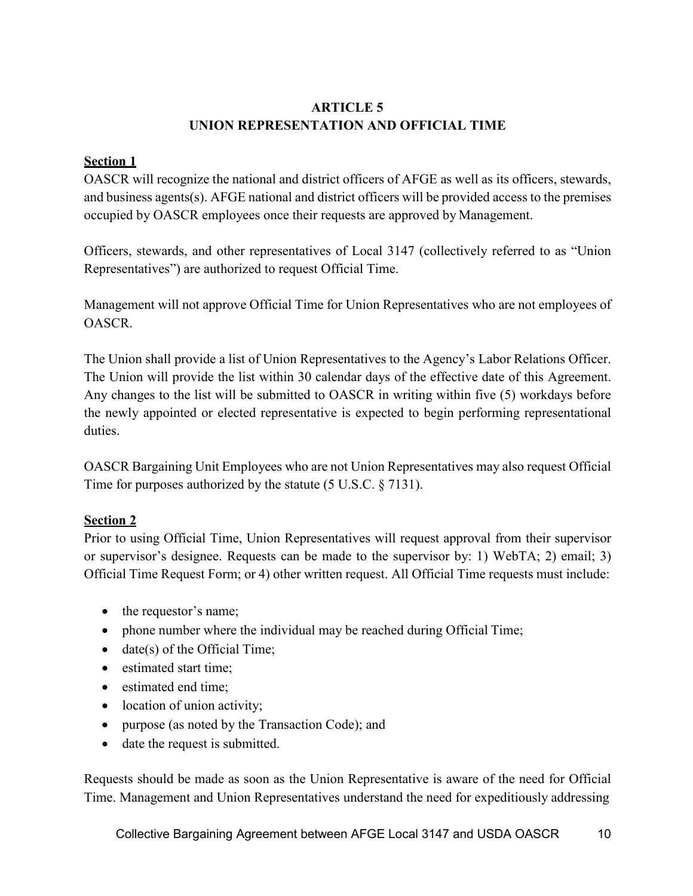# ARTICLE 5
# UNION REPRESENTATION AND OFFICIAL TIME

**Section 1**

OASCR will recognize the national and district officers of AFGE as well as its officers, stewards, and business agents(s). AFGE national and district officers will be provided access to the premises occupied by OASCR employees once their requests are approved by Management.

Officers, stewards, and other representatives of Local 3147 (collectively referred to as "Union Representatives") are authorized to request Official Time.

Management will not approve Official Time for Union Representatives who are not employees of OASCR.

The Union shall provide a list of Union Representatives to the Agency's Labor Relations Officer. The Union will provide the list within 30 calendar days of the effective date of this Agreement. Any changes to the list will be submitted to OASCR in writing within five (5) workdays before the newly appointed or elected representative is expected to begin performing representational duties.

OASCR Bargaining Unit Employees who are not Union Representatives may also request Official Time for purposes authorized by the statute (5 U.S.C. § 7131).

**Section 2**

Prior to using Official Time, Union Representatives will request approval from their supervisor or supervisor's designee. Requests can be made to the supervisor by: 1) WebTA; 2) email; 3) Official Time Request Form; or 4) other written request. All Official Time requests must include:

- the requestor's name;
- phone number where the individual may be reached during Official Time;
- date(s) of the Official Time;
- estimated start time;
- estimated end time;
- location of union activity;
- purpose (as noted by the Transaction Code); and
- date the request is submitted.

Requests should be made as soon as the Union Representative is aware of the need for Official Time. Management and Union Representatives understand the need for expeditiously addressing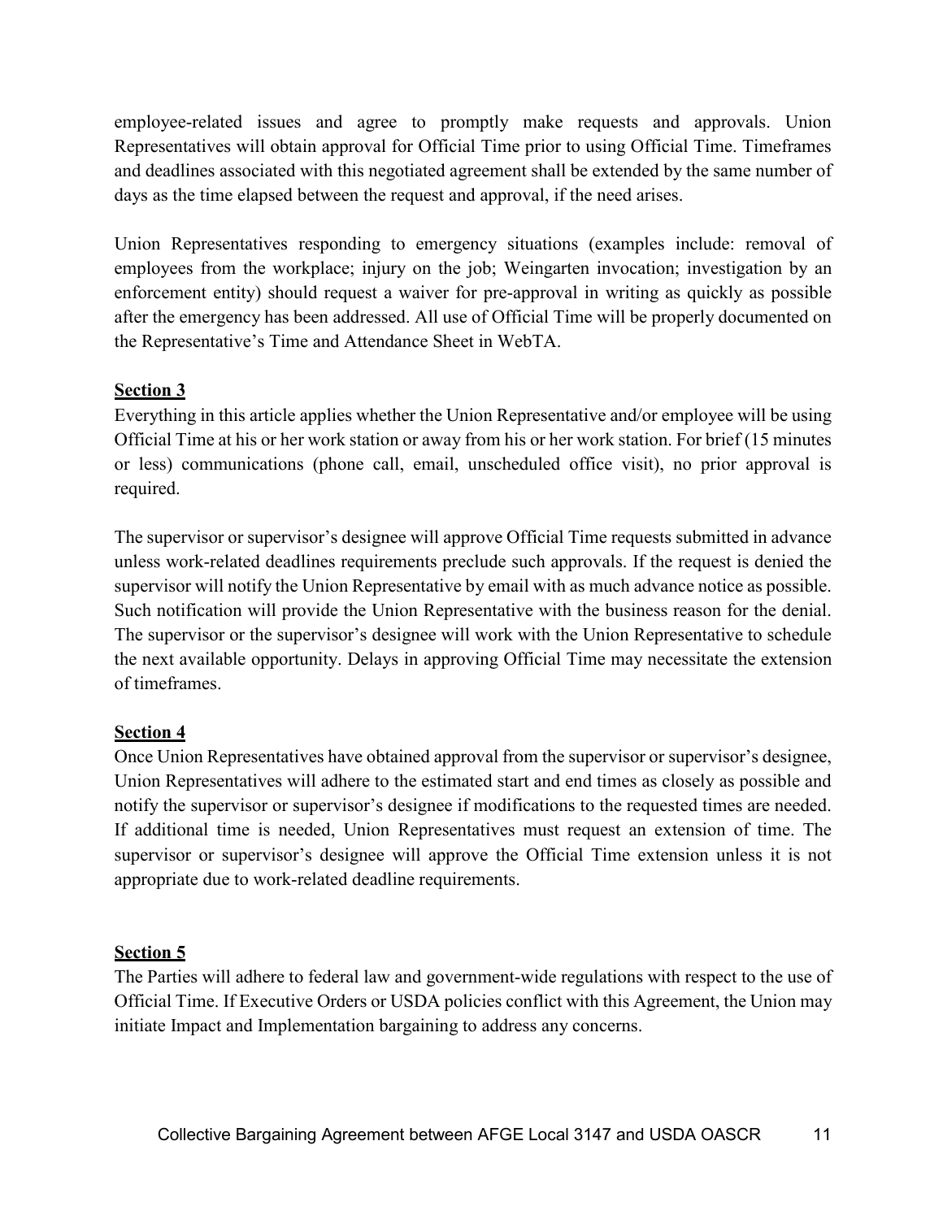employee-related issues and agree to promptly make requests and approvals. Union Representatives will obtain approval for Official Time prior to using Official Time. Timeframes and deadlines associated with this negotiated agreement shall be extended by the same number of days as the time elapsed between the request and approval, if the need arises.

Union Representatives responding to emergency situations (examples include: removal of employees from the workplace; injury on the job; Weingarten invocation; investigation by an enforcement entity) should request a waiver for pre-approval in writing as quickly as possible after the emergency has been addressed. All use of Official Time will be properly documented on the Representative's Time and Attendance Sheet in WebTA.

**Section 3**

Everything in this article applies whether the Union Representative and/or employee will be using Official Time at his or her work station or away from his or her work station. For brief (15 minutes or less) communications (phone call, email, unscheduled office visit), no prior approval is required.

The supervisor or supervisor's designee will approve Official Time requests submitted in advance unless work-related deadlines requirements preclude such approvals. If the request is denied the supervisor will notify the Union Representative by email with as much advance notice as possible. Such notification will provide the Union Representative with the business reason for the denial. The supervisor or the supervisor's designee will work with the Union Representative to schedule the next available opportunity. Delays in approving Official Time may necessitate the extension of timeframes.

**Section 4**

Once Union Representatives have obtained approval from the supervisor or supervisor's designee, Union Representatives will adhere to the estimated start and end times as closely as possible and notify the supervisor or supervisor's designee if modifications to the requested times are needed. If additional time is needed, Union Representatives must request an extension of time. The supervisor or supervisor's designee will approve the Official Time extension unless it is not appropriate due to work-related deadline requirements.

**Section 5**

The Parties will adhere to federal law and government-wide regulations with respect to the use of Official Time. If Executive Orders or USDA policies conflict with this Agreement, the Union may initiate Impact and Implementation bargaining to address any concerns.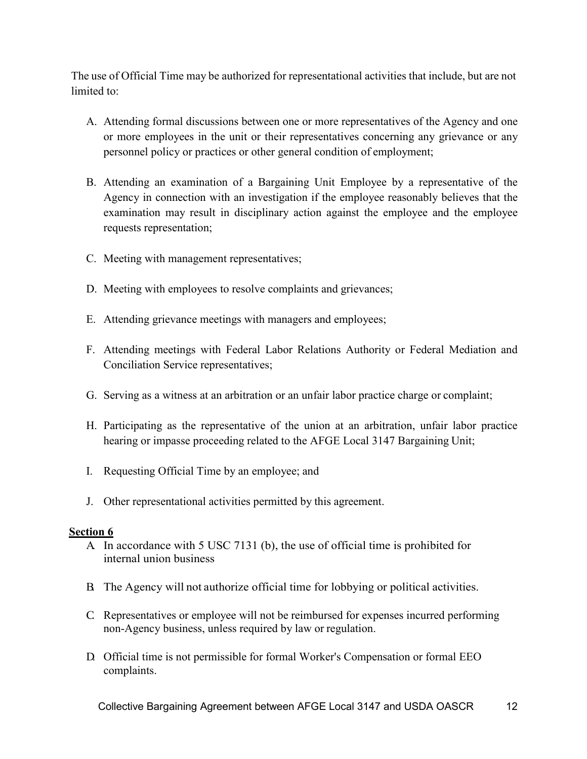The use of Official Time may be authorized for representational activities that include, but are not limited to:

A. Attending formal discussions between one or more representatives of the Agency and one or more employees in the unit or their representatives concerning any grievance or any personnel policy or practices or other general condition of employment;

B. Attending an examination of a Bargaining Unit Employee by a representative of the Agency in connection with an investigation if the employee reasonably believes that the examination may result in disciplinary action against the employee and the employee requests representation;

C. Meeting with management representatives;

D. Meeting with employees to resolve complaints and grievances;

E. Attending grievance meetings with managers and employees;

F. Attending meetings with Federal Labor Relations Authority or Federal Mediation and Conciliation Service representatives;

G. Serving as a witness at an arbitration or an unfair labor practice charge or complaint;

H. Participating as the representative of the union at an arbitration, unfair labor practice hearing or impasse proceeding related to the AFGE Local 3147 Bargaining Unit;

I. Requesting Official Time by an employee; and

J. Other representational activities permitted by this agreement.

**Section 6**

A. In accordance with 5 USC 7131 (b), the use of official time is prohibited for internal union business

B. The Agency will not authorize official time for lobbying or political activities.

C. Representatives or employee will not be reimbursed for expenses incurred performing non-Agency business, unless required by law or regulation.

D. Official time is not permissible for formal Worker's Compensation or formal EEO complaints.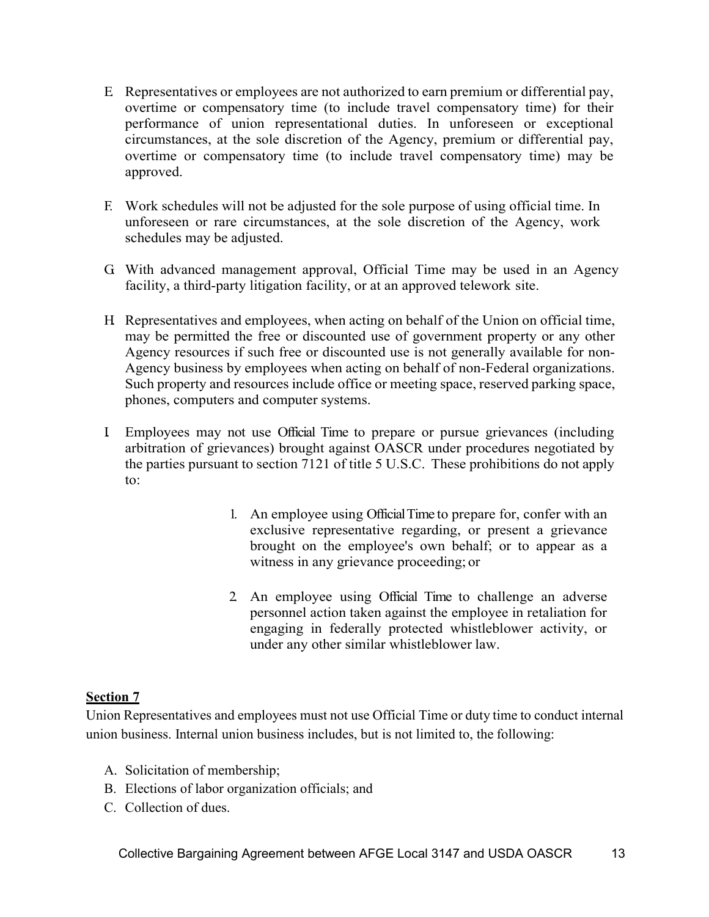E. Representatives or employees are not authorized to earn premium or differential pay, overtime or compensatory time (to include travel compensatory time) for their performance of union representational duties. In unforeseen or exceptional circumstances, at the sole discretion of the Agency, premium or differential pay, overtime or compensatory time (to include travel compensatory time) may be approved.

F. Work schedules will not be adjusted for the sole purpose of using official time. In unforeseen or rare circumstances, at the sole discretion of the Agency, work schedules may be adjusted.

G. With advanced management approval, Official Time may be used in an Agency facility, a third-party litigation facility, or at an approved telework site.

H. Representatives and employees, when acting on behalf of the Union on official time, may be permitted the free or discounted use of government property or any other Agency resources if such free or discounted use is not generally available for non-Agency business by employees when acting on behalf of non-Federal organizations. Such property and resources include office or meeting space, reserved parking space, phones, computers and computer systems.

I. Employees may not use Official Time to prepare or pursue grievances (including arbitration of grievances) brought against OASCR under procedures negotiated by the parties pursuant to section 7121 of title 5 U.S.C. These prohibitions do not apply to:

1. An employee using Official Time to prepare for, confer with an exclusive representative regarding, or present a grievance brought on the employee's own behalf; or to appear as a witness in any grievance proceeding; or

2. An employee using Official Time to challenge an adverse personnel action taken against the employee in retaliation for engaging in federally protected whistleblower activity, or under any other similar whistleblower law.

**Section 7**

Union Representatives and employees must not use Official Time or duty time to conduct internal union business. Internal union business includes, but is not limited to, the following:

A. Solicitation of membership;
B. Elections of labor organization officials; and
C. Collection of dues.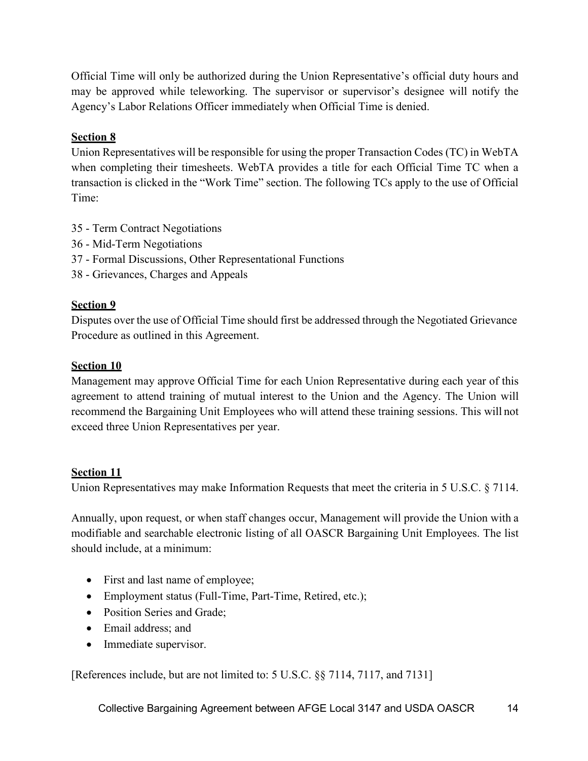Official Time will only be authorized during the Union Representative's official duty hours and may be approved while teleworking. The supervisor or supervisor's designee will notify the Agency's Labor Relations Officer immediately when Official Time is denied.

**Section 8**

Union Representatives will be responsible for using the proper Transaction Codes (TC) in WebTA when completing their timesheets. WebTA provides a title for each Official Time TC when a transaction is clicked in the "Work Time" section. The following TCs apply to the use of Official Time:

35 - Term Contract Negotiations
36 - Mid-Term Negotiations
37 - Formal Discussions, Other Representational Functions
38 - Grievances, Charges and Appeals

**Section 9**

Disputes over the use of Official Time should first be addressed through the Negotiated Grievance Procedure as outlined in this Agreement.

**Section 10**

Management may approve Official Time for each Union Representative during each year of this agreement to attend training of mutual interest to the Union and the Agency. The Union will recommend the Bargaining Unit Employees who will attend these training sessions. This will not exceed three Union Representatives per year.

**Section 11**

Union Representatives may make Information Requests that meet the criteria in 5 U.S.C. § 7114.

Annually, upon request, or when staff changes occur, Management will provide the Union with a modifiable and searchable electronic listing of all OASCR Bargaining Unit Employees. The list should include, at a minimum:

- First and last name of employee;
- Employment status (Full-Time, Part-Time, Retired, etc.);
- Position Series and Grade;
- Email address; and
- Immediate supervisor.

[References include, but are not limited to: 5 U.S.C. §§ 7114, 7117, and 7131]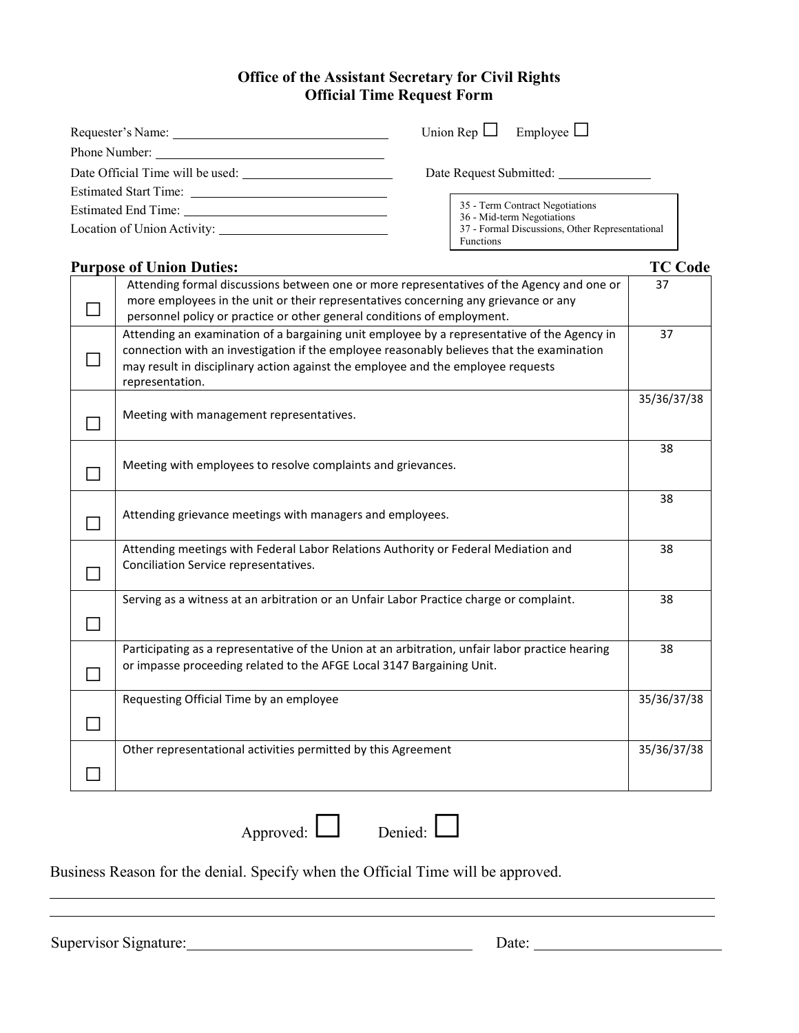**Office of the Assistant Secretary for Civil Rights**
**Official Time Request Form**

Requester's Name: ______________________ Union Rep ☐ Employee ☐

Phone Number: ______________________

Date Official Time will be used: ______________________ Date Request Submitted: ______________

Estimated Start Time: ______________________

Estimated End Time: ______________________

Location of Union Activity: ______________________

35 - Term Contract Negotiations
36 - Mid-term Negotiations
37 - Formal Discussions, Other Representational Functions

**Purpose of Union Duties:**

| | | **TC Code** |
|---|---|---|
| ☐ | Attending formal discussions between one or more representatives of the Agency and one or more employees in the unit or their representatives concerning any grievance or any personnel policy or practice or other general conditions of employment. | 37 |
| ☐ | Attending an examination of a bargaining unit employee by a representative of the Agency in connection with an investigation if the employee reasonably believes that the examination may result in disciplinary action against the employee and the employee requests representation. | 37 |
| ☐ | Meeting with management representatives. | 35/36/37/38 |
| ☐ | Meeting with employees to resolve complaints and grievances. | 38 |
| ☐ | Attending grievance meetings with managers and employees. | 38 |
| ☐ | Attending meetings with Federal Labor Relations Authority or Federal Mediation and Conciliation Service representatives. | 38 |
| ☐ | Serving as a witness at an arbitration or an Unfair Labor Practice charge or complaint. | 38 |
| ☐ | Participating as a representative of the Union at an arbitration, unfair labor practice hearing or impasse proceeding related to the AFGE Local 3147 Bargaining Unit. | 38 |
| ☐ | Requesting Official Time by an employee | 35/36/37/38 |
| ☐ | Other representational activities permitted by this Agreement | 35/36/37/38 |

Approved: ☐ Denied: ☐

Business Reason for the denial. Specify when the Official Time will be approved.

______________________________________________________________________

______________________________________________________________________

Supervisor Signature: ______________________ Date: ______________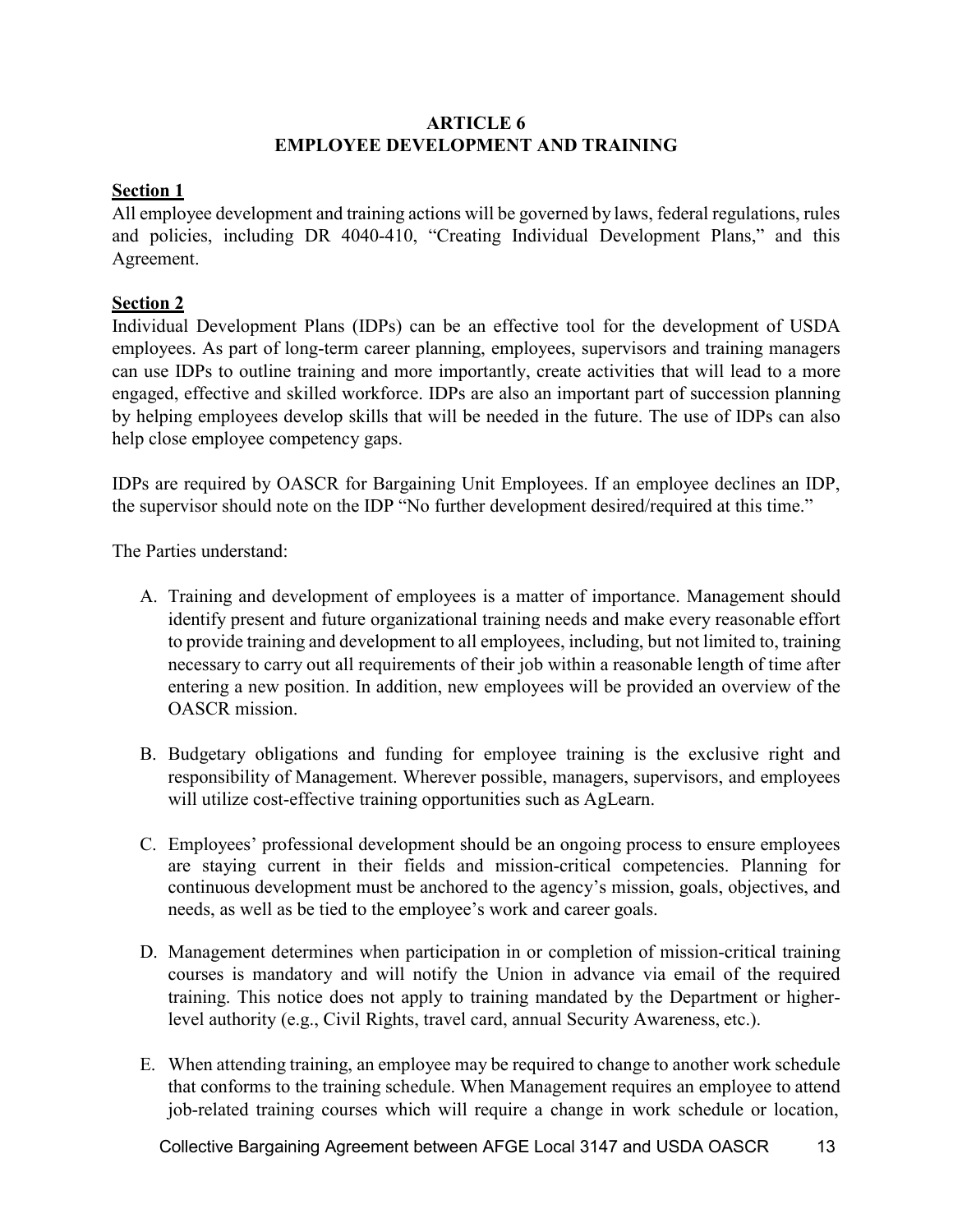# ARTICLE 6
# EMPLOYEE DEVELOPMENT AND TRAINING

**Section 1**

All employee development and training actions will be governed by laws, federal regulations, rules and policies, including DR 4040-410, "Creating Individual Development Plans," and this Agreement.

**Section 2**

Individual Development Plans (IDPs) can be an effective tool for the development of USDA employees. As part of long-term career planning, employees, supervisors and training managers can use IDPs to outline training and more importantly, create activities that will lead to a more engaged, effective and skilled workforce. IDPs are also an important part of succession planning by helping employees develop skills that will be needed in the future. The use of IDPs can also help close employee competency gaps.

IDPs are required by OASCR for Bargaining Unit Employees. If an employee declines an IDP, the supervisor should note on the IDP "No further development desired/required at this time."

The Parties understand:

A. Training and development of employees is a matter of importance. Management should identify present and future organizational training needs and make every reasonable effort to provide training and development to all employees, including, but not limited to, training necessary to carry out all requirements of their job within a reasonable length of time after entering a new position. In addition, new employees will be provided an overview of the OASCR mission.

B. Budgetary obligations and funding for employee training is the exclusive right and responsibility of Management. Wherever possible, managers, supervisors, and employees will utilize cost-effective training opportunities such as AgLearn.

C. Employees' professional development should be an ongoing process to ensure employees are staying current in their fields and mission-critical competencies. Planning for continuous development must be anchored to the agency's mission, goals, objectives, and needs, as well as be tied to the employee's work and career goals.

D. Management determines when participation in or completion of mission-critical training courses is mandatory and will notify the Union in advance via email of the required training. This notice does not apply to training mandated by the Department or higher-level authority (e.g., Civil Rights, travel card, annual Security Awareness, etc.).

E. When attending training, an employee may be required to change to another work schedule that conforms to the training schedule. When Management requires an employee to attend job-related training courses which will require a change in work schedule or location,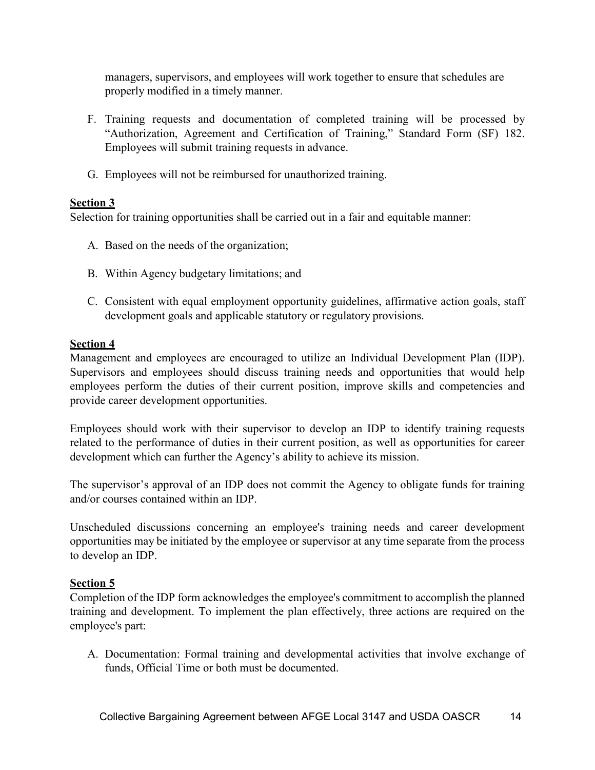managers, supervisors, and employees will work together to ensure that schedules are properly modified in a timely manner.

F. Training requests and documentation of completed training will be processed by "Authorization, Agreement and Certification of Training," Standard Form (SF) 182. Employees will submit training requests in advance.

G. Employees will not be reimbursed for unauthorized training.

**Section 3**

Selection for training opportunities shall be carried out in a fair and equitable manner:

A. Based on the needs of the organization;

B. Within Agency budgetary limitations; and

C. Consistent with equal employment opportunity guidelines, affirmative action goals, staff development goals and applicable statutory or regulatory provisions.

**Section 4**

Management and employees are encouraged to utilize an Individual Development Plan (IDP). Supervisors and employees should discuss training needs and opportunities that would help employees perform the duties of their current position, improve skills and competencies and provide career development opportunities.

Employees should work with their supervisor to develop an IDP to identify training requests related to the performance of duties in their current position, as well as opportunities for career development which can further the Agency's ability to achieve its mission.

The supervisor's approval of an IDP does not commit the Agency to obligate funds for training and/or courses contained within an IDP.

Unscheduled discussions concerning an employee's training needs and career development opportunities may be initiated by the employee or supervisor at any time separate from the process to develop an IDP.

**Section 5**

Completion of the IDP form acknowledges the employee's commitment to accomplish the planned training and development. To implement the plan effectively, three actions are required on the employee's part:

A. Documentation: Formal training and developmental activities that involve exchange of funds, Official Time or both must be documented.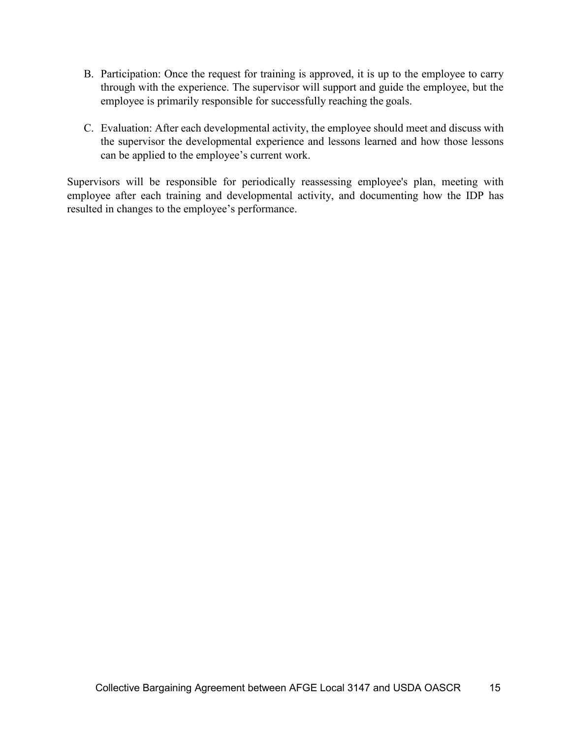B. Participation: Once the request for training is approved, it is up to the employee to carry through with the experience. The supervisor will support and guide the employee, but the employee is primarily responsible for successfully reaching the goals.

C. Evaluation: After each developmental activity, the employee should meet and discuss with the supervisor the developmental experience and lessons learned and how those lessons can be applied to the employee's current work.

Supervisors will be responsible for periodically reassessing employee's plan, meeting with employee after each training and developmental activity, and documenting how the IDP has resulted in changes to the employee's performance.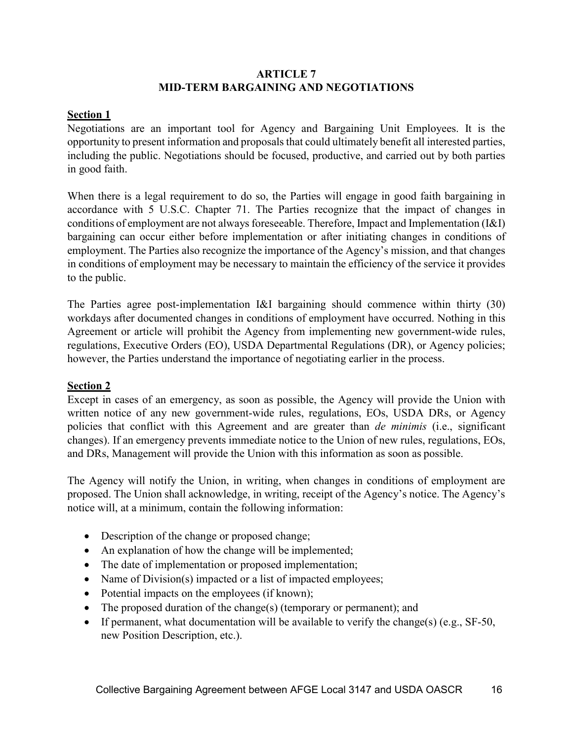# ARTICLE 7
# MID-TERM BARGAINING AND NEGOTIATIONS

**Section 1**

Negotiations are an important tool for Agency and Bargaining Unit Employees. It is the opportunity to present information and proposals that could ultimately benefit all interested parties, including the public. Negotiations should be focused, productive, and carried out by both parties in good faith.

When there is a legal requirement to do so, the Parties will engage in good faith bargaining in accordance with 5 U.S.C. Chapter 71. The Parties recognize that the impact of changes in conditions of employment are not always foreseeable. Therefore, Impact and Implementation (I&I) bargaining can occur either before implementation or after initiating changes in conditions of employment. The Parties also recognize the importance of the Agency's mission, and that changes in conditions of employment may be necessary to maintain the efficiency of the service it provides to the public.

The Parties agree post-implementation I&I bargaining should commence within thirty (30) workdays after documented changes in conditions of employment have occurred. Nothing in this Agreement or article will prohibit the Agency from implementing new government-wide rules, regulations, Executive Orders (EO), USDA Departmental Regulations (DR), or Agency policies; however, the Parties understand the importance of negotiating earlier in the process.

**Section 2**

Except in cases of an emergency, as soon as possible, the Agency will provide the Union with written notice of any new government-wide rules, regulations, EOs, USDA DRs, or Agency policies that conflict with this Agreement and are greater than *de minimis* (i.e., significant changes). If an emergency prevents immediate notice to the Union of new rules, regulations, EOs, and DRs, Management will provide the Union with this information as soon as possible.

The Agency will notify the Union, in writing, when changes in conditions of employment are proposed. The Union shall acknowledge, in writing, receipt of the Agency's notice. The Agency's notice will, at a minimum, contain the following information:

- Description of the change or proposed change;
- An explanation of how the change will be implemented;
- The date of implementation or proposed implementation;
- Name of Division(s) impacted or a list of impacted employees;
- Potential impacts on the employees (if known);
- The proposed duration of the change(s) (temporary or permanent); and
- If permanent, what documentation will be available to verify the change(s) (e.g., SF-50, new Position Description, etc.).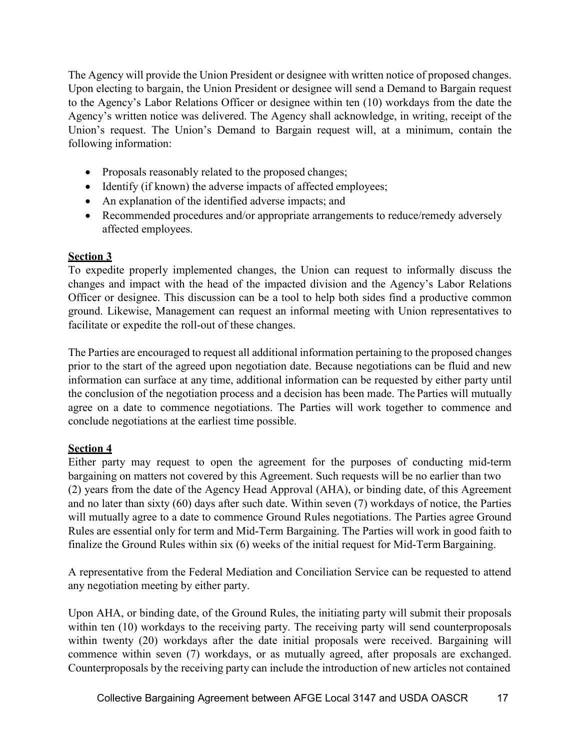The Agency will provide the Union President or designee with written notice of proposed changes. Upon electing to bargain, the Union President or designee will send a Demand to Bargain request to the Agency's Labor Relations Officer or designee within ten (10) workdays from the date the Agency's written notice was delivered. The Agency shall acknowledge, in writing, receipt of the Union's request. The Union's Demand to Bargain request will, at a minimum, contain the following information:

- Proposals reasonably related to the proposed changes;
- Identify (if known) the adverse impacts of affected employees;
- An explanation of the identified adverse impacts; and
- Recommended procedures and/or appropriate arrangements to reduce/remedy adversely affected employees.

**Section 3**

To expedite properly implemented changes, the Union can request to informally discuss the changes and impact with the head of the impacted division and the Agency's Labor Relations Officer or designee. This discussion can be a tool to help both sides find a productive common ground. Likewise, Management can request an informal meeting with Union representatives to facilitate or expedite the roll-out of these changes.

The Parties are encouraged to request all additional information pertaining to the proposed changes prior to the start of the agreed upon negotiation date. Because negotiations can be fluid and new information can surface at any time, additional information can be requested by either party until the conclusion of the negotiation process and a decision has been made. The Parties will mutually agree on a date to commence negotiations. The Parties will work together to commence and conclude negotiations at the earliest time possible.

**Section 4**

Either party may request to open the agreement for the purposes of conducting mid-term bargaining on matters not covered by this Agreement. Such requests will be no earlier than two (2) years from the date of the Agency Head Approval (AHA), or binding date, of this Agreement and no later than sixty (60) days after such date. Within seven (7) workdays of notice, the Parties will mutually agree to a date to commence Ground Rules negotiations. The Parties agree Ground Rules are essential only for term and Mid-Term Bargaining. The Parties will work in good faith to finalize the Ground Rules within six (6) weeks of the initial request for Mid-Term Bargaining.

A representative from the Federal Mediation and Conciliation Service can be requested to attend any negotiation meeting by either party.

Upon AHA, or binding date, of the Ground Rules, the initiating party will submit their proposals within ten (10) workdays to the receiving party. The receiving party will send counterproposals within twenty (20) workdays after the date initial proposals were received. Bargaining will commence within seven (7) workdays, or as mutually agreed, after proposals are exchanged. Counterproposals by the receiving party can include the introduction of new articles not contained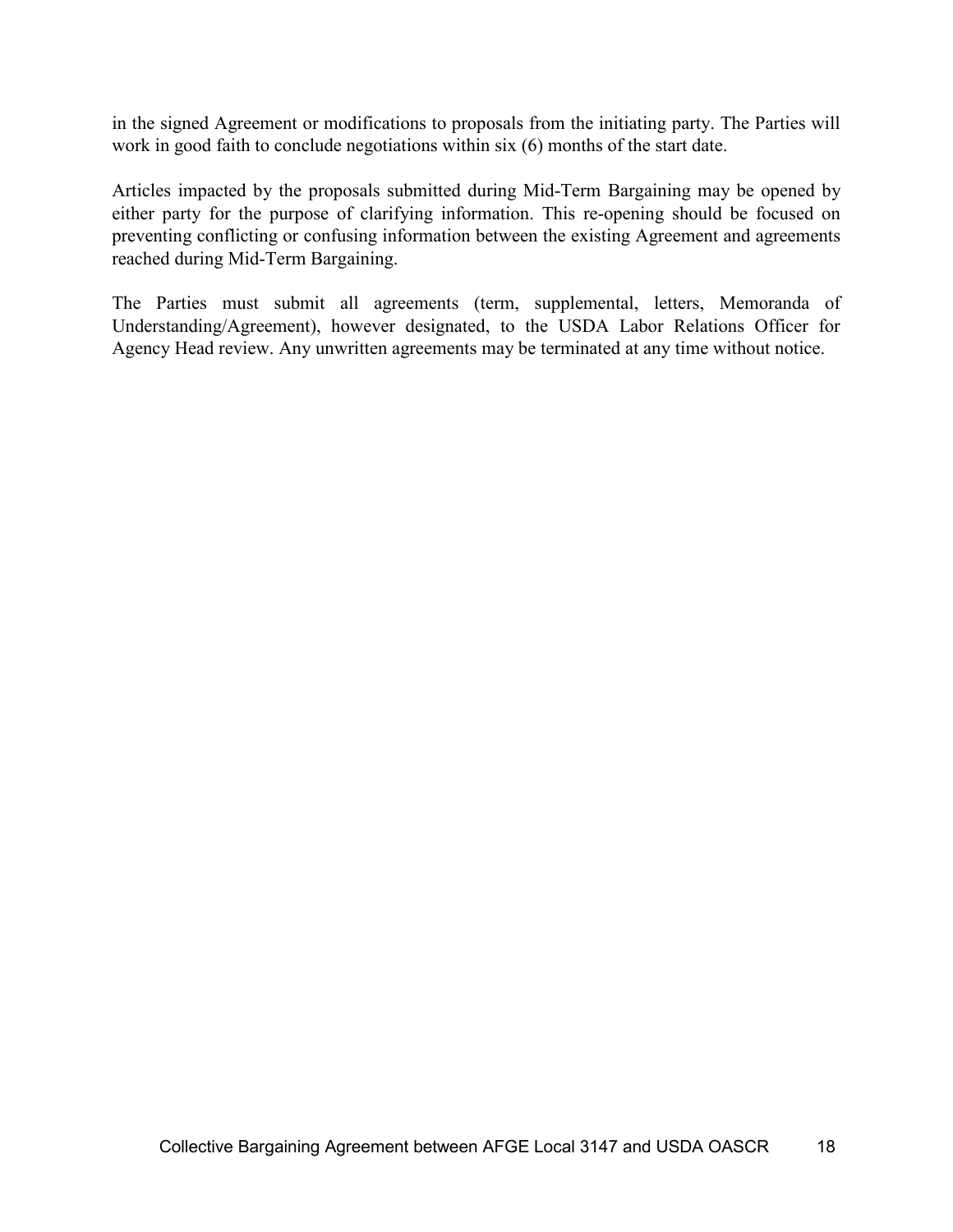in the signed Agreement or modifications to proposals from the initiating party. The Parties will work in good faith to conclude negotiations within six (6) months of the start date.

Articles impacted by the proposals submitted during Mid-Term Bargaining may be opened by either party for the purpose of clarifying information. This re-opening should be focused on preventing conflicting or confusing information between the existing Agreement and agreements reached during Mid-Term Bargaining.

The Parties must submit all agreements (term, supplemental, letters, Memoranda of Understanding/Agreement), however designated, to the USDA Labor Relations Officer for Agency Head review. Any unwritten agreements may be terminated at any time without notice.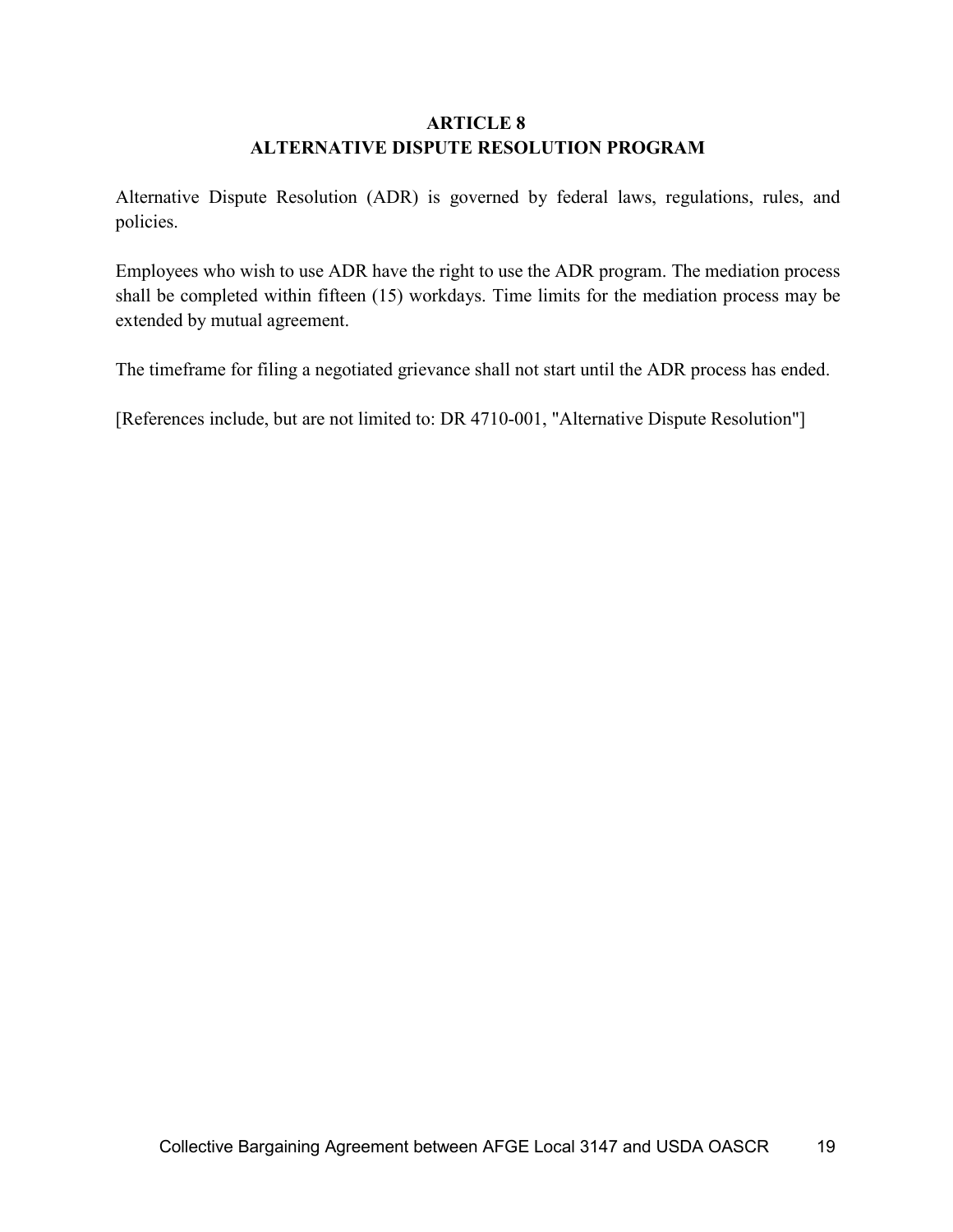# ARTICLE 8
# ALTERNATIVE DISPUTE RESOLUTION PROGRAM

Alternative Dispute Resolution (ADR) is governed by federal laws, regulations, rules, and policies.

Employees who wish to use ADR have the right to use the ADR program. The mediation process shall be completed within fifteen (15) workdays. Time limits for the mediation process may be extended by mutual agreement.

The timeframe for filing a negotiated grievance shall not start until the ADR process has ended.

[References include, but are not limited to: DR 4710-001, "Alternative Dispute Resolution"]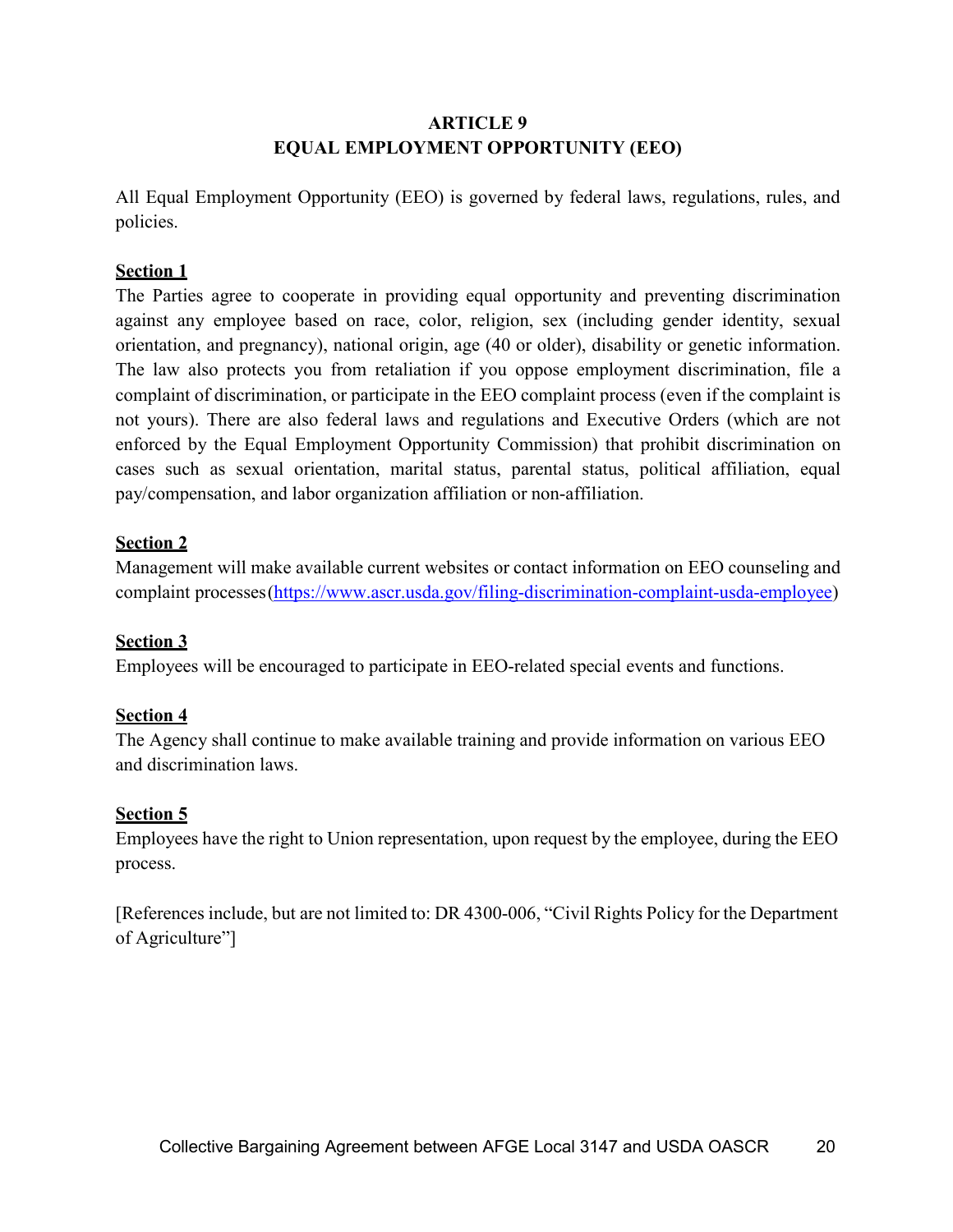# ARTICLE 9
# EQUAL EMPLOYMENT OPPORTUNITY (EEO)

All Equal Employment Opportunity (EEO) is governed by federal laws, regulations, rules, and policies.

**Section 1**

The Parties agree to cooperate in providing equal opportunity and preventing discrimination against any employee based on race, color, religion, sex (including gender identity, sexual orientation, and pregnancy), national origin, age (40 or older), disability or genetic information. The law also protects you from retaliation if you oppose employment discrimination, file a complaint of discrimination, or participate in the EEO complaint process (even if the complaint is not yours). There are also federal laws and regulations and Executive Orders (which are not enforced by the Equal Employment Opportunity Commission) that prohibit discrimination on cases such as sexual orientation, marital status, parental status, political affiliation, equal pay/compensation, and labor organization affiliation or non-affiliation.

**Section 2**

Management will make available current websites or contact information on EEO counseling and complaint processes(https://www.ascr.usda.gov/filing-discrimination-complaint-usda-employee)

**Section 3**

Employees will be encouraged to participate in EEO-related special events and functions.

**Section 4**

The Agency shall continue to make available training and provide information on various EEO and discrimination laws.

**Section 5**

Employees have the right to Union representation, upon request by the employee, during the EEO process.

[References include, but are not limited to: DR 4300-006, "Civil Rights Policy for the Department of Agriculture"]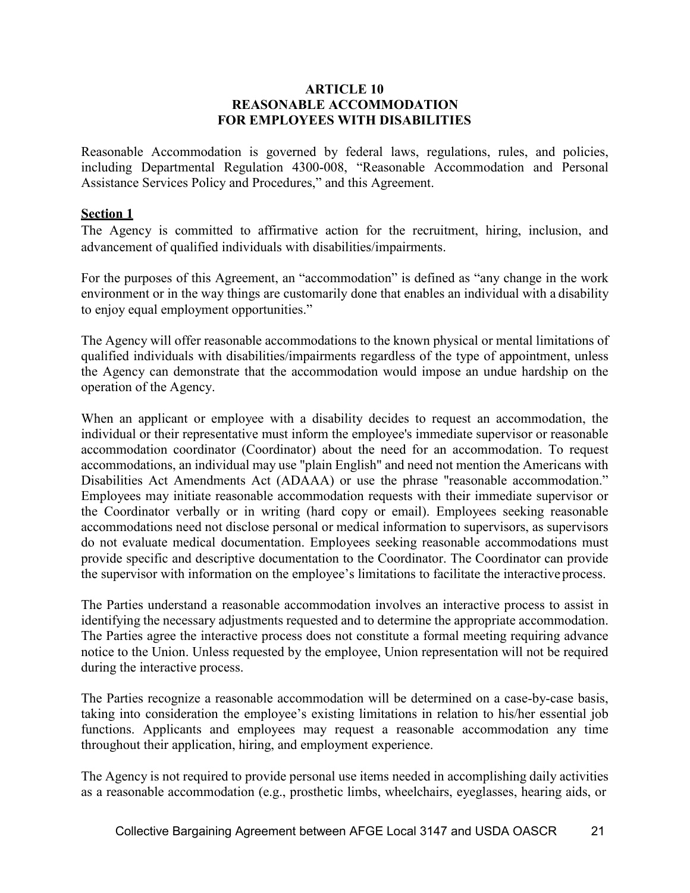# ARTICLE 10
# REASONABLE ACCOMMODATION
# FOR EMPLOYEES WITH DISABILITIES

Reasonable Accommodation is governed by federal laws, regulations, rules, and policies, including Departmental Regulation 4300-008, "Reasonable Accommodation and Personal Assistance Services Policy and Procedures," and this Agreement.

**Section 1**

The Agency is committed to affirmative action for the recruitment, hiring, inclusion, and advancement of qualified individuals with disabilities/impairments.

For the purposes of this Agreement, an "accommodation" is defined as "any change in the work environment or in the way things are customarily done that enables an individual with a disability to enjoy equal employment opportunities."

The Agency will offer reasonable accommodations to the known physical or mental limitations of qualified individuals with disabilities/impairments regardless of the type of appointment, unless the Agency can demonstrate that the accommodation would impose an undue hardship on the operation of the Agency.

When an applicant or employee with a disability decides to request an accommodation, the individual or their representative must inform the employee's immediate supervisor or reasonable accommodation coordinator (Coordinator) about the need for an accommodation. To request accommodations, an individual may use "plain English" and need not mention the Americans with Disabilities Act Amendments Act (ADAAA) or use the phrase "reasonable accommodation." Employees may initiate reasonable accommodation requests with their immediate supervisor or the Coordinator verbally or in writing (hard copy or email). Employees seeking reasonable accommodations need not disclose personal or medical information to supervisors, as supervisors do not evaluate medical documentation. Employees seeking reasonable accommodations must provide specific and descriptive documentation to the Coordinator. The Coordinator can provide the supervisor with information on the employee's limitations to facilitate the interactive process.

The Parties understand a reasonable accommodation involves an interactive process to assist in identifying the necessary adjustments requested and to determine the appropriate accommodation. The Parties agree the interactive process does not constitute a formal meeting requiring advance notice to the Union. Unless requested by the employee, Union representation will not be required during the interactive process.

The Parties recognize a reasonable accommodation will be determined on a case-by-case basis, taking into consideration the employee's existing limitations in relation to his/her essential job functions. Applicants and employees may request a reasonable accommodation any time throughout their application, hiring, and employment experience.

The Agency is not required to provide personal use items needed in accomplishing daily activities as a reasonable accommodation (e.g., prosthetic limbs, wheelchairs, eyeglasses, hearing aids, or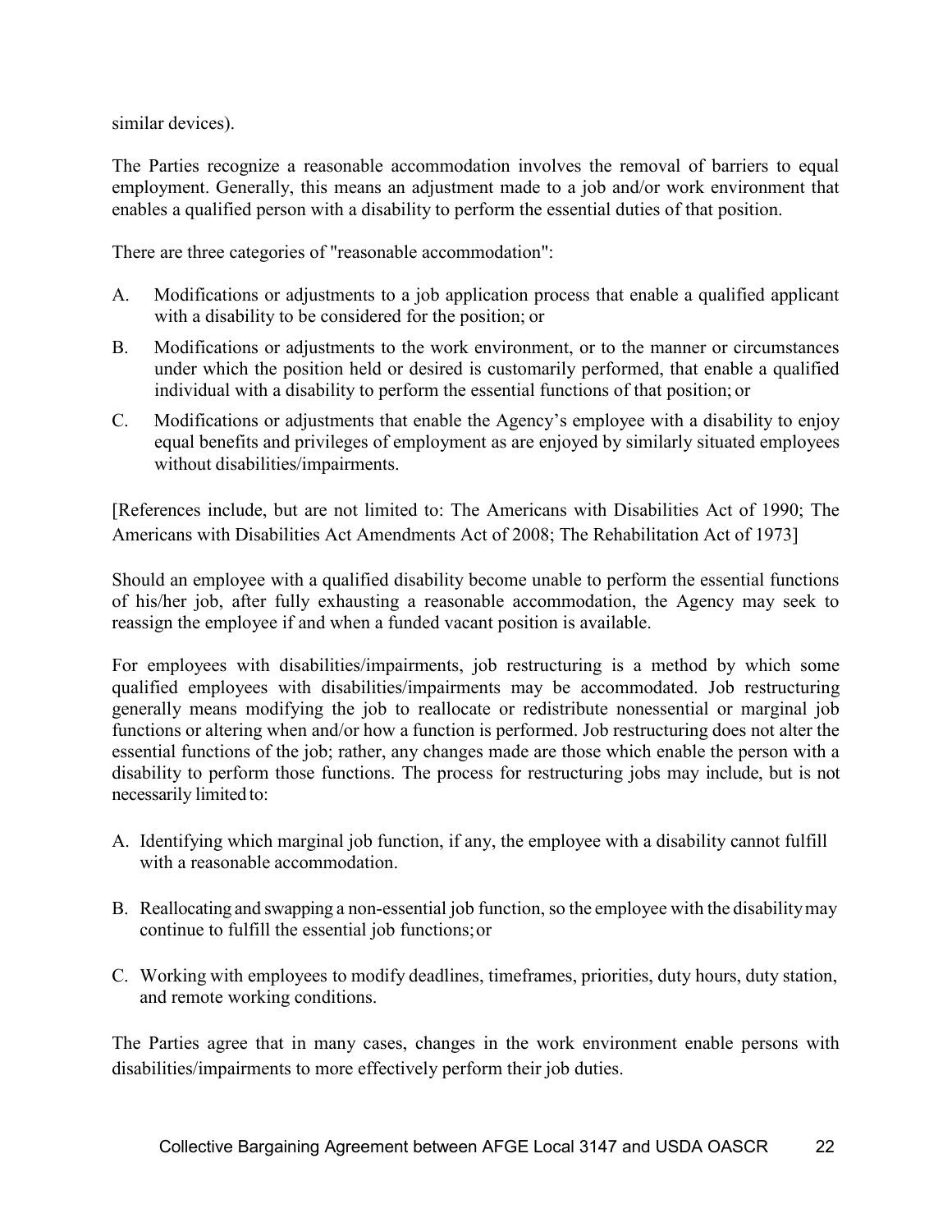similar devices).

The Parties recognize a reasonable accommodation involves the removal of barriers to equal employment. Generally, this means an adjustment made to a job and/or work environment that enables a qualified person with a disability to perform the essential duties of that position.

There are three categories of "reasonable accommodation":

A. Modifications or adjustments to a job application process that enable a qualified applicant with a disability to be considered for the position; or

B. Modifications or adjustments to the work environment, or to the manner or circumstances under which the position held or desired is customarily performed, that enable a qualified individual with a disability to perform the essential functions of that position; or

C. Modifications or adjustments that enable the Agency's employee with a disability to enjoy equal benefits and privileges of employment as are enjoyed by similarly situated employees without disabilities/impairments.

[References include, but are not limited to: The Americans with Disabilities Act of 1990; The Americans with Disabilities Act Amendments Act of 2008; The Rehabilitation Act of 1973]

Should an employee with a qualified disability become unable to perform the essential functions of his/her job, after fully exhausting a reasonable accommodation, the Agency may seek to reassign the employee if and when a funded vacant position is available.

For employees with disabilities/impairments, job restructuring is a method by which some qualified employees with disabilities/impairments may be accommodated. Job restructuring generally means modifying the job to reallocate or redistribute nonessential or marginal job functions or altering when and/or how a function is performed. Job restructuring does not alter the essential functions of the job; rather, any changes made are those which enable the person with a disability to perform those functions. The process for restructuring jobs may include, but is not necessarily limited to:

A. Identifying which marginal job function, if any, the employee with a disability cannot fulfill with a reasonable accommodation.

B. Reallocating and swapping a non-essential job function, so the employee with the disability may continue to fulfill the essential job functions; or

C. Working with employees to modify deadlines, timeframes, priorities, duty hours, duty station, and remote working conditions.

The Parties agree that in many cases, changes in the work environment enable persons with disabilities/impairments to more effectively perform their job duties.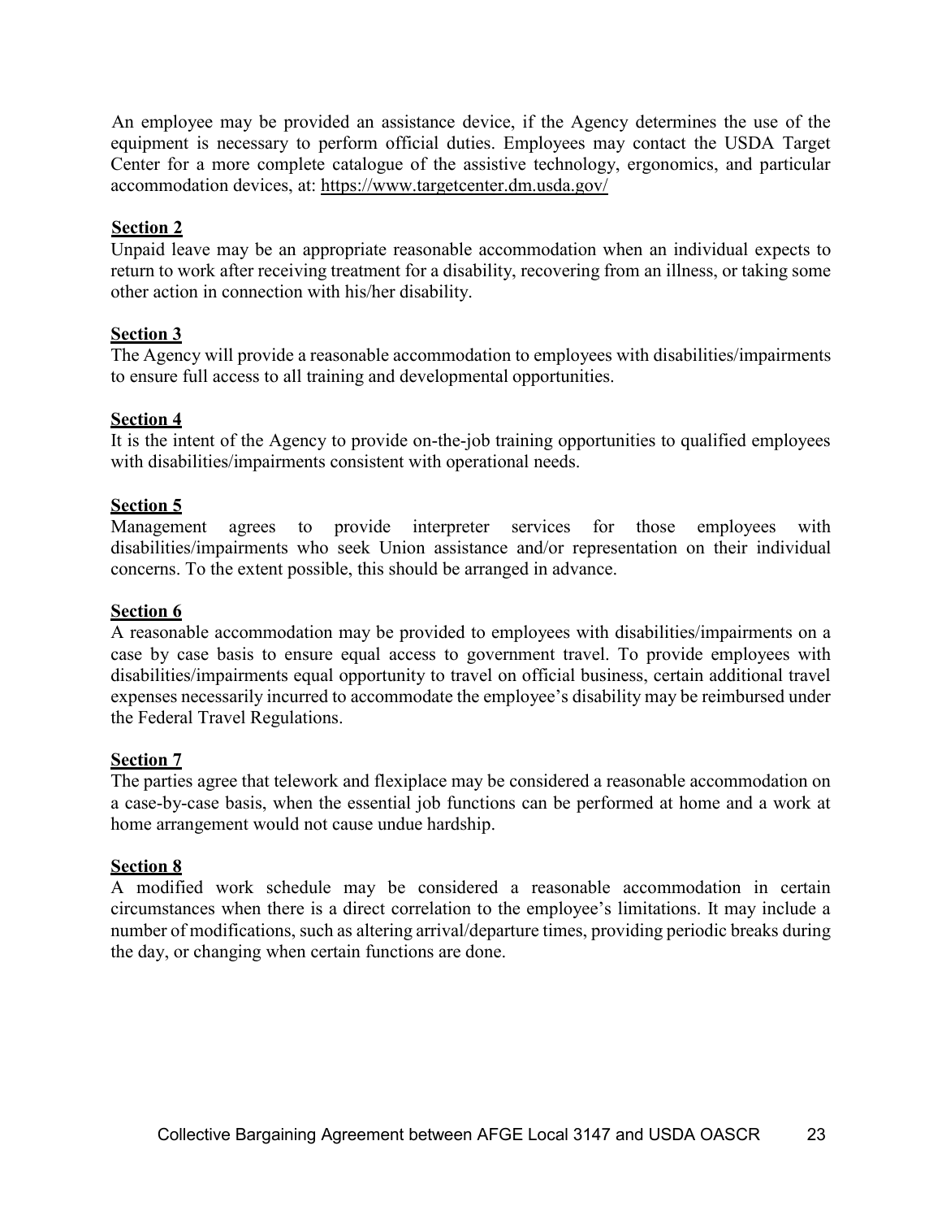An employee may be provided an assistance device, if the Agency determines the use of the equipment is necessary to perform official duties. Employees may contact the USDA Target Center for a more complete catalogue of the assistive technology, ergonomics, and particular accommodation devices, at: https://www.targetcenter.dm.usda.gov/

**Section 2**

Unpaid leave may be an appropriate reasonable accommodation when an individual expects to return to work after receiving treatment for a disability, recovering from an illness, or taking some other action in connection with his/her disability.

**Section 3**

The Agency will provide a reasonable accommodation to employees with disabilities/impairments to ensure full access to all training and developmental opportunities.

**Section 4**

It is the intent of the Agency to provide on-the-job training opportunities to qualified employees with disabilities/impairments consistent with operational needs.

**Section 5**

Management agrees to provide interpreter services for those employees with disabilities/impairments who seek Union assistance and/or representation on their individual concerns. To the extent possible, this should be arranged in advance.

**Section 6**

A reasonable accommodation may be provided to employees with disabilities/impairments on a case by case basis to ensure equal access to government travel. To provide employees with disabilities/impairments equal opportunity to travel on official business, certain additional travel expenses necessarily incurred to accommodate the employee's disability may be reimbursed under the Federal Travel Regulations.

**Section 7**

The parties agree that telework and flexiplace may be considered a reasonable accommodation on a case-by-case basis, when the essential job functions can be performed at home and a work at home arrangement would not cause undue hardship.

**Section 8**

A modified work schedule may be considered a reasonable accommodation in certain circumstances when there is a direct correlation to the employee's limitations. It may include a number of modifications, such as altering arrival/departure times, providing periodic breaks during the day, or changing when certain functions are done.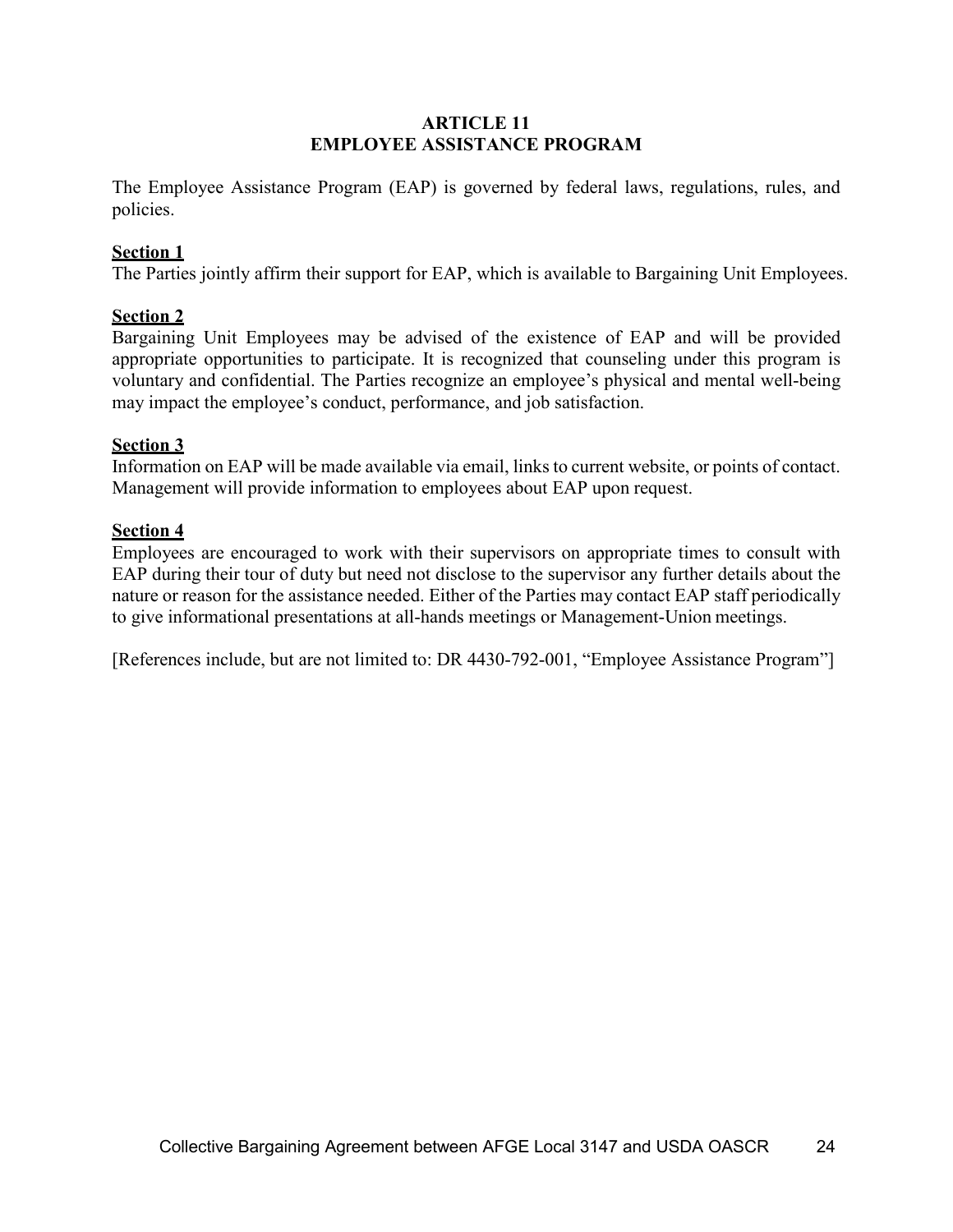# ARTICLE 11
# EMPLOYEE ASSISTANCE PROGRAM

The Employee Assistance Program (EAP) is governed by federal laws, regulations, rules, and policies.

**Section 1**

The Parties jointly affirm their support for EAP, which is available to Bargaining Unit Employees.

**Section 2**

Bargaining Unit Employees may be advised of the existence of EAP and will be provided appropriate opportunities to participate. It is recognized that counseling under this program is voluntary and confidential. The Parties recognize an employee's physical and mental well-being may impact the employee's conduct, performance, and job satisfaction.

**Section 3**

Information on EAP will be made available via email, links to current website, or points of contact. Management will provide information to employees about EAP upon request.

**Section 4**

Employees are encouraged to work with their supervisors on appropriate times to consult with EAP during their tour of duty but need not disclose to the supervisor any further details about the nature or reason for the assistance needed. Either of the Parties may contact EAP staff periodically to give informational presentations at all-hands meetings or Management-Union meetings.

[References include, but are not limited to: DR 4430-792-001, "Employee Assistance Program"]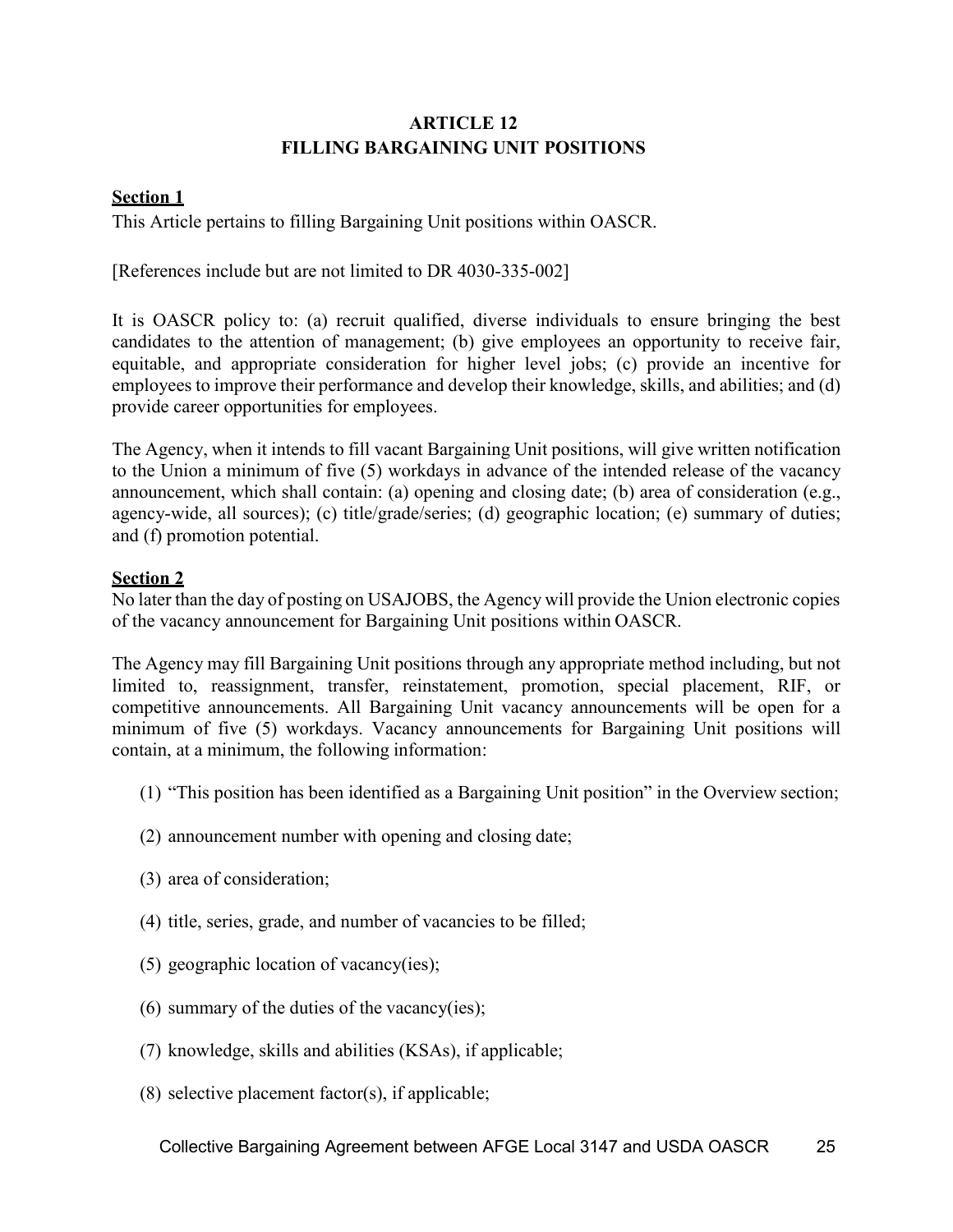## ARTICLE 12
## FILLING BARGAINING UNIT POSITIONS

**Section 1**

This Article pertains to filling Bargaining Unit positions within OASCR.

[References include but are not limited to DR 4030-335-002]

It is OASCR policy to: (a) recruit qualified, diverse individuals to ensure bringing the best candidates to the attention of management; (b) give employees an opportunity to receive fair, equitable, and appropriate consideration for higher level jobs; (c) provide an incentive for employees to improve their performance and develop their knowledge, skills, and abilities; and (d) provide career opportunities for employees.

The Agency, when it intends to fill vacant Bargaining Unit positions, will give written notification to the Union a minimum of five (5) workdays in advance of the intended release of the vacancy announcement, which shall contain: (a) opening and closing date; (b) area of consideration (e.g., agency-wide, all sources); (c) title/grade/series; (d) geographic location; (e) summary of duties; and (f) promotion potential.

**Section 2**

No later than the day of posting on USAJOBS, the Agency will provide the Union electronic copies of the vacancy announcement for Bargaining Unit positions within OASCR.

The Agency may fill Bargaining Unit positions through any appropriate method including, but not limited to, reassignment, transfer, reinstatement, promotion, special placement, RIF, or competitive announcements. All Bargaining Unit vacancy announcements will be open for a minimum of five (5) workdays. Vacancy announcements for Bargaining Unit positions will contain, at a minimum, the following information:

(1) "This position has been identified as a Bargaining Unit position" in the Overview section;

(2) announcement number with opening and closing date;

(3) area of consideration;

(4) title, series, grade, and number of vacancies to be filled;

(5) geographic location of vacancy(ies);

(6) summary of the duties of the vacancy(ies);

(7) knowledge, skills and abilities (KSAs), if applicable;

(8) selective placement factor(s), if applicable;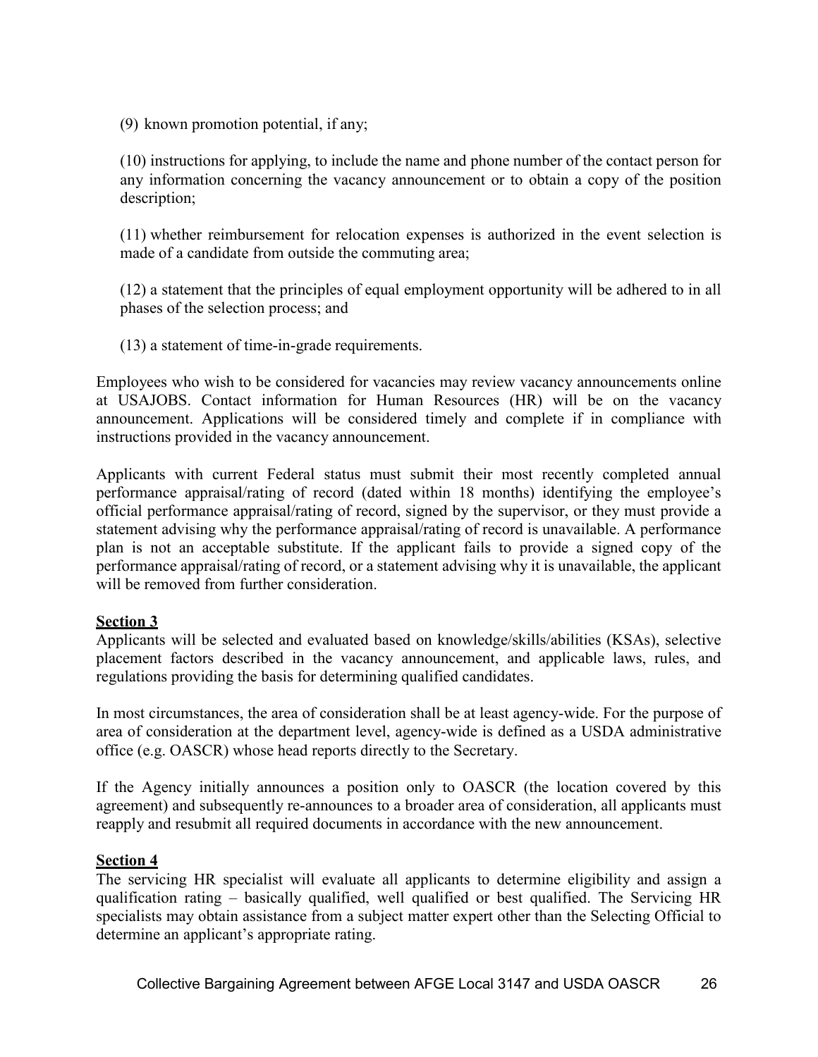(9) known promotion potential, if any;

(10) instructions for applying, to include the name and phone number of the contact person for any information concerning the vacancy announcement or to obtain a copy of the position description;

(11) whether reimbursement for relocation expenses is authorized in the event selection is made of a candidate from outside the commuting area;

(12) a statement that the principles of equal employment opportunity will be adhered to in all phases of the selection process; and

(13) a statement of time-in-grade requirements.

Employees who wish to be considered for vacancies may review vacancy announcements online at USAJOBS. Contact information for Human Resources (HR) will be on the vacancy announcement. Applications will be considered timely and complete if in compliance with instructions provided in the vacancy announcement.

Applicants with current Federal status must submit their most recently completed annual performance appraisal/rating of record (dated within 18 months) identifying the employee's official performance appraisal/rating of record, signed by the supervisor, or they must provide a statement advising why the performance appraisal/rating of record is unavailable. A performance plan is not an acceptable substitute. If the applicant fails to provide a signed copy of the performance appraisal/rating of record, or a statement advising why it is unavailable, the applicant will be removed from further consideration.

**Section 3**

Applicants will be selected and evaluated based on knowledge/skills/abilities (KSAs), selective placement factors described in the vacancy announcement, and applicable laws, rules, and regulations providing the basis for determining qualified candidates.

In most circumstances, the area of consideration shall be at least agency-wide. For the purpose of area of consideration at the department level, agency-wide is defined as a USDA administrative office (e.g. OASCR) whose head reports directly to the Secretary.

If the Agency initially announces a position only to OASCR (the location covered by this agreement) and subsequently re-announces to a broader area of consideration, all applicants must reapply and resubmit all required documents in accordance with the new announcement.

**Section 4**

The servicing HR specialist will evaluate all applicants to determine eligibility and assign a qualification rating – basically qualified, well qualified or best qualified. The Servicing HR specialists may obtain assistance from a subject matter expert other than the Selecting Official to determine an applicant's appropriate rating.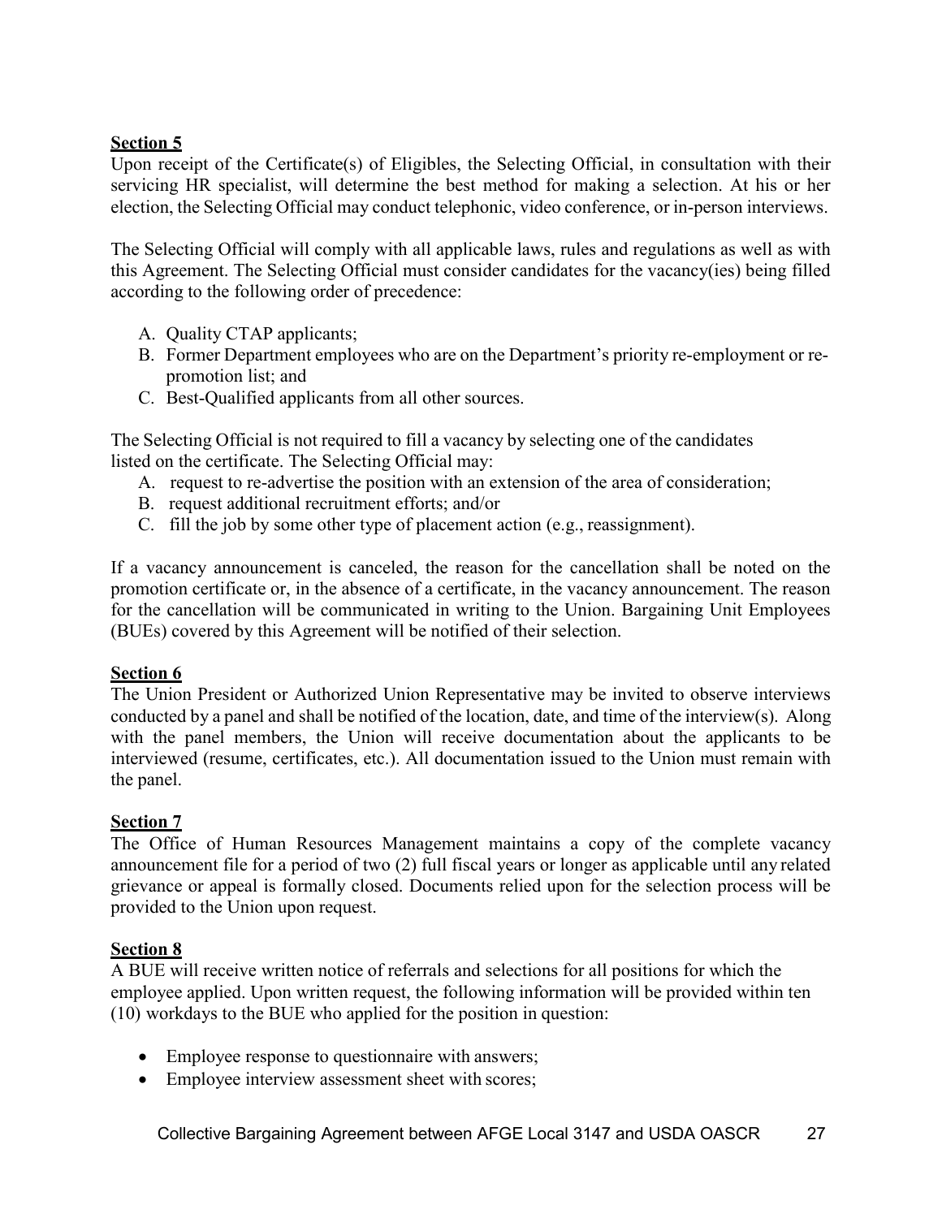**Section 5**

Upon receipt of the Certificate(s) of Eligibles, the Selecting Official, in consultation with their servicing HR specialist, will determine the best method for making a selection. At his or her election, the Selecting Official may conduct telephonic, video conference, or in-person interviews.

The Selecting Official will comply with all applicable laws, rules and regulations as well as with this Agreement. The Selecting Official must consider candidates for the vacancy(ies) being filled according to the following order of precedence:

A. Quality CTAP applicants;
B. Former Department employees who are on the Department's priority re-employment or re-promotion list; and
C. Best-Qualified applicants from all other sources.

The Selecting Official is not required to fill a vacancy by selecting one of the candidates listed on the certificate. The Selecting Official may:

A. request to re-advertise the position with an extension of the area of consideration;
B. request additional recruitment efforts; and/or
C. fill the job by some other type of placement action (e.g., reassignment).

If a vacancy announcement is canceled, the reason for the cancellation shall be noted on the promotion certificate or, in the absence of a certificate, in the vacancy announcement. The reason for the cancellation will be communicated in writing to the Union. Bargaining Unit Employees (BUEs) covered by this Agreement will be notified of their selection.

**Section 6**

The Union President or Authorized Union Representative may be invited to observe interviews conducted by a panel and shall be notified of the location, date, and time of the interview(s). Along with the panel members, the Union will receive documentation about the applicants to be interviewed (resume, certificates, etc.). All documentation issued to the Union must remain with the panel.

**Section 7**

The Office of Human Resources Management maintains a copy of the complete vacancy announcement file for a period of two (2) full fiscal years or longer as applicable until any related grievance or appeal is formally closed. Documents relied upon for the selection process will be provided to the Union upon request.

**Section 8**

A BUE will receive written notice of referrals and selections for all positions for which the employee applied. Upon written request, the following information will be provided within ten (10) workdays to the BUE who applied for the position in question:

- Employee response to questionnaire with answers;
- Employee interview assessment sheet with scores;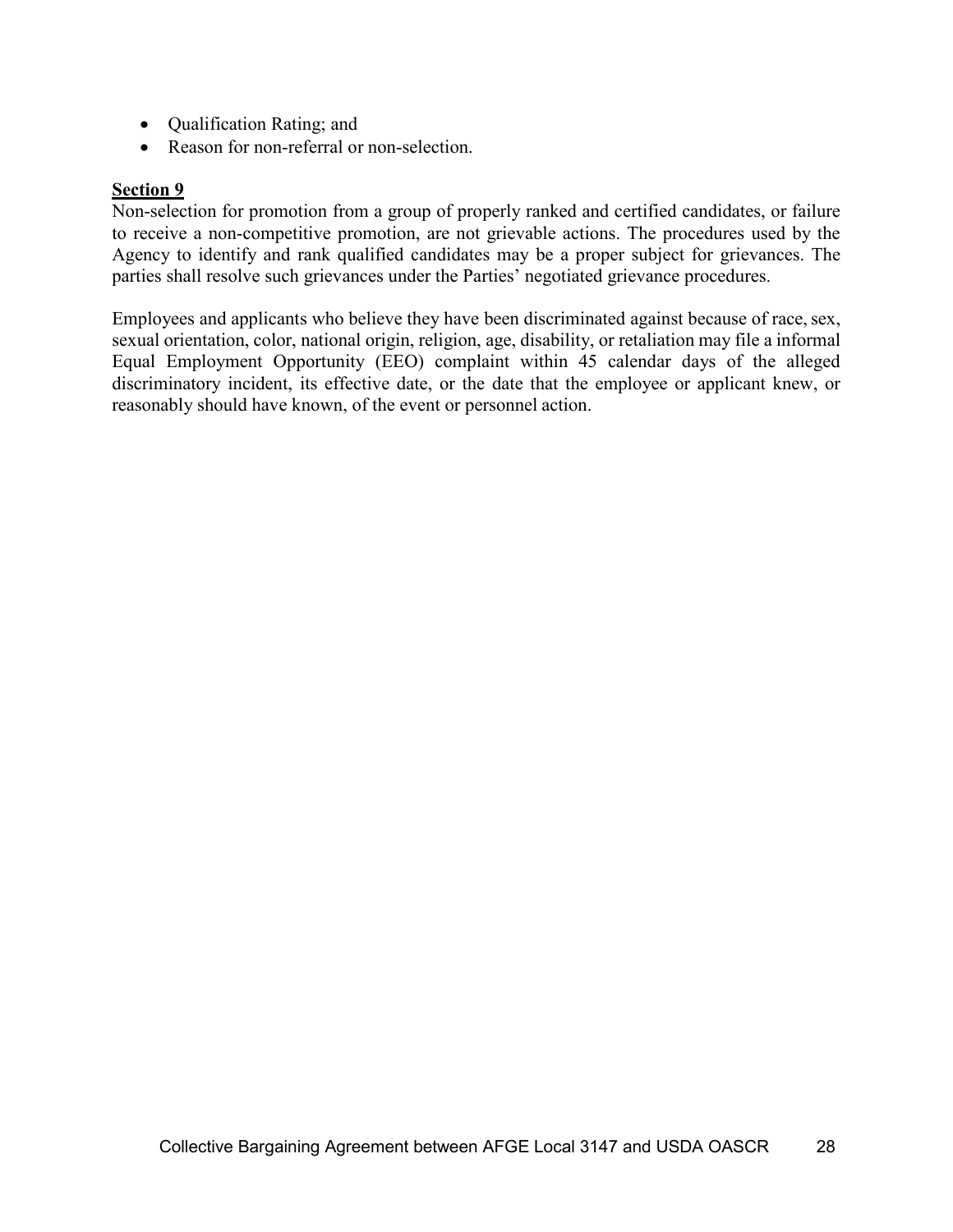- Qualification Rating; and
- Reason for non-referral or non-selection.

**Section 9**

Non-selection for promotion from a group of properly ranked and certified candidates, or failure to receive a non-competitive promotion, are not grievable actions. The procedures used by the Agency to identify and rank qualified candidates may be a proper subject for grievances. The parties shall resolve such grievances under the Parties' negotiated grievance procedures.

Employees and applicants who believe they have been discriminated against because of race, sex, sexual orientation, color, national origin, religion, age, disability, or retaliation may file a informal Equal Employment Opportunity (EEO) complaint within 45 calendar days of the alleged discriminatory incident, its effective date, or the date that the employee or applicant knew, or reasonably should have known, of the event or personnel action.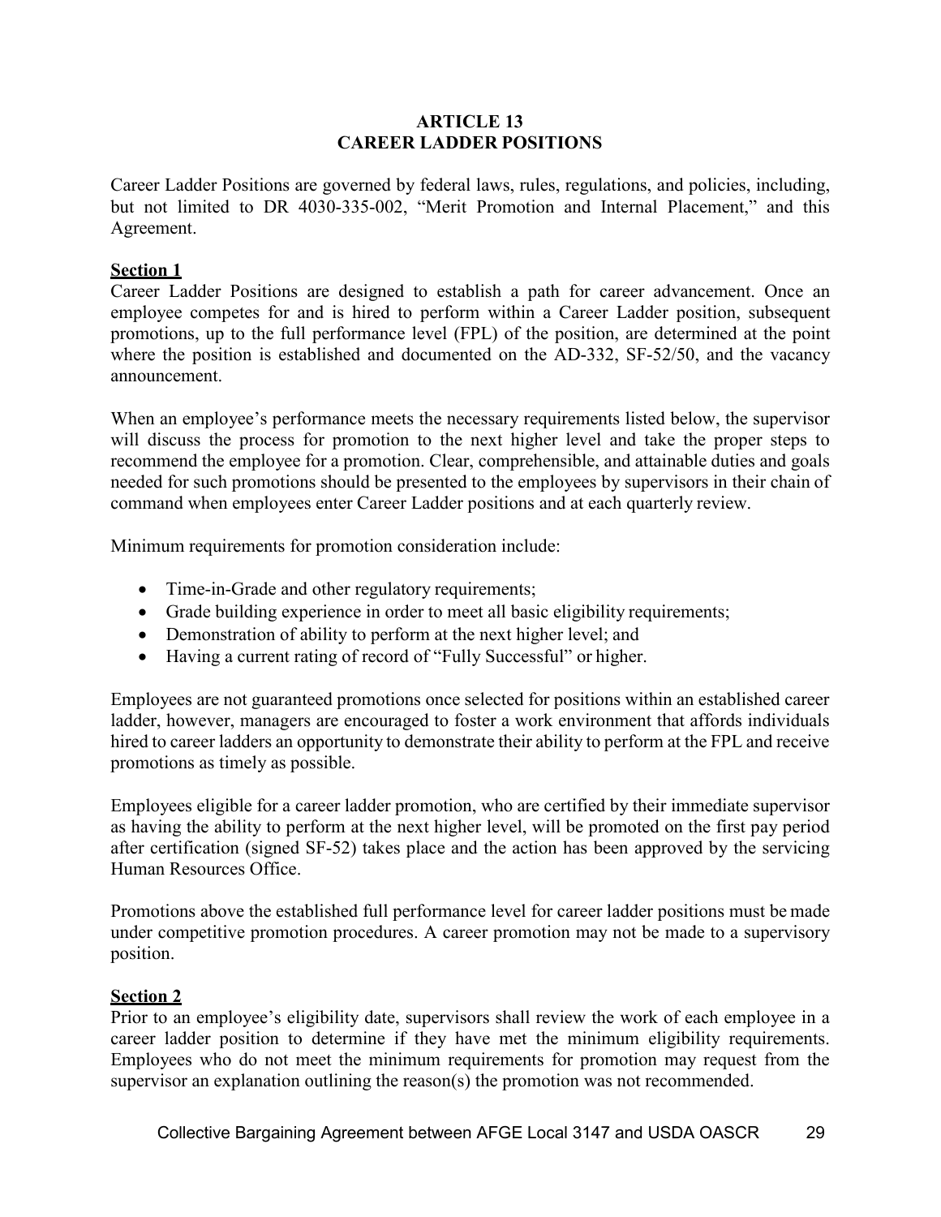## ARTICLE 13
## CAREER LADDER POSITIONS

Career Ladder Positions are governed by federal laws, rules, regulations, and policies, including, but not limited to DR 4030-335-002, "Merit Promotion and Internal Placement," and this Agreement.

**Section 1**

Career Ladder Positions are designed to establish a path for career advancement. Once an employee competes for and is hired to perform within a Career Ladder position, subsequent promotions, up to the full performance level (FPL) of the position, are determined at the point where the position is established and documented on the AD-332, SF-52/50, and the vacancy announcement.

When an employee's performance meets the necessary requirements listed below, the supervisor will discuss the process for promotion to the next higher level and take the proper steps to recommend the employee for a promotion. Clear, comprehensible, and attainable duties and goals needed for such promotions should be presented to the employees by supervisors in their chain of command when employees enter Career Ladder positions and at each quarterly review.

Minimum requirements for promotion consideration include:

- Time-in-Grade and other regulatory requirements;
- Grade building experience in order to meet all basic eligibility requirements;
- Demonstration of ability to perform at the next higher level; and
- Having a current rating of record of "Fully Successful" or higher.

Employees are not guaranteed promotions once selected for positions within an established career ladder, however, managers are encouraged to foster a work environment that affords individuals hired to career ladders an opportunity to demonstrate their ability to perform at the FPL and receive promotions as timely as possible.

Employees eligible for a career ladder promotion, who are certified by their immediate supervisor as having the ability to perform at the next higher level, will be promoted on the first pay period after certification (signed SF-52) takes place and the action has been approved by the servicing Human Resources Office.

Promotions above the established full performance level for career ladder positions must be made under competitive promotion procedures. A career promotion may not be made to a supervisory position.

**Section 2**

Prior to an employee's eligibility date, supervisors shall review the work of each employee in a career ladder position to determine if they have met the minimum eligibility requirements. Employees who do not meet the minimum requirements for promotion may request from the supervisor an explanation outlining the reason(s) the promotion was not recommended.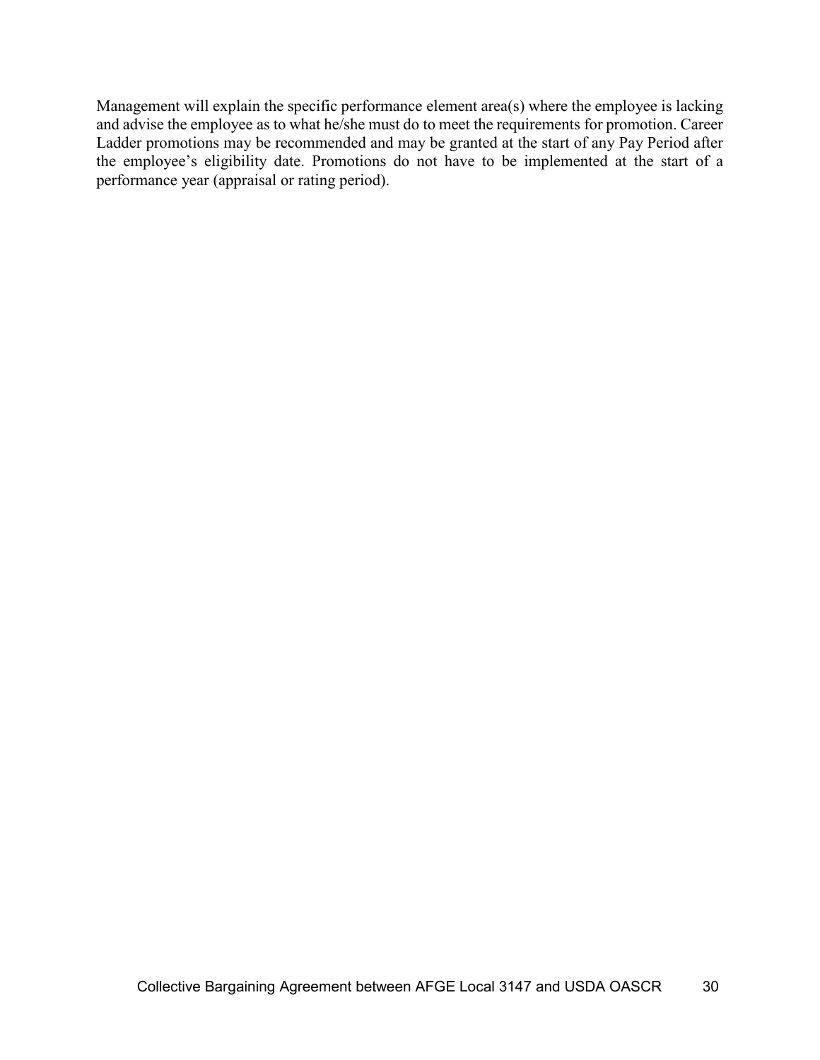Management will explain the specific performance element area(s) where the employee is lacking and advise the employee as to what he/she must do to meet the requirements for promotion. Career Ladder promotions may be recommended and may be granted at the start of any Pay Period after the employee's eligibility date. Promotions do not have to be implemented at the start of a performance year (appraisal or rating period).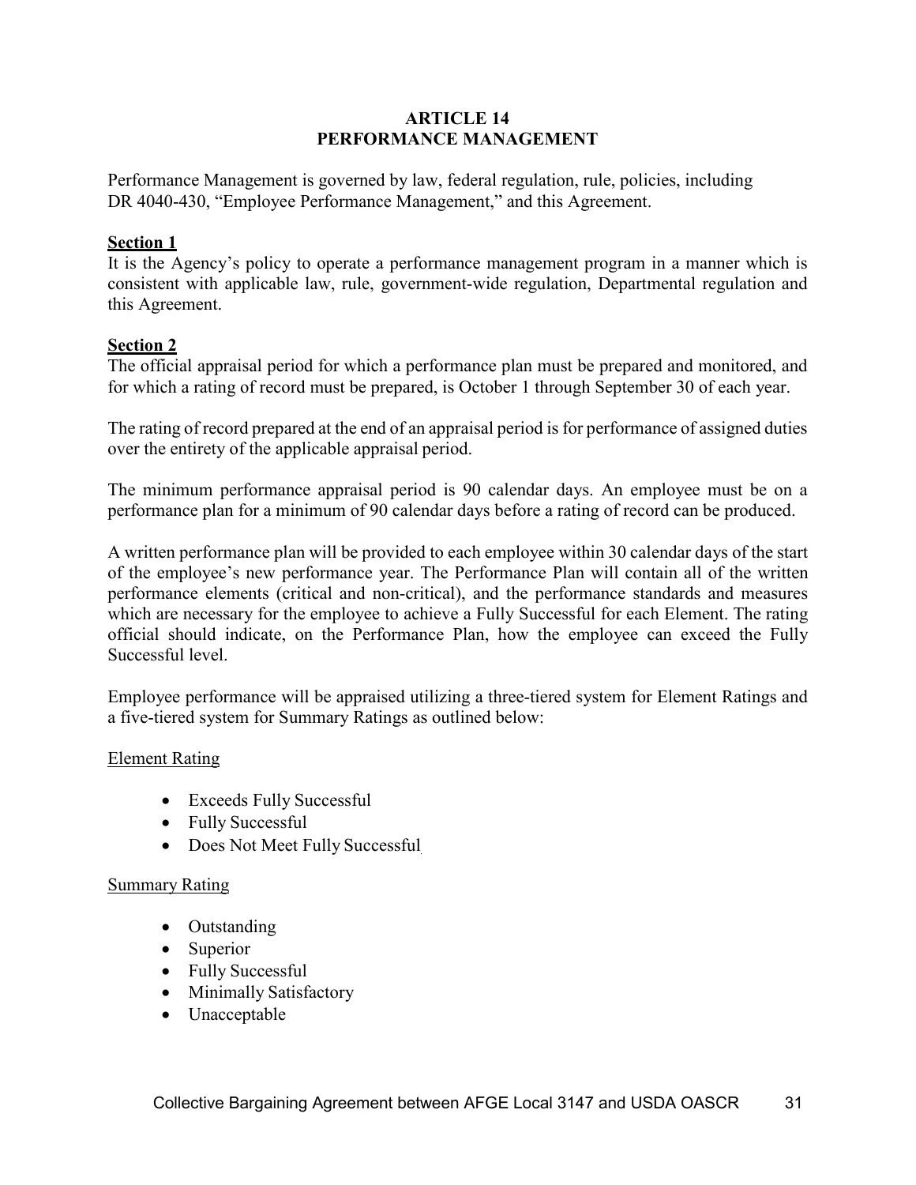# ARTICLE 14
# PERFORMANCE MANAGEMENT

Performance Management is governed by law, federal regulation, rule, policies, including DR 4040-430, "Employee Performance Management," and this Agreement.

**Section 1**

It is the Agency's policy to operate a performance management program in a manner which is consistent with applicable law, rule, government-wide regulation, Departmental regulation and this Agreement.

**Section 2**

The official appraisal period for which a performance plan must be prepared and monitored, and for which a rating of record must be prepared, is October 1 through September 30 of each year.

The rating of record prepared at the end of an appraisal period is for performance of assigned duties over the entirety of the applicable appraisal period.

The minimum performance appraisal period is 90 calendar days. An employee must be on a performance plan for a minimum of 90 calendar days before a rating of record can be produced.

A written performance plan will be provided to each employee within 30 calendar days of the start of the employee's new performance year. The Performance Plan will contain all of the written performance elements (critical and non-critical), and the performance standards and measures which are necessary for the employee to achieve a Fully Successful for each Element. The rating official should indicate, on the Performance Plan, how the employee can exceed the Fully Successful level.

Employee performance will be appraised utilizing a three-tiered system for Element Ratings and a five-tiered system for Summary Ratings as outlined below:

Element Rating

- Exceeds Fully Successful
- Fully Successful
- Does Not Meet Fully Successful

Summary Rating

- Outstanding
- Superior
- Fully Successful
- Minimally Satisfactory
- Unacceptable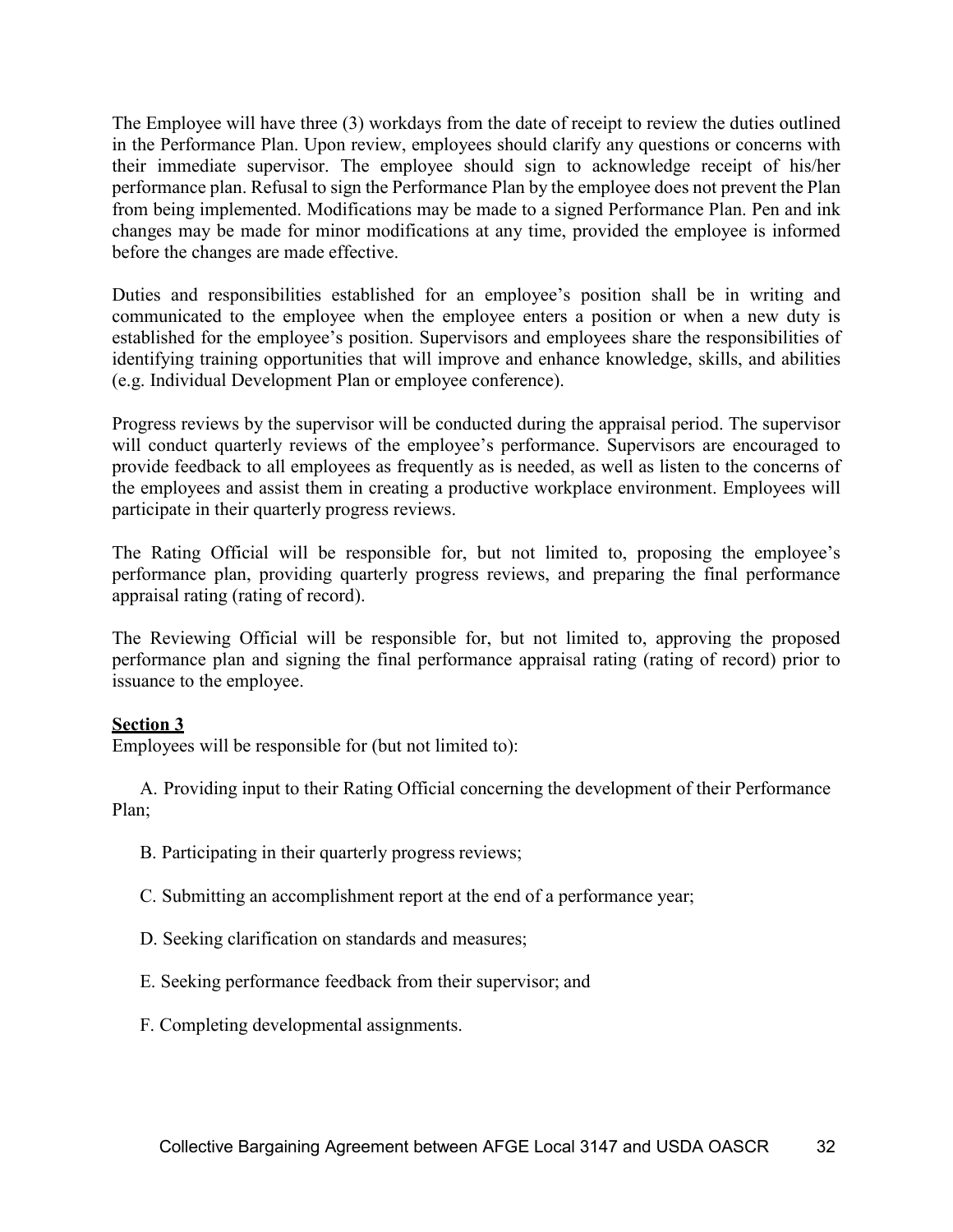The Employee will have three (3) workdays from the date of receipt to review the duties outlined in the Performance Plan. Upon review, employees should clarify any questions or concerns with their immediate supervisor. The employee should sign to acknowledge receipt of his/her performance plan. Refusal to sign the Performance Plan by the employee does not prevent the Plan from being implemented. Modifications may be made to a signed Performance Plan. Pen and ink changes may be made for minor modifications at any time, provided the employee is informed before the changes are made effective.

Duties and responsibilities established for an employee's position shall be in writing and communicated to the employee when the employee enters a position or when a new duty is established for the employee's position. Supervisors and employees share the responsibilities of identifying training opportunities that will improve and enhance knowledge, skills, and abilities (e.g. Individual Development Plan or employee conference).

Progress reviews by the supervisor will be conducted during the appraisal period. The supervisor will conduct quarterly reviews of the employee's performance. Supervisors are encouraged to provide feedback to all employees as frequently as is needed, as well as listen to the concerns of the employees and assist them in creating a productive workplace environment. Employees will participate in their quarterly progress reviews.

The Rating Official will be responsible for, but not limited to, proposing the employee's performance plan, providing quarterly progress reviews, and preparing the final performance appraisal rating (rating of record).

The Reviewing Official will be responsible for, but not limited to, approving the proposed performance plan and signing the final performance appraisal rating (rating of record) prior to issuance to the employee.

**Section 3**

Employees will be responsible for (but not limited to):

A. Providing input to their Rating Official concerning the development of their Performance Plan;

B. Participating in their quarterly progress reviews;

C. Submitting an accomplishment report at the end of a performance year;

D. Seeking clarification on standards and measures;

E. Seeking performance feedback from their supervisor; and

F. Completing developmental assignments.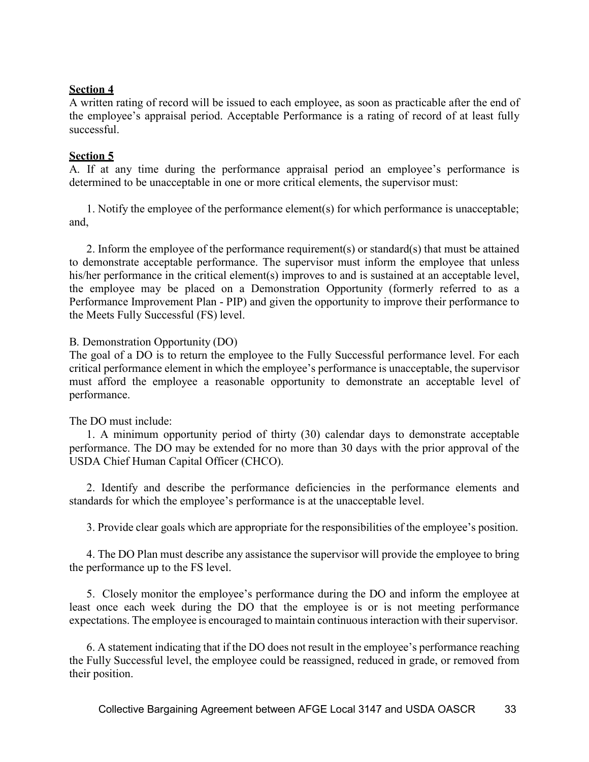**Section 4**

A written rating of record will be issued to each employee, as soon as practicable after the end of the employee's appraisal period. Acceptable Performance is a rating of record of at least fully successful.

**Section 5**

A. If at any time during the performance appraisal period an employee's performance is determined to be unacceptable in one or more critical elements, the supervisor must:

1. Notify the employee of the performance element(s) for which performance is unacceptable; and,

2. Inform the employee of the performance requirement(s) or standard(s) that must be attained to demonstrate acceptable performance. The supervisor must inform the employee that unless his/her performance in the critical element(s) improves to and is sustained at an acceptable level, the employee may be placed on a Demonstration Opportunity (formerly referred to as a Performance Improvement Plan - PIP) and given the opportunity to improve their performance to the Meets Fully Successful (FS) level.

B. Demonstration Opportunity (DO)

The goal of a DO is to return the employee to the Fully Successful performance level. For each critical performance element in which the employee's performance is unacceptable, the supervisor must afford the employee a reasonable opportunity to demonstrate an acceptable level of performance.

The DO must include:

1. A minimum opportunity period of thirty (30) calendar days to demonstrate acceptable performance. The DO may be extended for no more than 30 days with the prior approval of the USDA Chief Human Capital Officer (CHCO).

2. Identify and describe the performance deficiencies in the performance elements and standards for which the employee's performance is at the unacceptable level.

3. Provide clear goals which are appropriate for the responsibilities of the employee's position.

4. The DO Plan must describe any assistance the supervisor will provide the employee to bring the performance up to the FS level.

5. Closely monitor the employee's performance during the DO and inform the employee at least once each week during the DO that the employee is or is not meeting performance expectations. The employee is encouraged to maintain continuous interaction with their supervisor.

6. A statement indicating that if the DO does not result in the employee's performance reaching the Fully Successful level, the employee could be reassigned, reduced in grade, or removed from their position.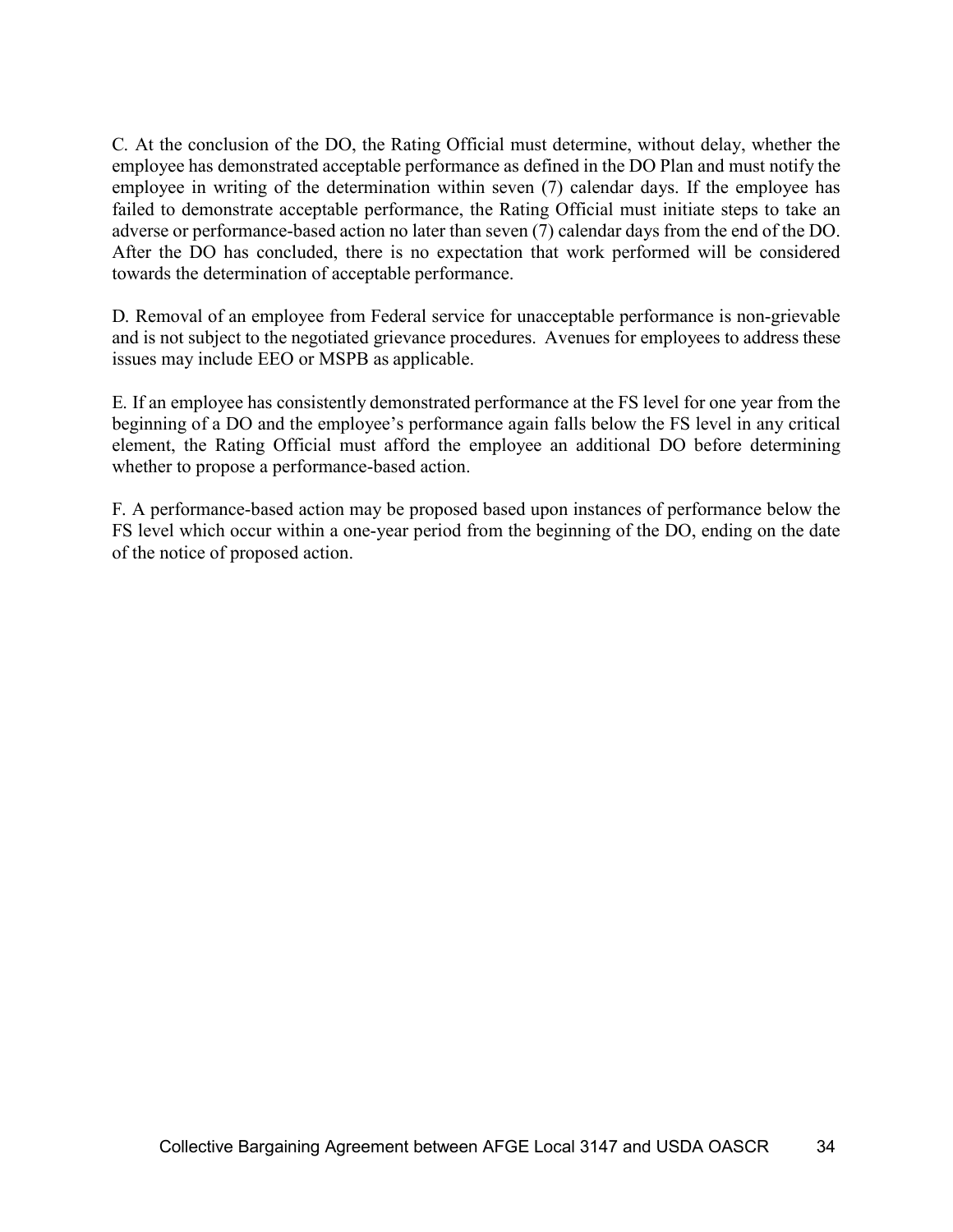C. At the conclusion of the DO, the Rating Official must determine, without delay, whether the employee has demonstrated acceptable performance as defined in the DO Plan and must notify the employee in writing of the determination within seven (7) calendar days. If the employee has failed to demonstrate acceptable performance, the Rating Official must initiate steps to take an adverse or performance-based action no later than seven (7) calendar days from the end of the DO. After the DO has concluded, there is no expectation that work performed will be considered towards the determination of acceptable performance.

D. Removal of an employee from Federal service for unacceptable performance is non-grievable and is not subject to the negotiated grievance procedures. Avenues for employees to address these issues may include EEO or MSPB as applicable.

E. If an employee has consistently demonstrated performance at the FS level for one year from the beginning of a DO and the employee's performance again falls below the FS level in any critical element, the Rating Official must afford the employee an additional DO before determining whether to propose a performance-based action.

F. A performance-based action may be proposed based upon instances of performance below the FS level which occur within a one-year period from the beginning of the DO, ending on the date of the notice of proposed action.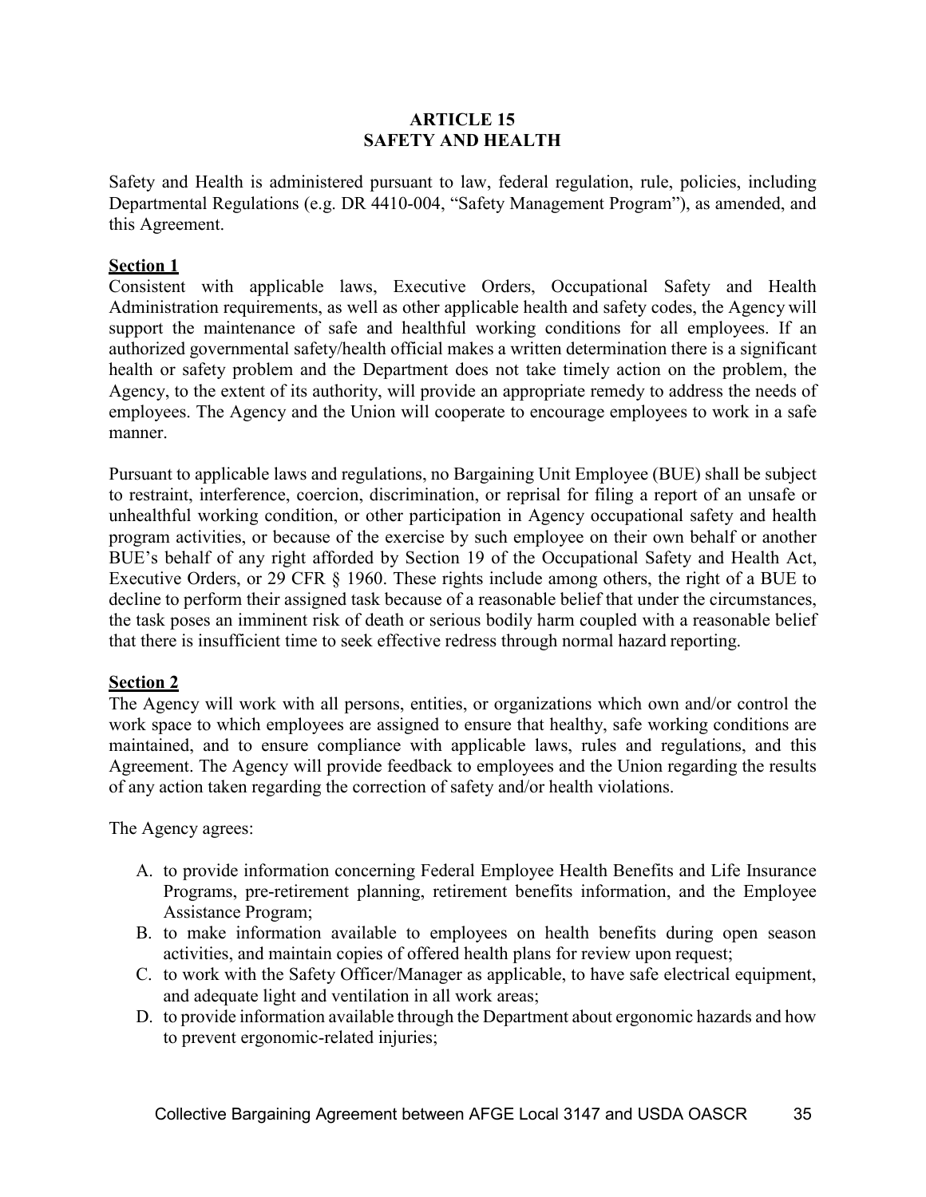## ARTICLE 15
## SAFETY AND HEALTH

Safety and Health is administered pursuant to law, federal regulation, rule, policies, including Departmental Regulations (e.g. DR 4410-004, "Safety Management Program"), as amended, and this Agreement.

**Section 1**

Consistent with applicable laws, Executive Orders, Occupational Safety and Health Administration requirements, as well as other applicable health and safety codes, the Agency will support the maintenance of safe and healthful working conditions for all employees. If an authorized governmental safety/health official makes a written determination there is a significant health or safety problem and the Department does not take timely action on the problem, the Agency, to the extent of its authority, will provide an appropriate remedy to address the needs of employees. The Agency and the Union will cooperate to encourage employees to work in a safe manner.

Pursuant to applicable laws and regulations, no Bargaining Unit Employee (BUE) shall be subject to restraint, interference, coercion, discrimination, or reprisal for filing a report of an unsafe or unhealthful working condition, or other participation in Agency occupational safety and health program activities, or because of the exercise by such employee on their own behalf or another BUE's behalf of any right afforded by Section 19 of the Occupational Safety and Health Act, Executive Orders, or 29 CFR § 1960. These rights include among others, the right of a BUE to decline to perform their assigned task because of a reasonable belief that under the circumstances, the task poses an imminent risk of death or serious bodily harm coupled with a reasonable belief that there is insufficient time to seek effective redress through normal hazard reporting.

**Section 2**

The Agency will work with all persons, entities, or organizations which own and/or control the work space to which employees are assigned to ensure that healthy, safe working conditions are maintained, and to ensure compliance with applicable laws, rules and regulations, and this Agreement. The Agency will provide feedback to employees and the Union regarding the results of any action taken regarding the correction of safety and/or health violations.

The Agency agrees:

A. to provide information concerning Federal Employee Health Benefits and Life Insurance Programs, pre-retirement planning, retirement benefits information, and the Employee Assistance Program;
B. to make information available to employees on health benefits during open season activities, and maintain copies of offered health plans for review upon request;
C. to work with the Safety Officer/Manager as applicable, to have safe electrical equipment, and adequate light and ventilation in all work areas;
D. to provide information available through the Department about ergonomic hazards and how to prevent ergonomic-related injuries;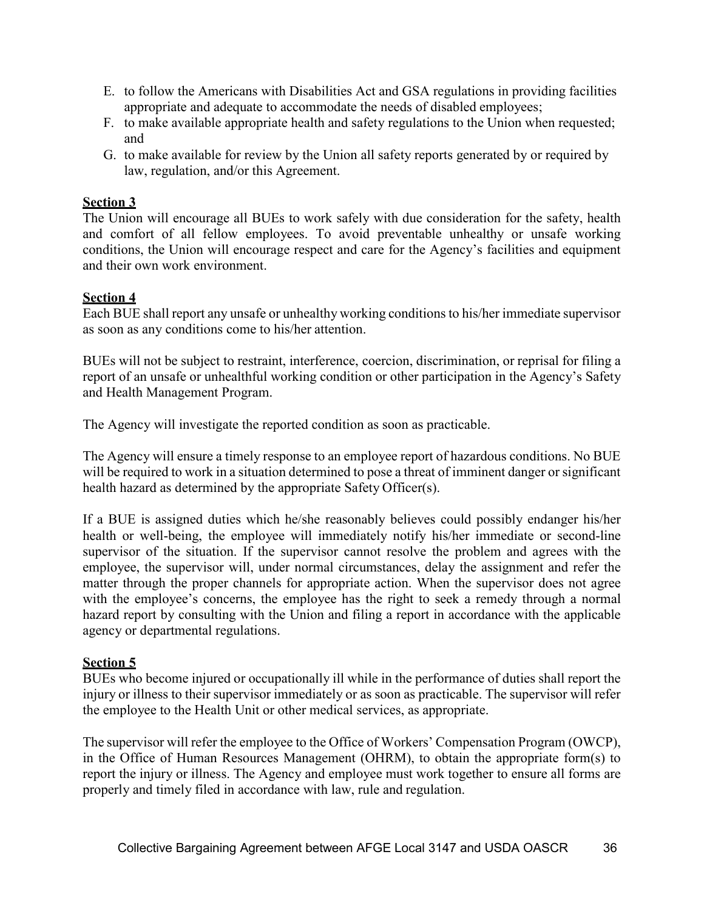E. to follow the Americans with Disabilities Act and GSA regulations in providing facilities appropriate and adequate to accommodate the needs of disabled employees;
F. to make available appropriate health and safety regulations to the Union when requested; and
G. to make available for review by the Union all safety reports generated by or required by law, regulation, and/or this Agreement.

**Section 3**

The Union will encourage all BUEs to work safely with due consideration for the safety, health and comfort of all fellow employees. To avoid preventable unhealthy or unsafe working conditions, the Union will encourage respect and care for the Agency's facilities and equipment and their own work environment.

**Section 4**

Each BUE shall report any unsafe or unhealthy working conditions to his/her immediate supervisor as soon as any conditions come to his/her attention.

BUEs will not be subject to restraint, interference, coercion, discrimination, or reprisal for filing a report of an unsafe or unhealthful working condition or other participation in the Agency's Safety and Health Management Program.

The Agency will investigate the reported condition as soon as practicable.

The Agency will ensure a timely response to an employee report of hazardous conditions. No BUE will be required to work in a situation determined to pose a threat of imminent danger or significant health hazard as determined by the appropriate Safety Officer(s).

If a BUE is assigned duties which he/she reasonably believes could possibly endanger his/her health or well-being, the employee will immediately notify his/her immediate or second-line supervisor of the situation. If the supervisor cannot resolve the problem and agrees with the employee, the supervisor will, under normal circumstances, delay the assignment and refer the matter through the proper channels for appropriate action. When the supervisor does not agree with the employee's concerns, the employee has the right to seek a remedy through a normal hazard report by consulting with the Union and filing a report in accordance with the applicable agency or departmental regulations.

**Section 5**

BUEs who become injured or occupationally ill while in the performance of duties shall report the injury or illness to their supervisor immediately or as soon as practicable. The supervisor will refer the employee to the Health Unit or other medical services, as appropriate.

The supervisor will refer the employee to the Office of Workers' Compensation Program (OWCP), in the Office of Human Resources Management (OHRM), to obtain the appropriate form(s) to report the injury or illness. The Agency and employee must work together to ensure all forms are properly and timely filed in accordance with law, rule and regulation.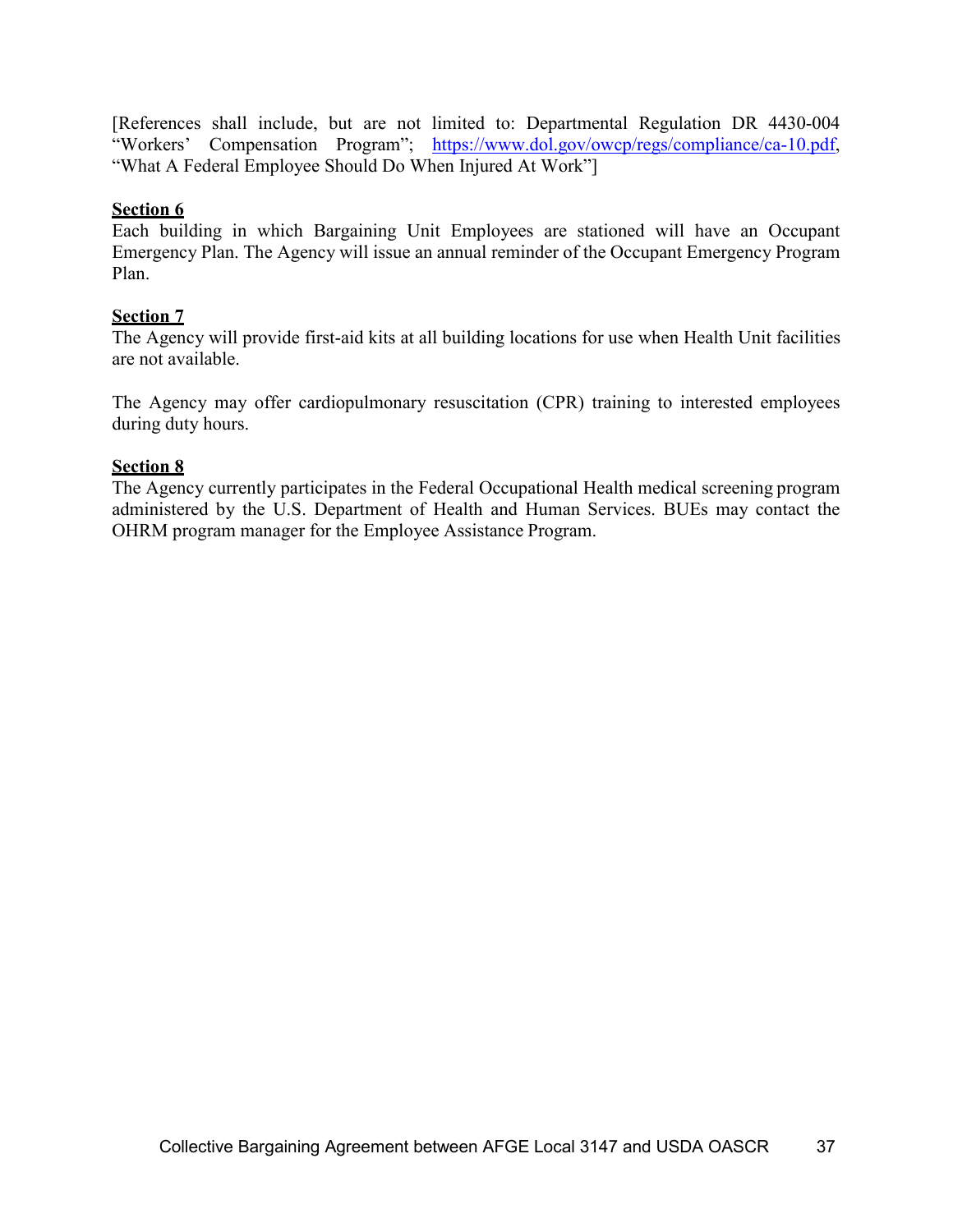[References shall include, but are not limited to: Departmental Regulation DR 4430-004 "Workers' Compensation Program"; https://www.dol.gov/owcp/regs/compliance/ca-10.pdf, "What A Federal Employee Should Do When Injured At Work"]

**Section 6**

Each building in which Bargaining Unit Employees are stationed will have an Occupant Emergency Plan. The Agency will issue an annual reminder of the Occupant Emergency Program Plan.

**Section 7**

The Agency will provide first-aid kits at all building locations for use when Health Unit facilities are not available.

The Agency may offer cardiopulmonary resuscitation (CPR) training to interested employees during duty hours.

**Section 8**

The Agency currently participates in the Federal Occupational Health medical screening program administered by the U.S. Department of Health and Human Services. BUEs may contact the OHRM program manager for the Employee Assistance Program.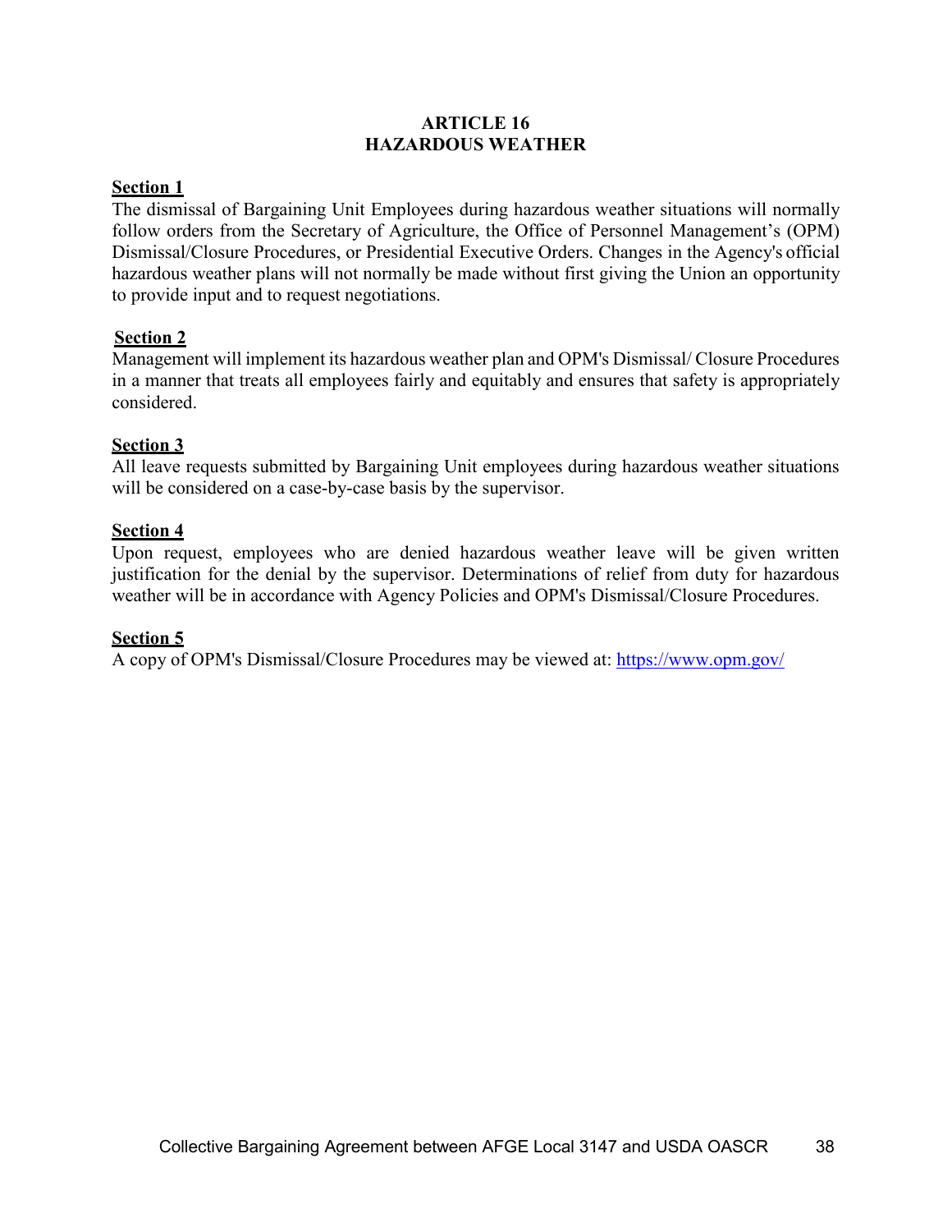# ARTICLE 16
# HAZARDOUS WEATHER

**Section 1**

The dismissal of Bargaining Unit Employees during hazardous weather situations will normally follow orders from the Secretary of Agriculture, the Office of Personnel Management's (OPM) Dismissal/Closure Procedures, or Presidential Executive Orders. Changes in the Agency's official hazardous weather plans will not normally be made without first giving the Union an opportunity to provide input and to request negotiations.

**Section 2**

Management will implement its hazardous weather plan and OPM's Dismissal/ Closure Procedures in a manner that treats all employees fairly and equitably and ensures that safety is appropriately considered.

**Section 3**

All leave requests submitted by Bargaining Unit employees during hazardous weather situations will be considered on a case-by-case basis by the supervisor.

**Section 4**

Upon request, employees who are denied hazardous weather leave will be given written justification for the denial by the supervisor. Determinations of relief from duty for hazardous weather will be in accordance with Agency Policies and OPM's Dismissal/Closure Procedures.

**Section 5**

A copy of OPM's Dismissal/Closure Procedures may be viewed at: https://www.opm.gov/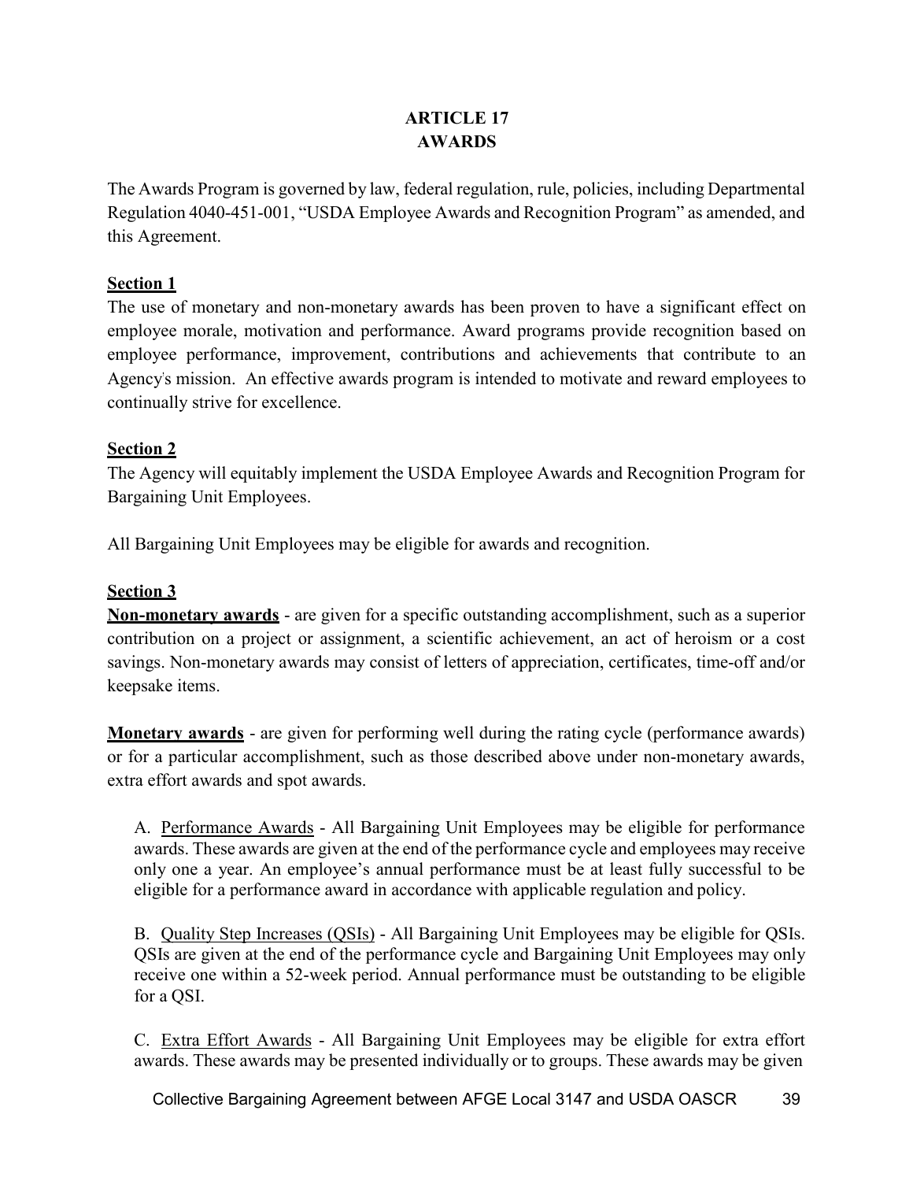# ARTICLE 17
# AWARDS

The Awards Program is governed by law, federal regulation, rule, policies, including Departmental Regulation 4040-451-001, "USDA Employee Awards and Recognition Program" as amended, and this Agreement.

**Section 1**

The use of monetary and non-monetary awards has been proven to have a significant effect on employee morale, motivation and performance. Award programs provide recognition based on employee performance, improvement, contributions and achievements that contribute to an Agency's mission. An effective awards program is intended to motivate and reward employees to continually strive for excellence.

**Section 2**

The Agency will equitably implement the USDA Employee Awards and Recognition Program for Bargaining Unit Employees.

All Bargaining Unit Employees may be eligible for awards and recognition.

**Section 3**

**Non-monetary awards** - are given for a specific outstanding accomplishment, such as a superior contribution on a project or assignment, a scientific achievement, an act of heroism or a cost savings. Non-monetary awards may consist of letters of appreciation, certificates, time-off and/or keepsake items.

**Monetary awards** - are given for performing well during the rating cycle (performance awards) or for a particular accomplishment, such as those described above under non-monetary awards, extra effort awards and spot awards.

A. Performance Awards - All Bargaining Unit Employees may be eligible for performance awards. These awards are given at the end of the performance cycle and employees may receive only one a year. An employee's annual performance must be at least fully successful to be eligible for a performance award in accordance with applicable regulation and policy.

B. Quality Step Increases (QSIs) - All Bargaining Unit Employees may be eligible for QSIs. QSIs are given at the end of the performance cycle and Bargaining Unit Employees may only receive one within a 52-week period. Annual performance must be outstanding to be eligible for a QSI.

C. Extra Effort Awards - All Bargaining Unit Employees may be eligible for extra effort awards. These awards may be presented individually or to groups. These awards may be given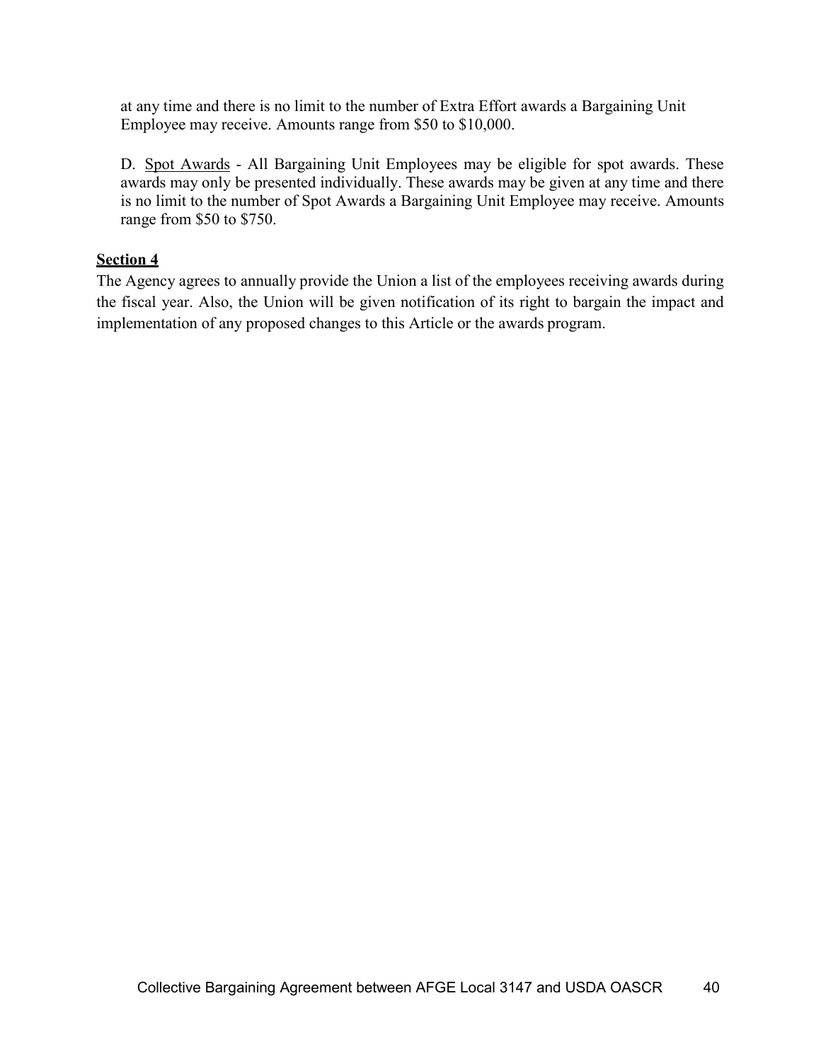at any time and there is no limit to the number of Extra Effort awards a Bargaining Unit Employee may receive. Amounts range from $50 to $10,000.

D. Spot Awards - All Bargaining Unit Employees may be eligible for spot awards. These awards may only be presented individually. These awards may be given at any time and there is no limit to the number of Spot Awards a Bargaining Unit Employee may receive. Amounts range from $50 to $750.

**Section 4**

The Agency agrees to annually provide the Union a list of the employees receiving awards during the fiscal year. Also, the Union will be given notification of its right to bargain the impact and implementation of any proposed changes to this Article or the awards program.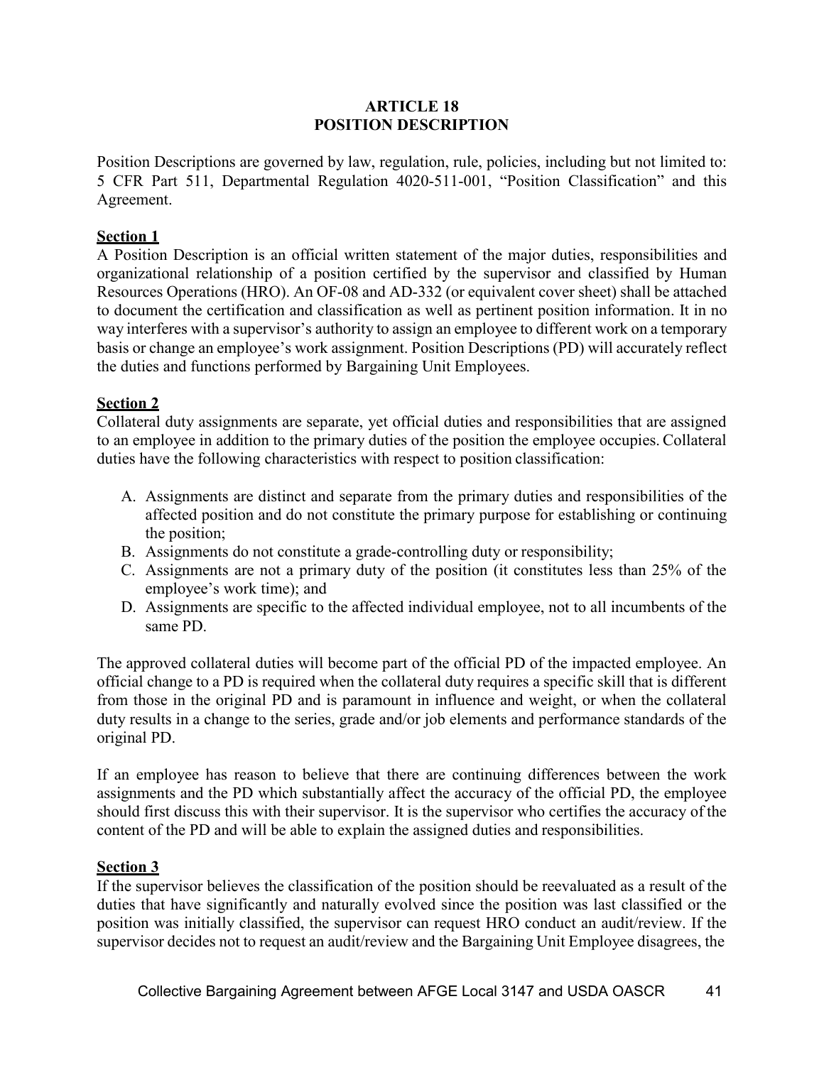# ARTICLE 18
# POSITION DESCRIPTION

Position Descriptions are governed by law, regulation, rule, policies, including but not limited to: 5 CFR Part 511, Departmental Regulation 4020-511-001, "Position Classification" and this Agreement.

**Section 1**

A Position Description is an official written statement of the major duties, responsibilities and organizational relationship of a position certified by the supervisor and classified by Human Resources Operations (HRO). An OF-08 and AD-332 (or equivalent cover sheet) shall be attached to document the certification and classification as well as pertinent position information. It in no way interferes with a supervisor's authority to assign an employee to different work on a temporary basis or change an employee's work assignment. Position Descriptions (PD) will accurately reflect the duties and functions performed by Bargaining Unit Employees.

**Section 2**

Collateral duty assignments are separate, yet official duties and responsibilities that are assigned to an employee in addition to the primary duties of the position the employee occupies. Collateral duties have the following characteristics with respect to position classification:

A. Assignments are distinct and separate from the primary duties and responsibilities of the affected position and do not constitute the primary purpose for establishing or continuing the position;
B. Assignments do not constitute a grade-controlling duty or responsibility;
C. Assignments are not a primary duty of the position (it constitutes less than 25% of the employee's work time); and
D. Assignments are specific to the affected individual employee, not to all incumbents of the same PD.

The approved collateral duties will become part of the official PD of the impacted employee. An official change to a PD is required when the collateral duty requires a specific skill that is different from those in the original PD and is paramount in influence and weight, or when the collateral duty results in a change to the series, grade and/or job elements and performance standards of the original PD.

If an employee has reason to believe that there are continuing differences between the work assignments and the PD which substantially affect the accuracy of the official PD, the employee should first discuss this with their supervisor. It is the supervisor who certifies the accuracy of the content of the PD and will be able to explain the assigned duties and responsibilities.

**Section 3**

If the supervisor believes the classification of the position should be reevaluated as a result of the duties that have significantly and naturally evolved since the position was last classified or the position was initially classified, the supervisor can request HRO conduct an audit/review. If the supervisor decides not to request an audit/review and the Bargaining Unit Employee disagrees, the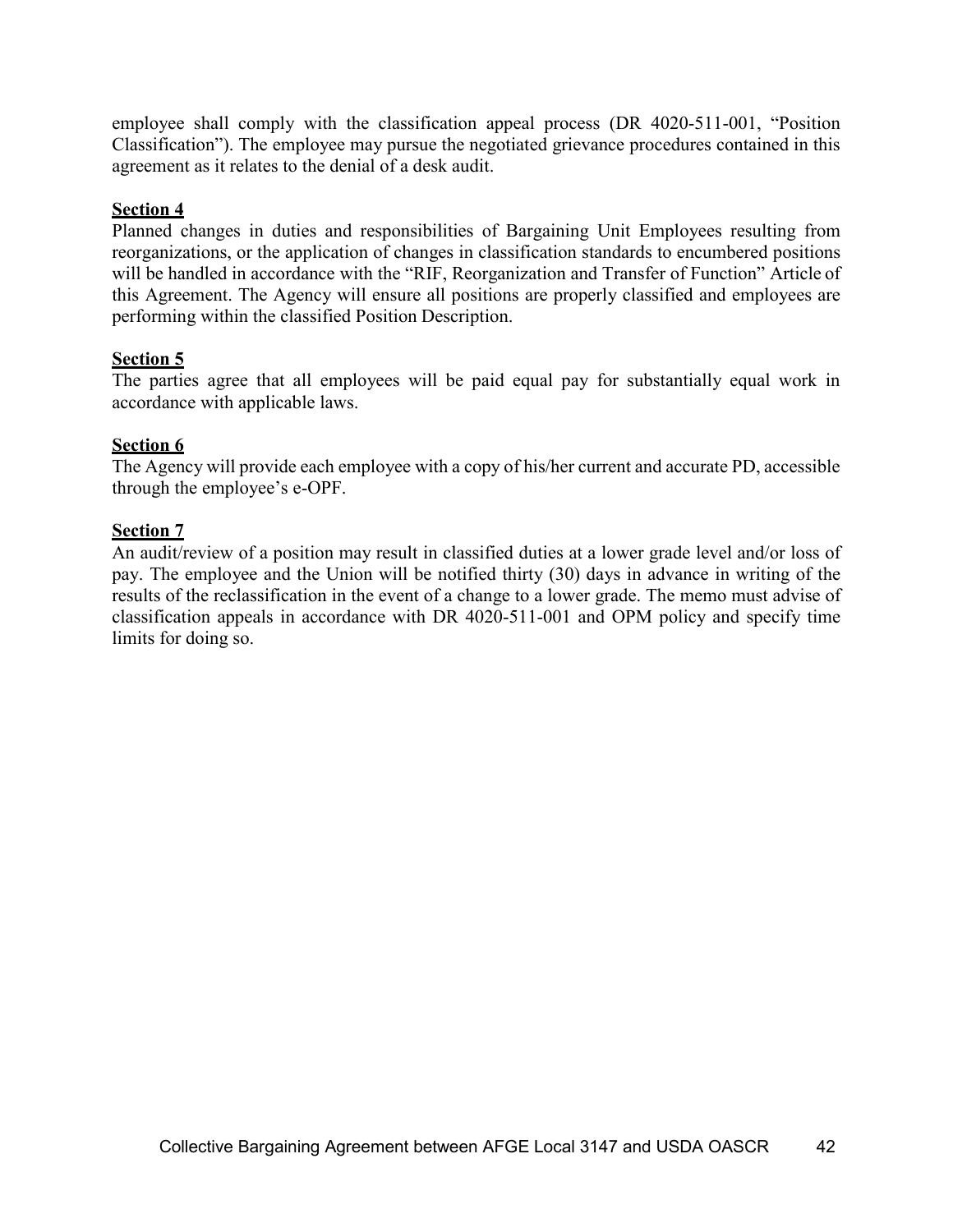employee shall comply with the classification appeal process (DR 4020-511-001, "Position Classification"). The employee may pursue the negotiated grievance procedures contained in this agreement as it relates to the denial of a desk audit.

**Section 4**

Planned changes in duties and responsibilities of Bargaining Unit Employees resulting from reorganizations, or the application of changes in classification standards to encumbered positions will be handled in accordance with the "RIF, Reorganization and Transfer of Function" Article of this Agreement. The Agency will ensure all positions are properly classified and employees are performing within the classified Position Description.

**Section 5**

The parties agree that all employees will be paid equal pay for substantially equal work in accordance with applicable laws.

**Section 6**

The Agency will provide each employee with a copy of his/her current and accurate PD, accessible through the employee's e-OPF.

**Section 7**

An audit/review of a position may result in classified duties at a lower grade level and/or loss of pay. The employee and the Union will be notified thirty (30) days in advance in writing of the results of the reclassification in the event of a change to a lower grade. The memo must advise of classification appeals in accordance with DR 4020-511-001 and OPM policy and specify time limits for doing so.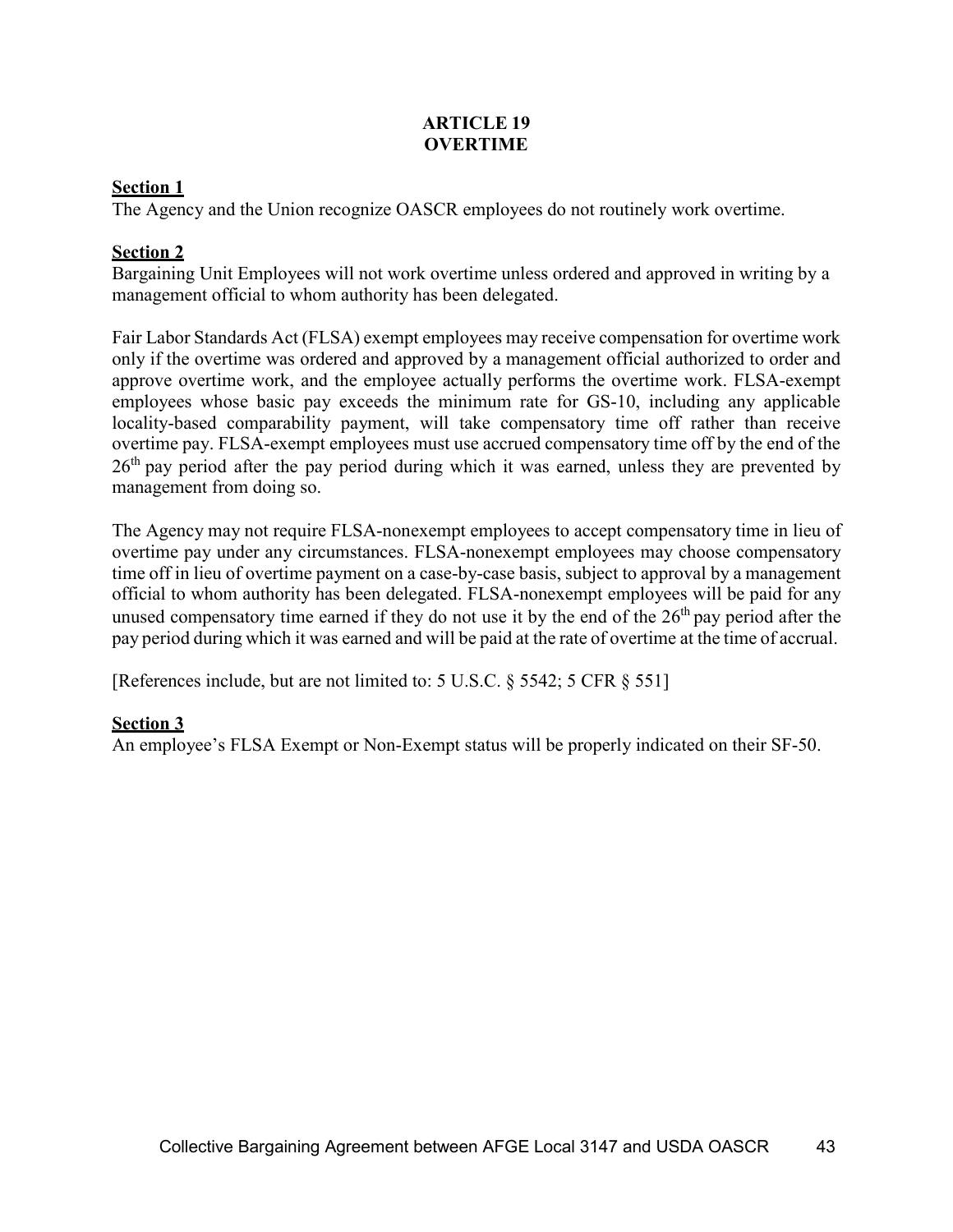# ARTICLE 19
# OVERTIME

**Section 1**

The Agency and the Union recognize OASCR employees do not routinely work overtime.

**Section 2**

Bargaining Unit Employees will not work overtime unless ordered and approved in writing by a management official to whom authority has been delegated.

Fair Labor Standards Act (FLSA) exempt employees may receive compensation for overtime work only if the overtime was ordered and approved by a management official authorized to order and approve overtime work, and the employee actually performs the overtime work. FLSA-exempt employees whose basic pay exceeds the minimum rate for GS-10, including any applicable locality-based comparability payment, will take compensatory time off rather than receive overtime pay. FLSA-exempt employees must use accrued compensatory time off by the end of the 26th pay period after the pay period during which it was earned, unless they are prevented by management from doing so.

The Agency may not require FLSA-nonexempt employees to accept compensatory time in lieu of overtime pay under any circumstances. FLSA-nonexempt employees may choose compensatory time off in lieu of overtime payment on a case-by-case basis, subject to approval by a management official to whom authority has been delegated. FLSA-nonexempt employees will be paid for any unused compensatory time earned if they do not use it by the end of the 26th pay period after the pay period during which it was earned and will be paid at the rate of overtime at the time of accrual.

[References include, but are not limited to: 5 U.S.C. § 5542; 5 CFR § 551]

**Section 3**

An employee's FLSA Exempt or Non-Exempt status will be properly indicated on their SF-50.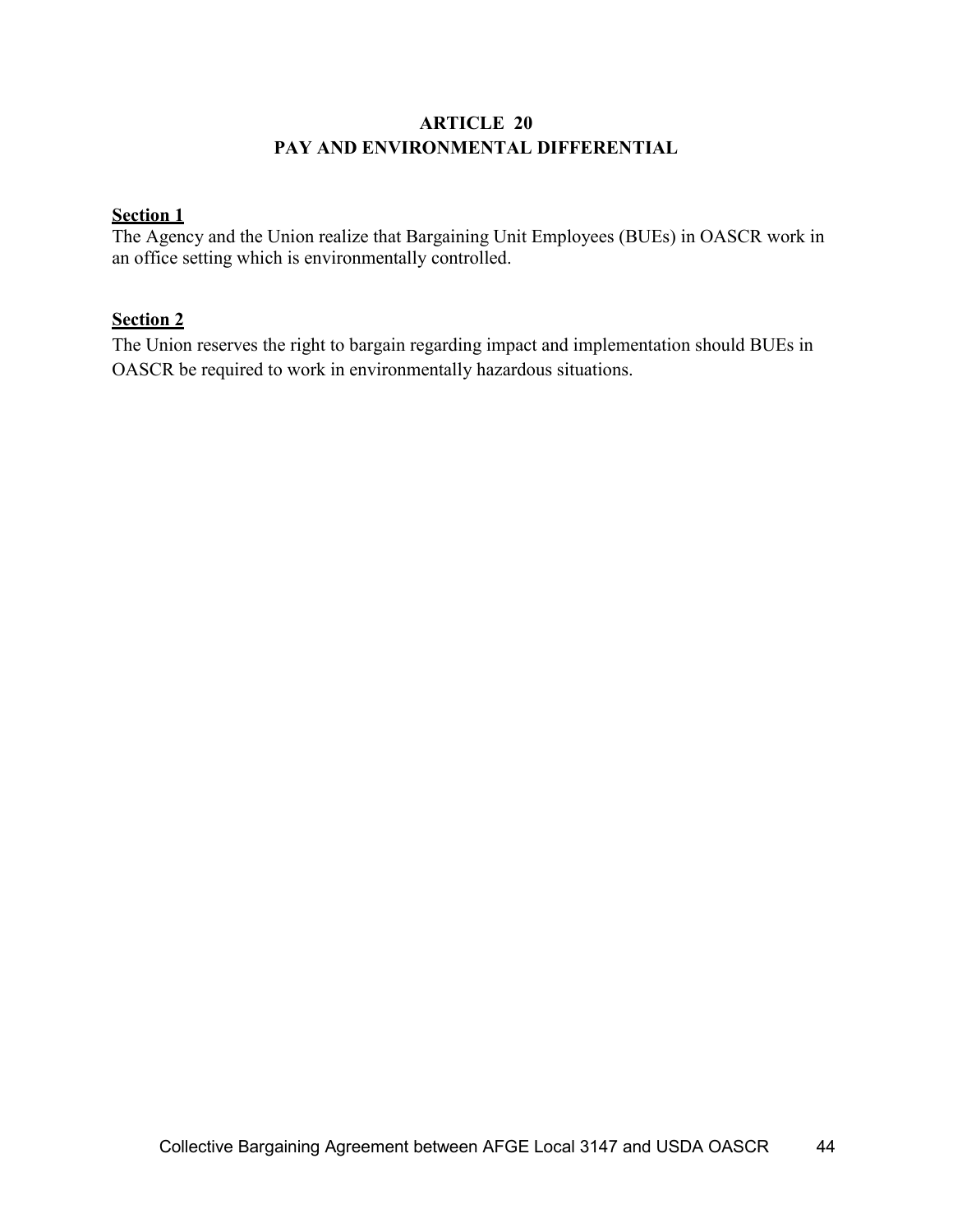# ARTICLE 20
# PAY AND ENVIRONMENTAL DIFFERENTIAL

**Section 1**

The Agency and the Union realize that Bargaining Unit Employees (BUEs) in OASCR work in an office setting which is environmentally controlled.

**Section 2**

The Union reserves the right to bargain regarding impact and implementation should BUEs in OASCR be required to work in environmentally hazardous situations.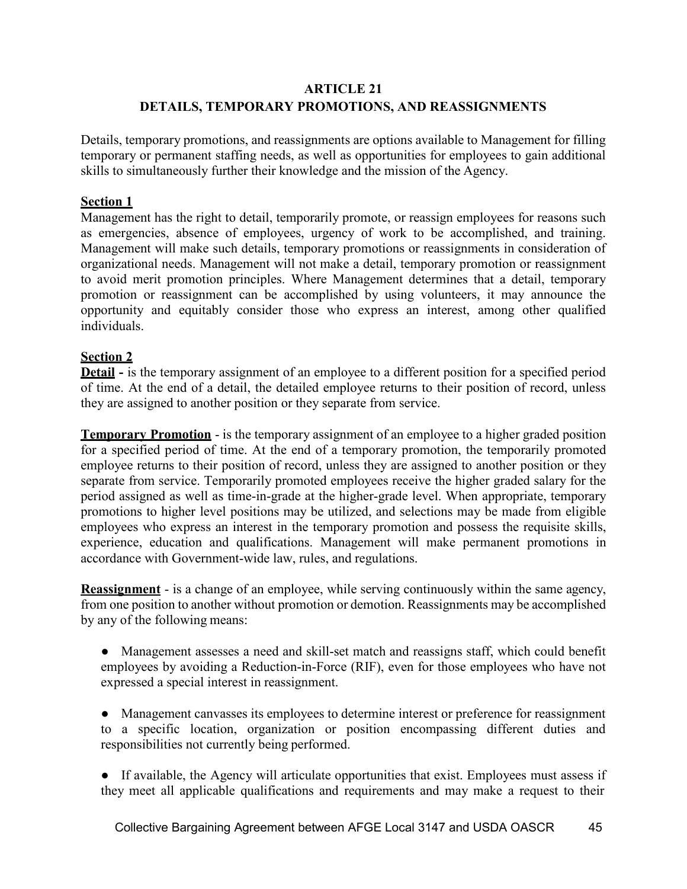# ARTICLE 21
# DETAILS, TEMPORARY PROMOTIONS, AND REASSIGNMENTS

Details, temporary promotions, and reassignments are options available to Management for filling temporary or permanent staffing needs, as well as opportunities for employees to gain additional skills to simultaneously further their knowledge and the mission of the Agency.

**Section 1**

Management has the right to detail, temporarily promote, or reassign employees for reasons such as emergencies, absence of employees, urgency of work to be accomplished, and training. Management will make such details, temporary promotions or reassignments in consideration of organizational needs. Management will not make a detail, temporary promotion or reassignment to avoid merit promotion principles. Where Management determines that a detail, temporary promotion or reassignment can be accomplished by using volunteers, it may announce the opportunity and equitably consider those who express an interest, among other qualified individuals.

**Section 2**

**Detail -** is the temporary assignment of an employee to a different position for a specified period of time. At the end of a detail, the detailed employee returns to their position of record, unless they are assigned to another position or they separate from service.

**Temporary Promotion** - is the temporary assignment of an employee to a higher graded position for a specified period of time. At the end of a temporary promotion, the temporarily promoted employee returns to their position of record, unless they are assigned to another position or they separate from service. Temporarily promoted employees receive the higher graded salary for the period assigned as well as time-in-grade at the higher-grade level. When appropriate, temporary promotions to higher level positions may be utilized, and selections may be made from eligible employees who express an interest in the temporary promotion and possess the requisite skills, experience, education and qualifications. Management will make permanent promotions in accordance with Government-wide law, rules, and regulations.

**Reassignment** - is a change of an employee, while serving continuously within the same agency, from one position to another without promotion or demotion. Reassignments may be accomplished by any of the following means:

- Management assesses a need and skill-set match and reassigns staff, which could benefit employees by avoiding a Reduction-in-Force (RIF), even for those employees who have not expressed a special interest in reassignment.

- Management canvasses its employees to determine interest or preference for reassignment to a specific location, organization or position encompassing different duties and responsibilities not currently being performed.

- If available, the Agency will articulate opportunities that exist. Employees must assess if they meet all applicable qualifications and requirements and may make a request to their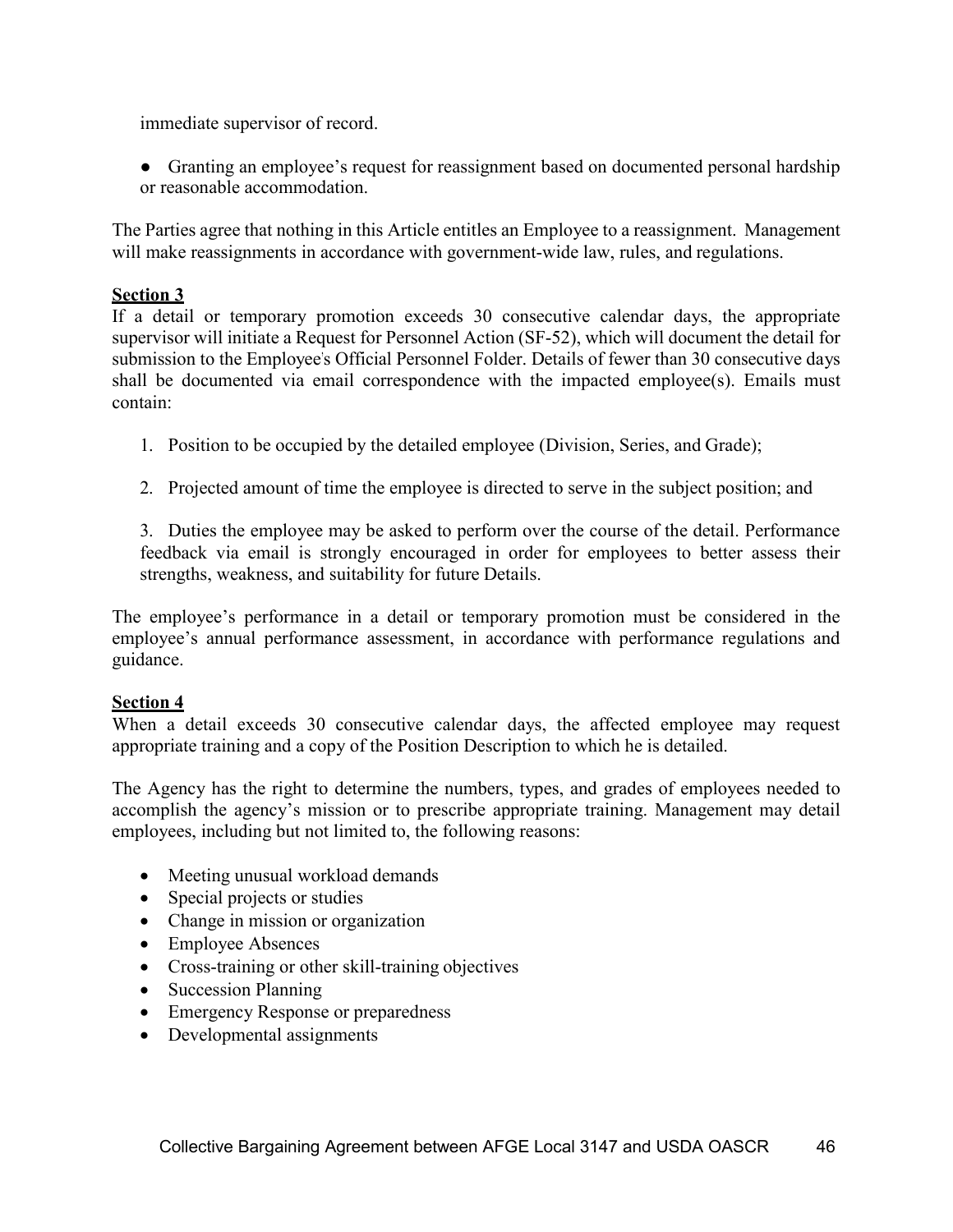immediate supervisor of record.

- Granting an employee's request for reassignment based on documented personal hardship or reasonable accommodation.

The Parties agree that nothing in this Article entitles an Employee to a reassignment. Management will make reassignments in accordance with government-wide law, rules, and regulations.

**Section 3**

If a detail or temporary promotion exceeds 30 consecutive calendar days, the appropriate supervisor will initiate a Request for Personnel Action (SF-52), which will document the detail for submission to the Employee's Official Personnel Folder. Details of fewer than 30 consecutive days shall be documented via email correspondence with the impacted employee(s). Emails must contain:

1. Position to be occupied by the detailed employee (Division, Series, and Grade);

2. Projected amount of time the employee is directed to serve in the subject position; and

3. Duties the employee may be asked to perform over the course of the detail. Performance feedback via email is strongly encouraged in order for employees to better assess their strengths, weakness, and suitability for future Details.

The employee's performance in a detail or temporary promotion must be considered in the employee's annual performance assessment, in accordance with performance regulations and guidance.

**Section 4**

When a detail exceeds 30 consecutive calendar days, the affected employee may request appropriate training and a copy of the Position Description to which he is detailed.

The Agency has the right to determine the numbers, types, and grades of employees needed to accomplish the agency's mission or to prescribe appropriate training. Management may detail employees, including but not limited to, the following reasons:

- Meeting unusual workload demands
- Special projects or studies
- Change in mission or organization
- Employee Absences
- Cross-training or other skill-training objectives
- Succession Planning
- Emergency Response or preparedness
- Developmental assignments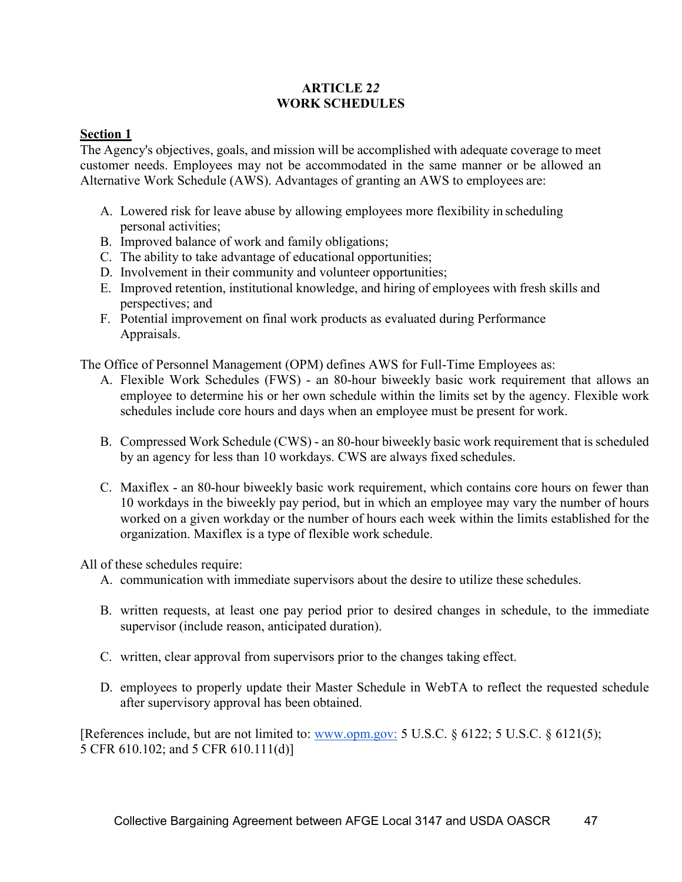# ARTICLE 22
# WORK SCHEDULES

**Section 1**

The Agency's objectives, goals, and mission will be accomplished with adequate coverage to meet customer needs. Employees may not be accommodated in the same manner or be allowed an Alternative Work Schedule (AWS). Advantages of granting an AWS to employees are:

A. Lowered risk for leave abuse by allowing employees more flexibility in scheduling personal activities;
B. Improved balance of work and family obligations;
C. The ability to take advantage of educational opportunities;
D. Involvement in their community and volunteer opportunities;
E. Improved retention, institutional knowledge, and hiring of employees with fresh skills and perspectives; and
F. Potential improvement on final work products as evaluated during Performance Appraisals.

The Office of Personnel Management (OPM) defines AWS for Full-Time Employees as:

A. Flexible Work Schedules (FWS) - an 80-hour biweekly basic work requirement that allows an employee to determine his or her own schedule within the limits set by the agency. Flexible work schedules include core hours and days when an employee must be present for work.

B. Compressed Work Schedule (CWS) - an 80-hour biweekly basic work requirement that is scheduled by an agency for less than 10 workdays. CWS are always fixed schedules.

C. Maxiflex - an 80-hour biweekly basic work requirement, which contains core hours on fewer than 10 workdays in the biweekly pay period, but in which an employee may vary the number of hours worked on a given workday or the number of hours each week within the limits established for the organization. Maxiflex is a type of flexible work schedule.

All of these schedules require:

A. communication with immediate supervisors about the desire to utilize these schedules.

B. written requests, at least one pay period prior to desired changes in schedule, to the immediate supervisor (include reason, anticipated duration).

C. written, clear approval from supervisors prior to the changes taking effect.

D. employees to properly update their Master Schedule in WebTA to reflect the requested schedule after supervisory approval has been obtained.

[References include, but are not limited to: www.opm.gov: 5 U.S.C. § 6122; 5 U.S.C. § 6121(5); 5 CFR 610.102; and 5 CFR 610.111(d)]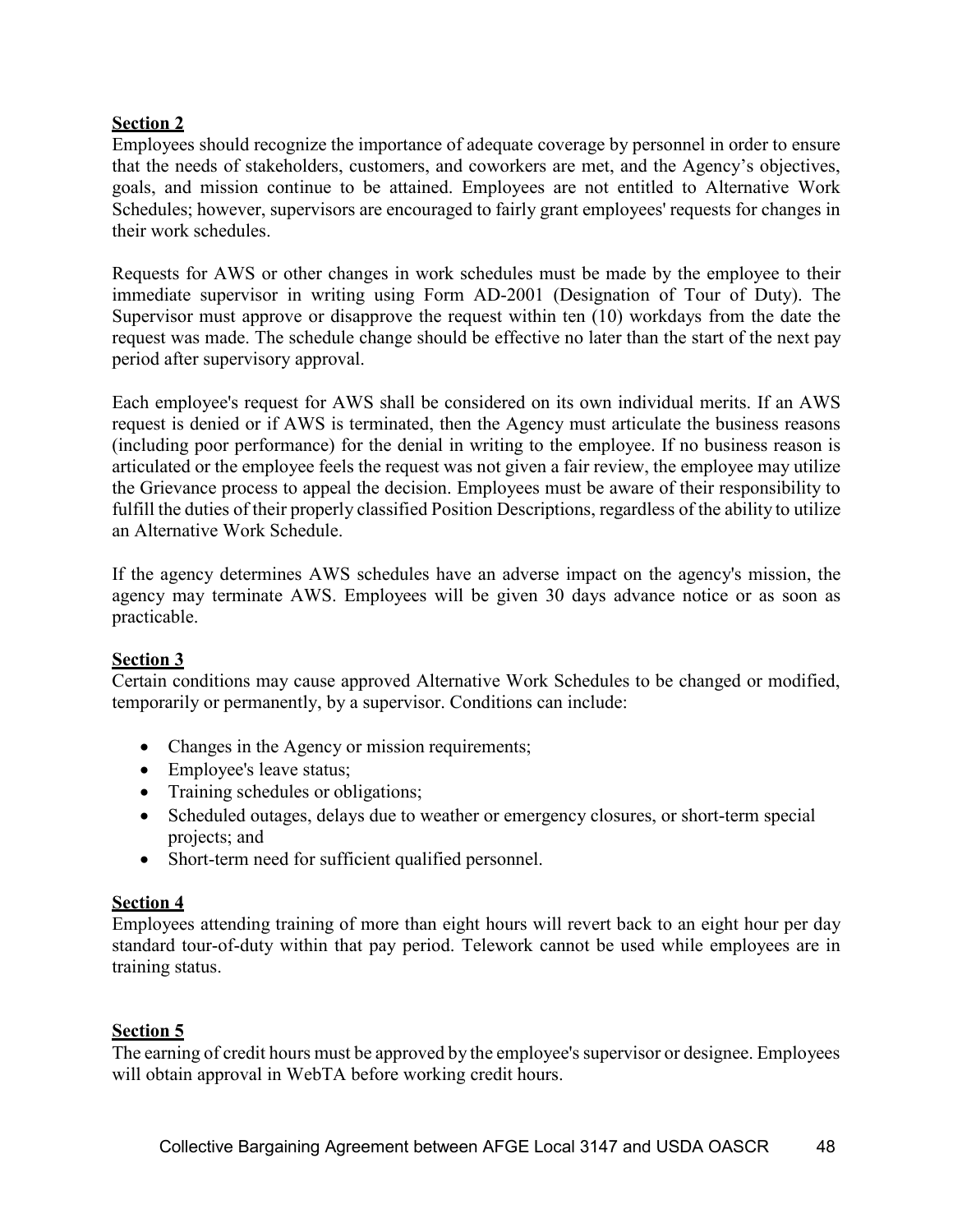**Section 2**

Employees should recognize the importance of adequate coverage by personnel in order to ensure that the needs of stakeholders, customers, and coworkers are met, and the Agency's objectives, goals, and mission continue to be attained. Employees are not entitled to Alternative Work Schedules; however, supervisors are encouraged to fairly grant employees' requests for changes in their work schedules.

Requests for AWS or other changes in work schedules must be made by the employee to their immediate supervisor in writing using Form AD-2001 (Designation of Tour of Duty). The Supervisor must approve or disapprove the request within ten (10) workdays from the date the request was made. The schedule change should be effective no later than the start of the next pay period after supervisory approval.

Each employee's request for AWS shall be considered on its own individual merits. If an AWS request is denied or if AWS is terminated, then the Agency must articulate the business reasons (including poor performance) for the denial in writing to the employee. If no business reason is articulated or the employee feels the request was not given a fair review, the employee may utilize the Grievance process to appeal the decision. Employees must be aware of their responsibility to fulfill the duties of their properly classified Position Descriptions, regardless of the ability to utilize an Alternative Work Schedule.

If the agency determines AWS schedules have an adverse impact on the agency's mission, the agency may terminate AWS. Employees will be given 30 days advance notice or as soon as practicable.

**Section 3**

Certain conditions may cause approved Alternative Work Schedules to be changed or modified, temporarily or permanently, by a supervisor. Conditions can include:

- Changes in the Agency or mission requirements;
- Employee's leave status;
- Training schedules or obligations;
- Scheduled outages, delays due to weather or emergency closures, or short-term special projects; and
- Short-term need for sufficient qualified personnel.

**Section 4**

Employees attending training of more than eight hours will revert back to an eight hour per day standard tour-of-duty within that pay period. Telework cannot be used while employees are in training status.

**Section 5**

The earning of credit hours must be approved by the employee's supervisor or designee. Employees will obtain approval in WebTA before working credit hours.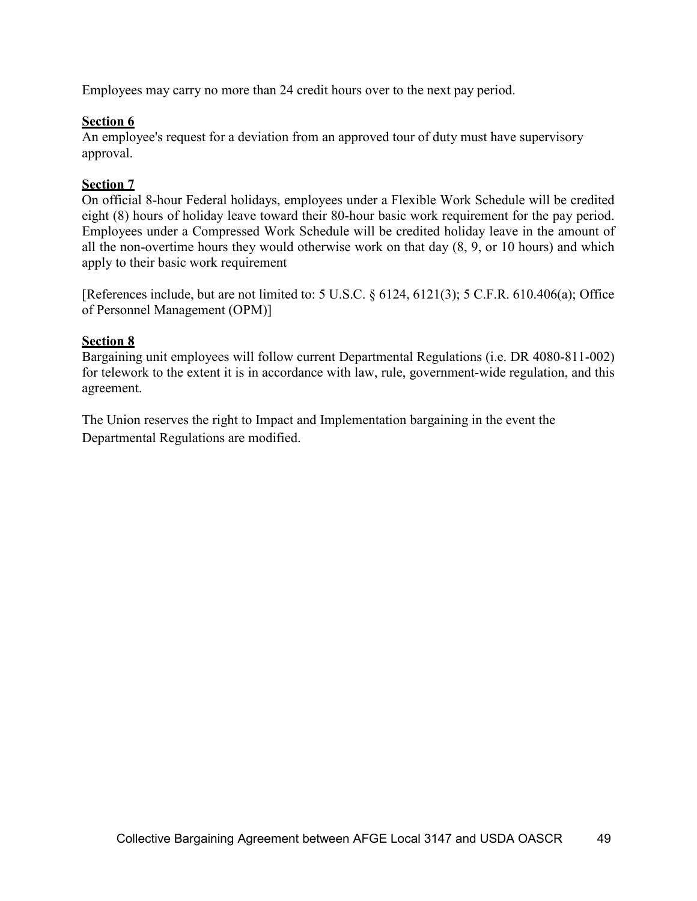Employees may carry no more than 24 credit hours over to the next pay period.

**Section 6**

An employee's request for a deviation from an approved tour of duty must have supervisory approval.

**Section 7**

On official 8-hour Federal holidays, employees under a Flexible Work Schedule will be credited eight (8) hours of holiday leave toward their 80-hour basic work requirement for the pay period. Employees under a Compressed Work Schedule will be credited holiday leave in the amount of all the non-overtime hours they would otherwise work on that day (8, 9, or 10 hours) and which apply to their basic work requirement

[References include, but are not limited to: 5 U.S.C. § 6124, 6121(3); 5 C.F.R. 610.406(a); Office of Personnel Management (OPM)]

**Section 8**

Bargaining unit employees will follow current Departmental Regulations (i.e. DR 4080-811-002) for telework to the extent it is in accordance with law, rule, government-wide regulation, and this agreement.

The Union reserves the right to Impact and Implementation bargaining in the event the Departmental Regulations are modified.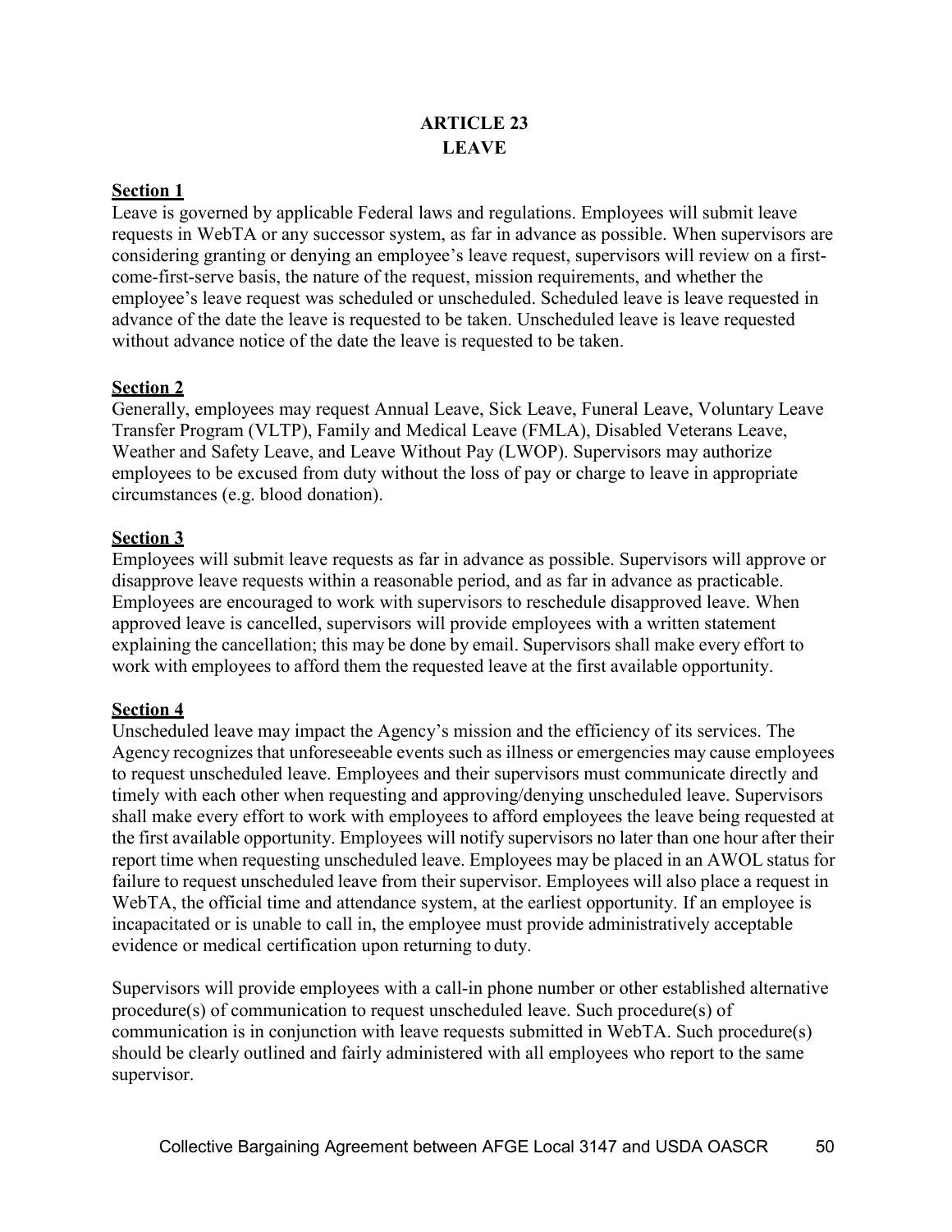# ARTICLE 23
# LEAVE

**Section 1**

Leave is governed by applicable Federal laws and regulations. Employees will submit leave requests in WebTA or any successor system, as far in advance as possible. When supervisors are considering granting or denying an employee's leave request, supervisors will review on a first-come-first-serve basis, the nature of the request, mission requirements, and whether the employee's leave request was scheduled or unscheduled. Scheduled leave is leave requested in advance of the date the leave is requested to be taken. Unscheduled leave is leave requested without advance notice of the date the leave is requested to be taken.

**Section 2**

Generally, employees may request Annual Leave, Sick Leave, Funeral Leave, Voluntary Leave Transfer Program (VLTP), Family and Medical Leave (FMLA), Disabled Veterans Leave, Weather and Safety Leave, and Leave Without Pay (LWOP). Supervisors may authorize employees to be excused from duty without the loss of pay or charge to leave in appropriate circumstances (e.g. blood donation).

**Section 3**

Employees will submit leave requests as far in advance as possible. Supervisors will approve or disapprove leave requests within a reasonable period, and as far in advance as practicable. Employees are encouraged to work with supervisors to reschedule disapproved leave. When approved leave is cancelled, supervisors will provide employees with a written statement explaining the cancellation; this may be done by email. Supervisors shall make every effort to work with employees to afford them the requested leave at the first available opportunity.

**Section 4**

Unscheduled leave may impact the Agency's mission and the efficiency of its services. The Agency recognizes that unforeseeable events such as illness or emergencies may cause employees to request unscheduled leave. Employees and their supervisors must communicate directly and timely with each other when requesting and approving/denying unscheduled leave. Supervisors shall make every effort to work with employees to afford employees the leave being requested at the first available opportunity. Employees will notify supervisors no later than one hour after their report time when requesting unscheduled leave. Employees may be placed in an AWOL status for failure to request unscheduled leave from their supervisor. Employees will also place a request in WebTA, the official time and attendance system, at the earliest opportunity. If an employee is incapacitated or is unable to call in, the employee must provide administratively acceptable evidence or medical certification upon returning to duty.

Supervisors will provide employees with a call-in phone number or other established alternative procedure(s) of communication to request unscheduled leave. Such procedure(s) of communication is in conjunction with leave requests submitted in WebTA. Such procedure(s) should be clearly outlined and fairly administered with all employees who report to the same supervisor.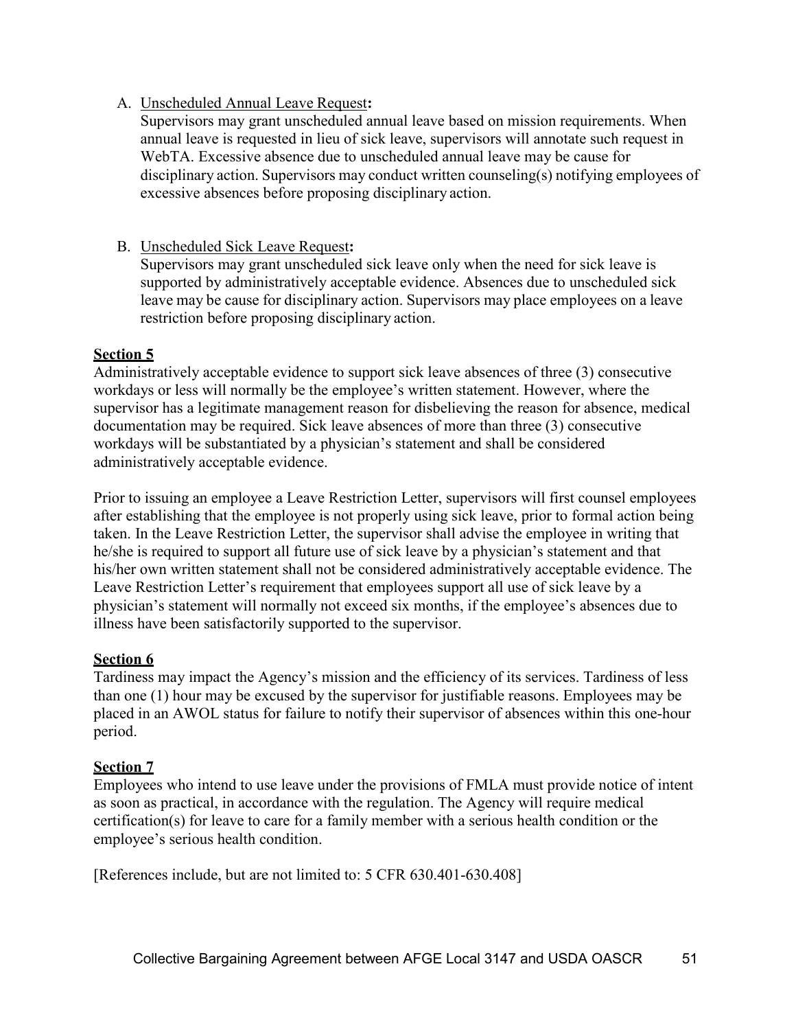A. Unscheduled Annual Leave Request**:**

   Supervisors may grant unscheduled annual leave based on mission requirements. When annual leave is requested in lieu of sick leave, supervisors will annotate such request in WebTA. Excessive absence due to unscheduled annual leave may be cause for disciplinary action. Supervisors may conduct written counseling(s) notifying employees of excessive absences before proposing disciplinary action.

B. Unscheduled Sick Leave Request**:**

   Supervisors may grant unscheduled sick leave only when the need for sick leave is supported by administratively acceptable evidence. Absences due to unscheduled sick leave may be cause for disciplinary action. Supervisors may place employees on a leave restriction before proposing disciplinary action.

**Section 5**

Administratively acceptable evidence to support sick leave absences of three (3) consecutive workdays or less will normally be the employee's written statement. However, where the supervisor has a legitimate management reason for disbelieving the reason for absence, medical documentation may be required. Sick leave absences of more than three (3) consecutive workdays will be substantiated by a physician's statement and shall be considered administratively acceptable evidence.

Prior to issuing an employee a Leave Restriction Letter, supervisors will first counsel employees after establishing that the employee is not properly using sick leave, prior to formal action being taken. In the Leave Restriction Letter, the supervisor shall advise the employee in writing that he/she is required to support all future use of sick leave by a physician's statement and that his/her own written statement shall not be considered administratively acceptable evidence. The Leave Restriction Letter's requirement that employees support all use of sick leave by a physician's statement will normally not exceed six months, if the employee's absences due to illness have been satisfactorily supported to the supervisor.

**Section 6**

Tardiness may impact the Agency's mission and the efficiency of its services. Tardiness of less than one (1) hour may be excused by the supervisor for justifiable reasons. Employees may be placed in an AWOL status for failure to notify their supervisor of absences within this one-hour period.

**Section 7**

Employees who intend to use leave under the provisions of FMLA must provide notice of intent as soon as practical, in accordance with the regulation. The Agency will require medical certification(s) for leave to care for a family member with a serious health condition or the employee's serious health condition.

[References include, but are not limited to: 5 CFR 630.401-630.408]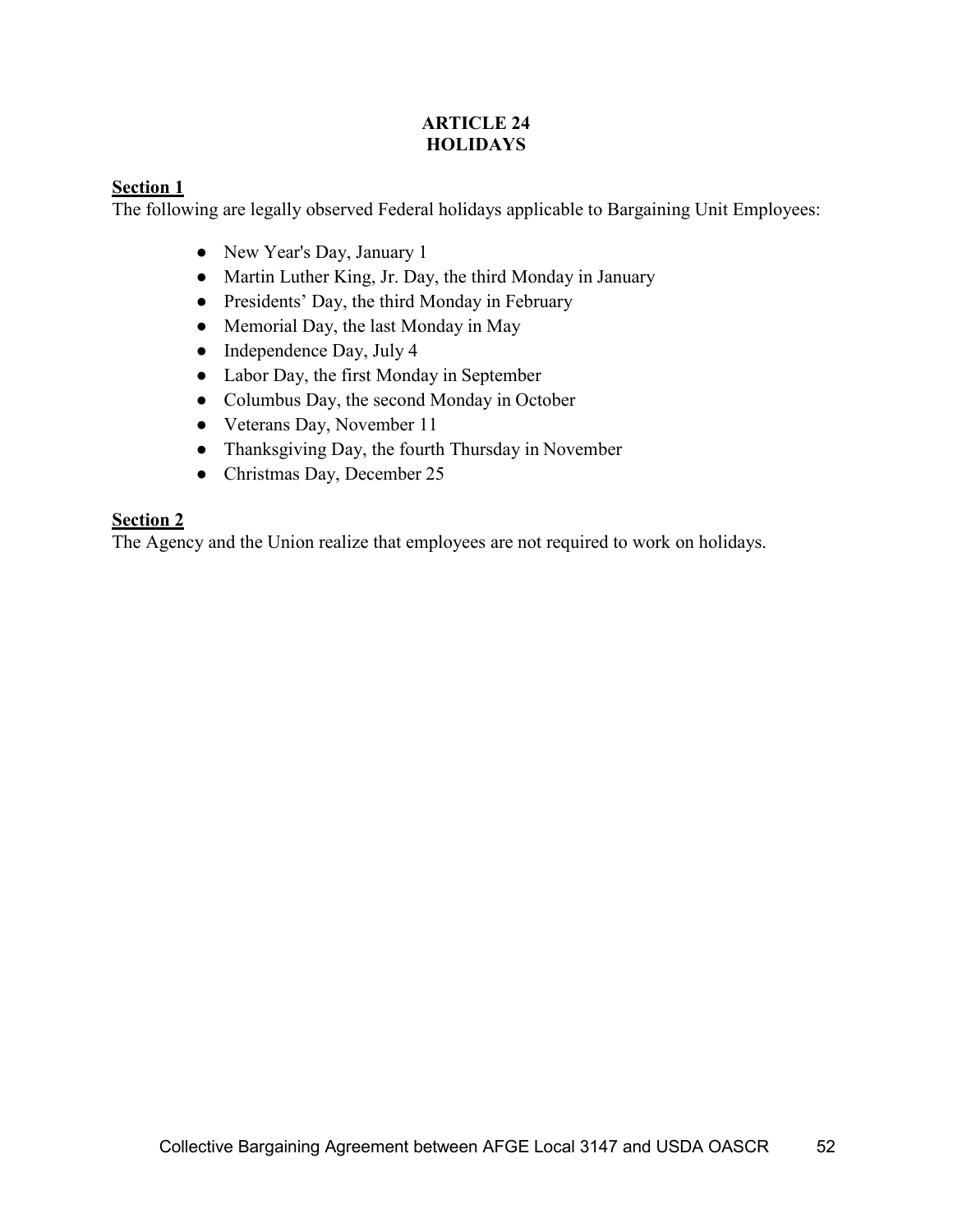# ARTICLE 24
# HOLIDAYS

**Section 1**

The following are legally observed Federal holidays applicable to Bargaining Unit Employees:

- New Year's Day, January 1
- Martin Luther King, Jr. Day, the third Monday in January
- Presidents' Day, the third Monday in February
- Memorial Day, the last Monday in May
- Independence Day, July 4
- Labor Day, the first Monday in September
- Columbus Day, the second Monday in October
- Veterans Day, November 11
- Thanksgiving Day, the fourth Thursday in November
- Christmas Day, December 25

**Section 2**

The Agency and the Union realize that employees are not required to work on holidays.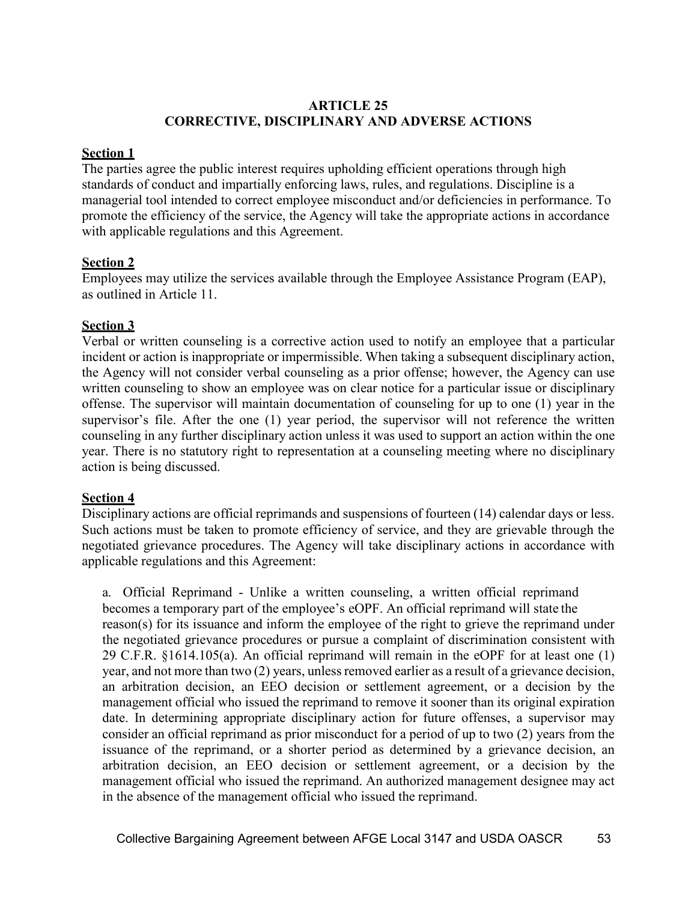## ARTICLE 25
## CORRECTIVE, DISCIPLINARY AND ADVERSE ACTIONS

**Section 1**

The parties agree the public interest requires upholding efficient operations through high standards of conduct and impartially enforcing laws, rules, and regulations. Discipline is a managerial tool intended to correct employee misconduct and/or deficiencies in performance. To promote the efficiency of the service, the Agency will take the appropriate actions in accordance with applicable regulations and this Agreement.

**Section 2**

Employees may utilize the services available through the Employee Assistance Program (EAP), as outlined in Article 11.

**Section 3**

Verbal or written counseling is a corrective action used to notify an employee that a particular incident or action is inappropriate or impermissible. When taking a subsequent disciplinary action, the Agency will not consider verbal counseling as a prior offense; however, the Agency can use written counseling to show an employee was on clear notice for a particular issue or disciplinary offense. The supervisor will maintain documentation of counseling for up to one (1) year in the supervisor's file. After the one (1) year period, the supervisor will not reference the written counseling in any further disciplinary action unless it was used to support an action within the one year. There is no statutory right to representation at a counseling meeting where no disciplinary action is being discussed.

**Section 4**

Disciplinary actions are official reprimands and suspensions of fourteen (14) calendar days or less. Such actions must be taken to promote efficiency of service, and they are grievable through the negotiated grievance procedures. The Agency will take disciplinary actions in accordance with applicable regulations and this Agreement:

a. Official Reprimand - Unlike a written counseling, a written official reprimand becomes a temporary part of the employee's eOPF. An official reprimand will state the reason(s) for its issuance and inform the employee of the right to grieve the reprimand under the negotiated grievance procedures or pursue a complaint of discrimination consistent with 29 C.F.R. §1614.105(a). An official reprimand will remain in the eOPF for at least one (1) year, and not more than two (2) years, unless removed earlier as a result of a grievance decision, an arbitration decision, an EEO decision or settlement agreement, or a decision by the management official who issued the reprimand to remove it sooner than its original expiration date. In determining appropriate disciplinary action for future offenses, a supervisor may consider an official reprimand as prior misconduct for a period of up to two (2) years from the issuance of the reprimand, or a shorter period as determined by a grievance decision, an arbitration decision, an EEO decision or settlement agreement, or a decision by the management official who issued the reprimand. An authorized management designee may act in the absence of the management official who issued the reprimand.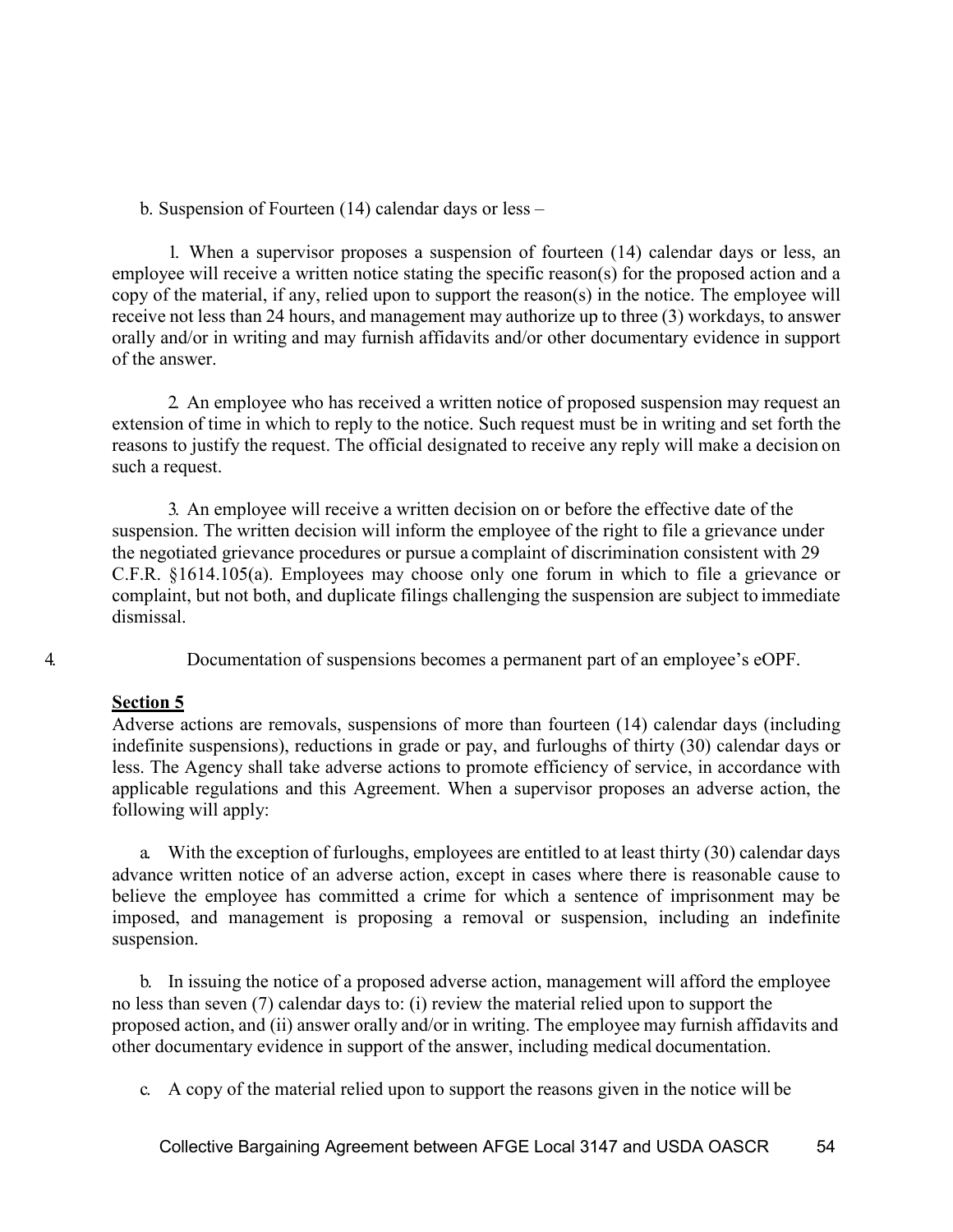b. Suspension of Fourteen (14) calendar days or less –

1. When a supervisor proposes a suspension of fourteen (14) calendar days or less, an employee will receive a written notice stating the specific reason(s) for the proposed action and a copy of the material, if any, relied upon to support the reason(s) in the notice. The employee will receive not less than 24 hours, and management may authorize up to three (3) workdays, to answer orally and/or in writing and may furnish affidavits and/or other documentary evidence in support of the answer.

2. An employee who has received a written notice of proposed suspension may request an extension of time in which to reply to the notice. Such request must be in writing and set forth the reasons to justify the request. The official designated to receive any reply will make a decision on such a request.

3. An employee will receive a written decision on or before the effective date of the suspension. The written decision will inform the employee of the right to file a grievance under the negotiated grievance procedures or pursue a complaint of discrimination consistent with 29 C.F.R. §1614.105(a). Employees may choose only one forum in which to file a grievance or complaint, but not both, and duplicate filings challenging the suspension are subject to immediate dismissal.

4. Documentation of suspensions becomes a permanent part of an employee's eOPF.

**Section 5**

Adverse actions are removals, suspensions of more than fourteen (14) calendar days (including indefinite suspensions), reductions in grade or pay, and furloughs of thirty (30) calendar days or less. The Agency shall take adverse actions to promote efficiency of service, in accordance with applicable regulations and this Agreement. When a supervisor proposes an adverse action, the following will apply:

a. With the exception of furloughs, employees are entitled to at least thirty (30) calendar days advance written notice of an adverse action, except in cases where there is reasonable cause to believe the employee has committed a crime for which a sentence of imprisonment may be imposed, and management is proposing a removal or suspension, including an indefinite suspension.

b. In issuing the notice of a proposed adverse action, management will afford the employee no less than seven (7) calendar days to: (i) review the material relied upon to support the proposed action, and (ii) answer orally and/or in writing. The employee may furnish affidavits and other documentary evidence in support of the answer, including medical documentation.

c. A copy of the material relied upon to support the reasons given in the notice will be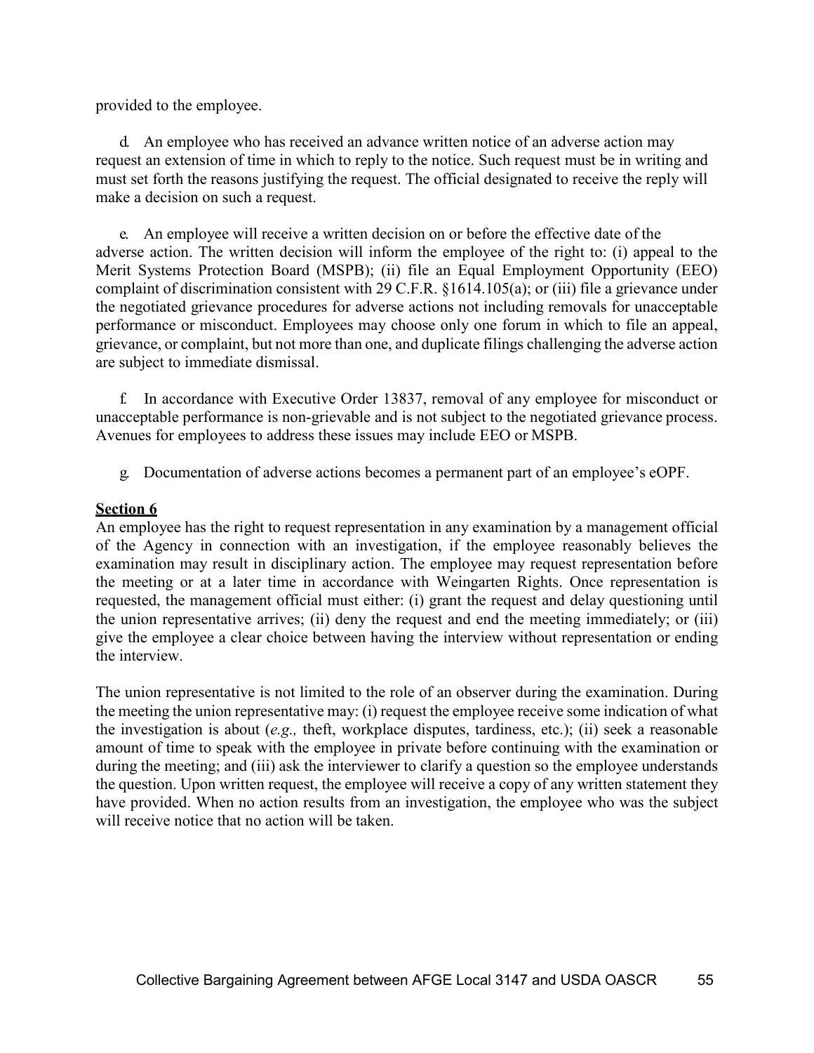provided to the employee.

d. An employee who has received an advance written notice of an adverse action may request an extension of time in which to reply to the notice. Such request must be in writing and must set forth the reasons justifying the request. The official designated to receive the reply will make a decision on such a request.

e. An employee will receive a written decision on or before the effective date of the adverse action. The written decision will inform the employee of the right to: (i) appeal to the Merit Systems Protection Board (MSPB); (ii) file an Equal Employment Opportunity (EEO) complaint of discrimination consistent with 29 C.F.R. §1614.105(a); or (iii) file a grievance under the negotiated grievance procedures for adverse actions not including removals for unacceptable performance or misconduct. Employees may choose only one forum in which to file an appeal, grievance, or complaint, but not more than one, and duplicate filings challenging the adverse action are subject to immediate dismissal.

f. In accordance with Executive Order 13837, removal of any employee for misconduct or unacceptable performance is non-grievable and is not subject to the negotiated grievance process. Avenues for employees to address these issues may include EEO or MSPB.

g. Documentation of adverse actions becomes a permanent part of an employee's eOPF.

**Section 6**

An employee has the right to request representation in any examination by a management official of the Agency in connection with an investigation, if the employee reasonably believes the examination may result in disciplinary action. The employee may request representation before the meeting or at a later time in accordance with Weingarten Rights. Once representation is requested, the management official must either: (i) grant the request and delay questioning until the union representative arrives; (ii) deny the request and end the meeting immediately; or (iii) give the employee a clear choice between having the interview without representation or ending the interview.

The union representative is not limited to the role of an observer during the examination. During the meeting the union representative may: (i) request the employee receive some indication of what the investigation is about (*e.g.,* theft, workplace disputes, tardiness, etc.); (ii) seek a reasonable amount of time to speak with the employee in private before continuing with the examination or during the meeting; and (iii) ask the interviewer to clarify a question so the employee understands the question. Upon written request, the employee will receive a copy of any written statement they have provided. When no action results from an investigation, the employee who was the subject will receive notice that no action will be taken.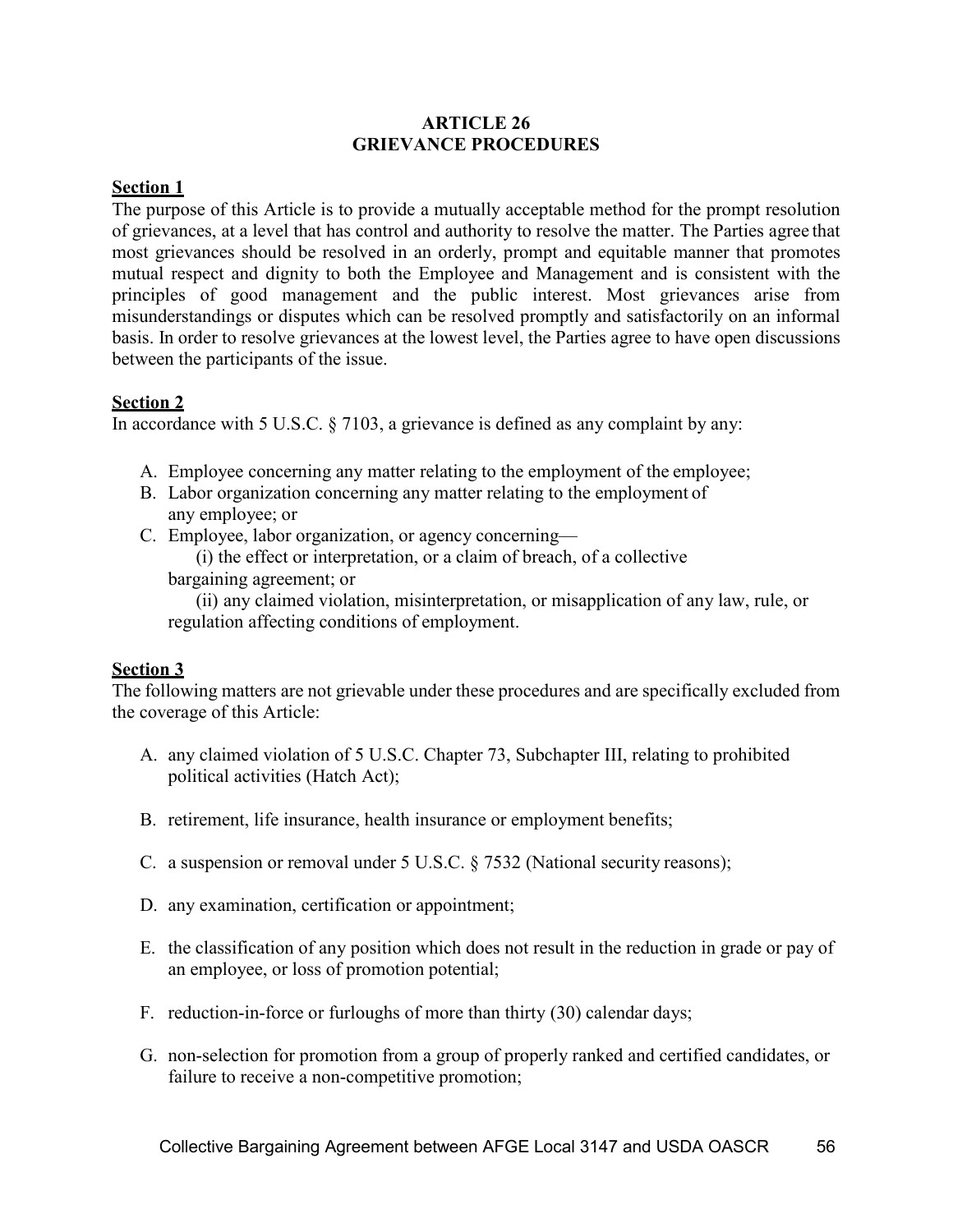# ARTICLE 26
# GRIEVANCE PROCEDURES

**Section 1**

The purpose of this Article is to provide a mutually acceptable method for the prompt resolution of grievances, at a level that has control and authority to resolve the matter. The Parties agree that most grievances should be resolved in an orderly, prompt and equitable manner that promotes mutual respect and dignity to both the Employee and Management and is consistent with the principles of good management and the public interest. Most grievances arise from misunderstandings or disputes which can be resolved promptly and satisfactorily on an informal basis. In order to resolve grievances at the lowest level, the Parties agree to have open discussions between the participants of the issue.

**Section 2**

In accordance with 5 U.S.C. § 7103, a grievance is defined as any complaint by any:

A. Employee concerning any matter relating to the employment of the employee;
B. Labor organization concerning any matter relating to the employment of any employee; or
C. Employee, labor organization, or agency concerning—
   (i) the effect or interpretation, or a claim of breach, of a collective bargaining agreement; or
   (ii) any claimed violation, misinterpretation, or misapplication of any law, rule, or regulation affecting conditions of employment.

**Section 3**

The following matters are not grievable under these procedures and are specifically excluded from the coverage of this Article:

A. any claimed violation of 5 U.S.C. Chapter 73, Subchapter III, relating to prohibited political activities (Hatch Act);

B. retirement, life insurance, health insurance or employment benefits;

C. a suspension or removal under 5 U.S.C. § 7532 (National security reasons);

D. any examination, certification or appointment;

E. the classification of any position which does not result in the reduction in grade or pay of an employee, or loss of promotion potential;

F. reduction-in-force or furloughs of more than thirty (30) calendar days;

G. non-selection for promotion from a group of properly ranked and certified candidates, or failure to receive a non-competitive promotion;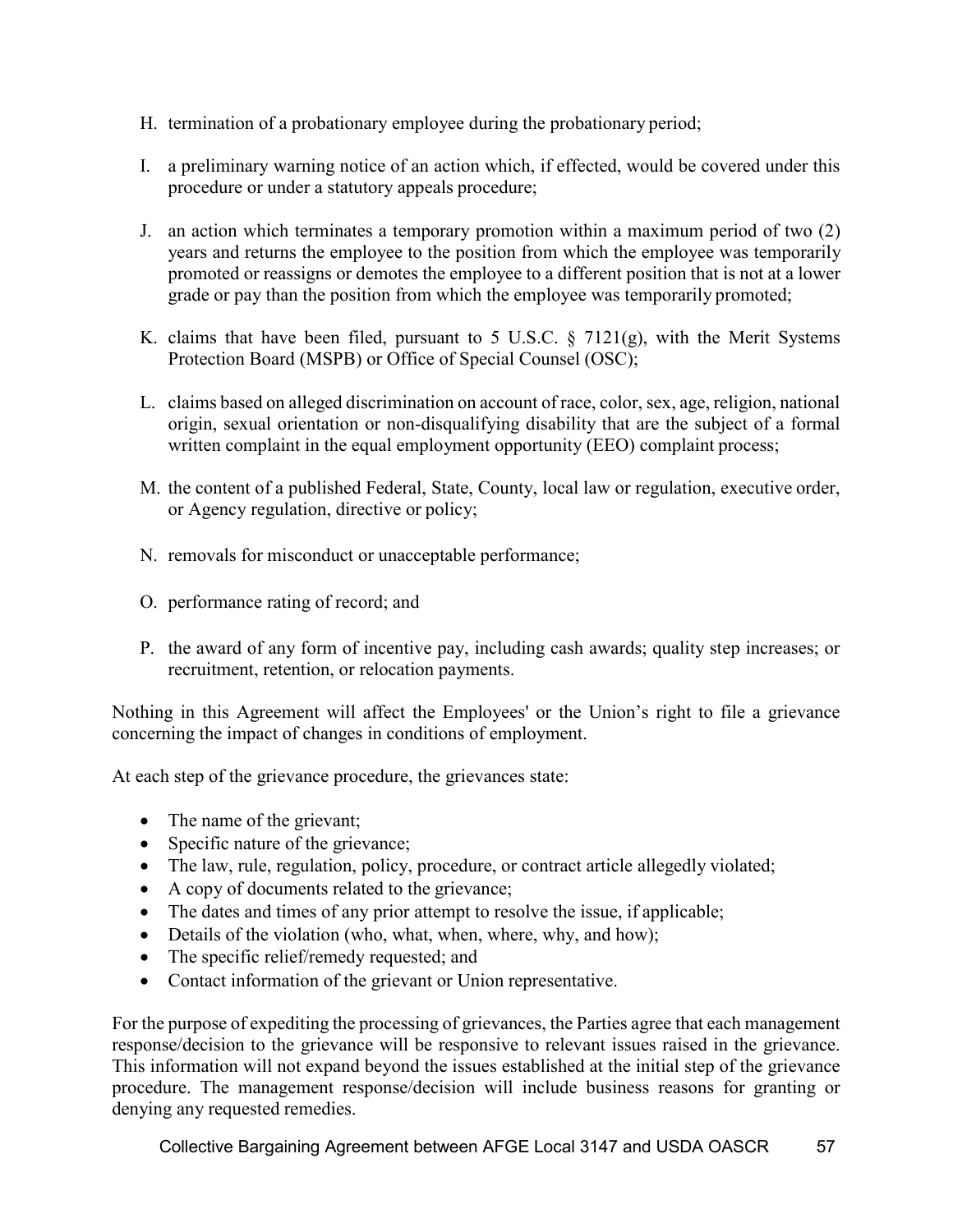H. termination of a probationary employee during the probationary period;

I. a preliminary warning notice of an action which, if effected, would be covered under this procedure or under a statutory appeals procedure;

J. an action which terminates a temporary promotion within a maximum period of two (2) years and returns the employee to the position from which the employee was temporarily promoted or reassigns or demotes the employee to a different position that is not at a lower grade or pay than the position from which the employee was temporarily promoted;

K. claims that have been filed, pursuant to 5 U.S.C. § 7121(g), with the Merit Systems Protection Board (MSPB) or Office of Special Counsel (OSC);

L. claims based on alleged discrimination on account of race, color, sex, age, religion, national origin, sexual orientation or non-disqualifying disability that are the subject of a formal written complaint in the equal employment opportunity (EEO) complaint process;

M. the content of a published Federal, State, County, local law or regulation, executive order, or Agency regulation, directive or policy;

N. removals for misconduct or unacceptable performance;

O. performance rating of record; and

P. the award of any form of incentive pay, including cash awards; quality step increases; or recruitment, retention, or relocation payments.

Nothing in this Agreement will affect the Employees' or the Union's right to file a grievance concerning the impact of changes in conditions of employment.

At each step of the grievance procedure, the grievances state:

- The name of the grievant;
- Specific nature of the grievance;
- The law, rule, regulation, policy, procedure, or contract article allegedly violated;
- A copy of documents related to the grievance;
- The dates and times of any prior attempt to resolve the issue, if applicable;
- Details of the violation (who, what, when, where, why, and how);
- The specific relief/remedy requested; and
- Contact information of the grievant or Union representative.

For the purpose of expediting the processing of grievances, the Parties agree that each management response/decision to the grievance will be responsive to relevant issues raised in the grievance. This information will not expand beyond the issues established at the initial step of the grievance procedure. The management response/decision will include business reasons for granting or denying any requested remedies.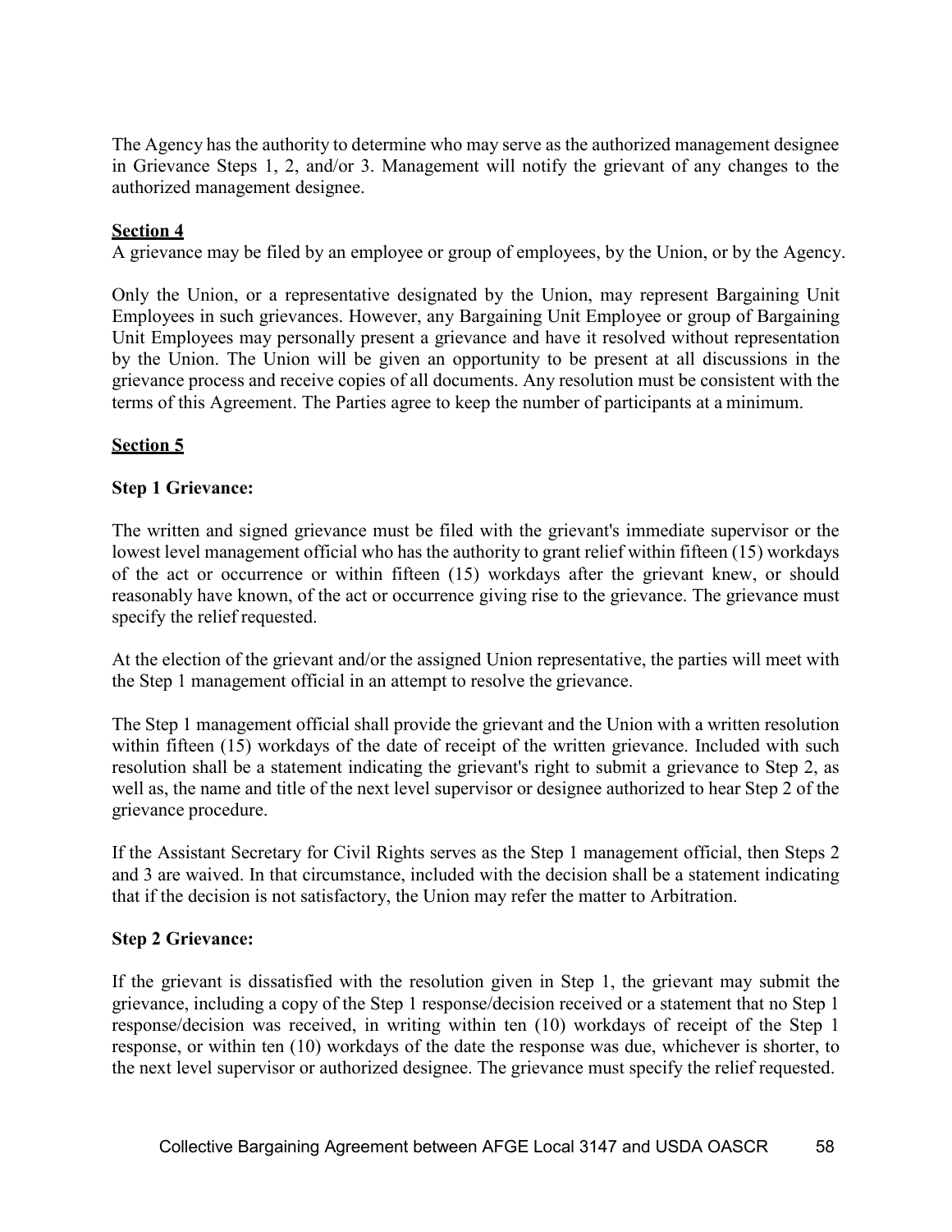The Agency has the authority to determine who may serve as the authorized management designee in Grievance Steps 1, 2, and/or 3. Management will notify the grievant of any changes to the authorized management designee.

**Section 4**

A grievance may be filed by an employee or group of employees, by the Union, or by the Agency.

Only the Union, or a representative designated by the Union, may represent Bargaining Unit Employees in such grievances. However, any Bargaining Unit Employee or group of Bargaining Unit Employees may personally present a grievance and have it resolved without representation by the Union. The Union will be given an opportunity to be present at all discussions in the grievance process and receive copies of all documents. Any resolution must be consistent with the terms of this Agreement. The Parties agree to keep the number of participants at a minimum.

**Section 5**

**Step 1 Grievance:**

The written and signed grievance must be filed with the grievant's immediate supervisor or the lowest level management official who has the authority to grant relief within fifteen (15) workdays of the act or occurrence or within fifteen (15) workdays after the grievant knew, or should reasonably have known, of the act or occurrence giving rise to the grievance. The grievance must specify the relief requested.

At the election of the grievant and/or the assigned Union representative, the parties will meet with the Step 1 management official in an attempt to resolve the grievance.

The Step 1 management official shall provide the grievant and the Union with a written resolution within fifteen (15) workdays of the date of receipt of the written grievance. Included with such resolution shall be a statement indicating the grievant's right to submit a grievance to Step 2, as well as, the name and title of the next level supervisor or designee authorized to hear Step 2 of the grievance procedure.

If the Assistant Secretary for Civil Rights serves as the Step 1 management official, then Steps 2 and 3 are waived. In that circumstance, included with the decision shall be a statement indicating that if the decision is not satisfactory, the Union may refer the matter to Arbitration.

**Step 2 Grievance:**

If the grievant is dissatisfied with the resolution given in Step 1, the grievant may submit the grievance, including a copy of the Step 1 response/decision received or a statement that no Step 1 response/decision was received, in writing within ten (10) workdays of receipt of the Step 1 response, or within ten (10) workdays of the date the response was due, whichever is shorter, to the next level supervisor or authorized designee. The grievance must specify the relief requested.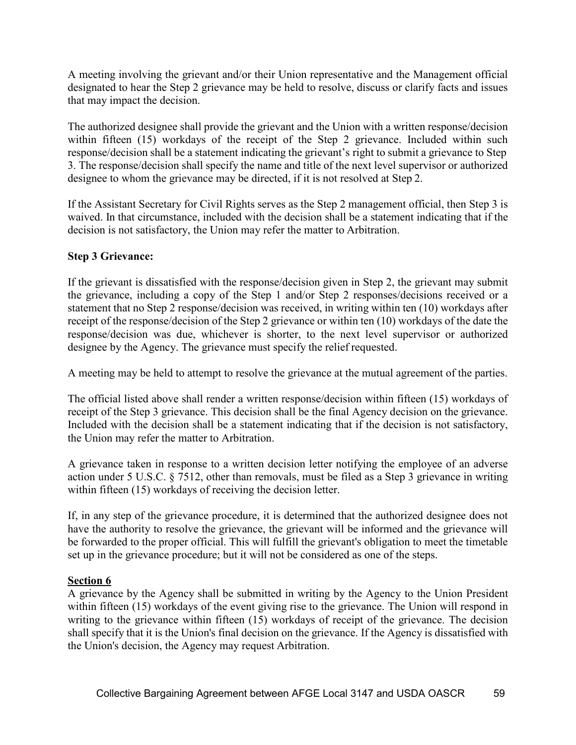A meeting involving the grievant and/or their Union representative and the Management official designated to hear the Step 2 grievance may be held to resolve, discuss or clarify facts and issues that may impact the decision.

The authorized designee shall provide the grievant and the Union with a written response/decision within fifteen (15) workdays of the receipt of the Step 2 grievance. Included within such response/decision shall be a statement indicating the grievant's right to submit a grievance to Step 3. The response/decision shall specify the name and title of the next level supervisor or authorized designee to whom the grievance may be directed, if it is not resolved at Step 2.

If the Assistant Secretary for Civil Rights serves as the Step 2 management official, then Step 3 is waived. In that circumstance, included with the decision shall be a statement indicating that if the decision is not satisfactory, the Union may refer the matter to Arbitration.

**Step 3 Grievance:**

If the grievant is dissatisfied with the response/decision given in Step 2, the grievant may submit the grievance, including a copy of the Step 1 and/or Step 2 responses/decisions received or a statement that no Step 2 response/decision was received, in writing within ten (10) workdays after receipt of the response/decision of the Step 2 grievance or within ten (10) workdays of the date the response/decision was due, whichever is shorter, to the next level supervisor or authorized designee by the Agency. The grievance must specify the relief requested.

A meeting may be held to attempt to resolve the grievance at the mutual agreement of the parties.

The official listed above shall render a written response/decision within fifteen (15) workdays of receipt of the Step 3 grievance. This decision shall be the final Agency decision on the grievance. Included with the decision shall be a statement indicating that if the decision is not satisfactory, the Union may refer the matter to Arbitration.

A grievance taken in response to a written decision letter notifying the employee of an adverse action under 5 U.S.C. § 7512, other than removals, must be filed as a Step 3 grievance in writing within fifteen (15) workdays of receiving the decision letter.

If, in any step of the grievance procedure, it is determined that the authorized designee does not have the authority to resolve the grievance, the grievant will be informed and the grievance will be forwarded to the proper official. This will fulfill the grievant's obligation to meet the timetable set up in the grievance procedure; but it will not be considered as one of the steps.

**Section 6**

A grievance by the Agency shall be submitted in writing by the Agency to the Union President within fifteen (15) workdays of the event giving rise to the grievance. The Union will respond in writing to the grievance within fifteen (15) workdays of receipt of the grievance. The decision shall specify that it is the Union's final decision on the grievance. If the Agency is dissatisfied with the Union's decision, the Agency may request Arbitration.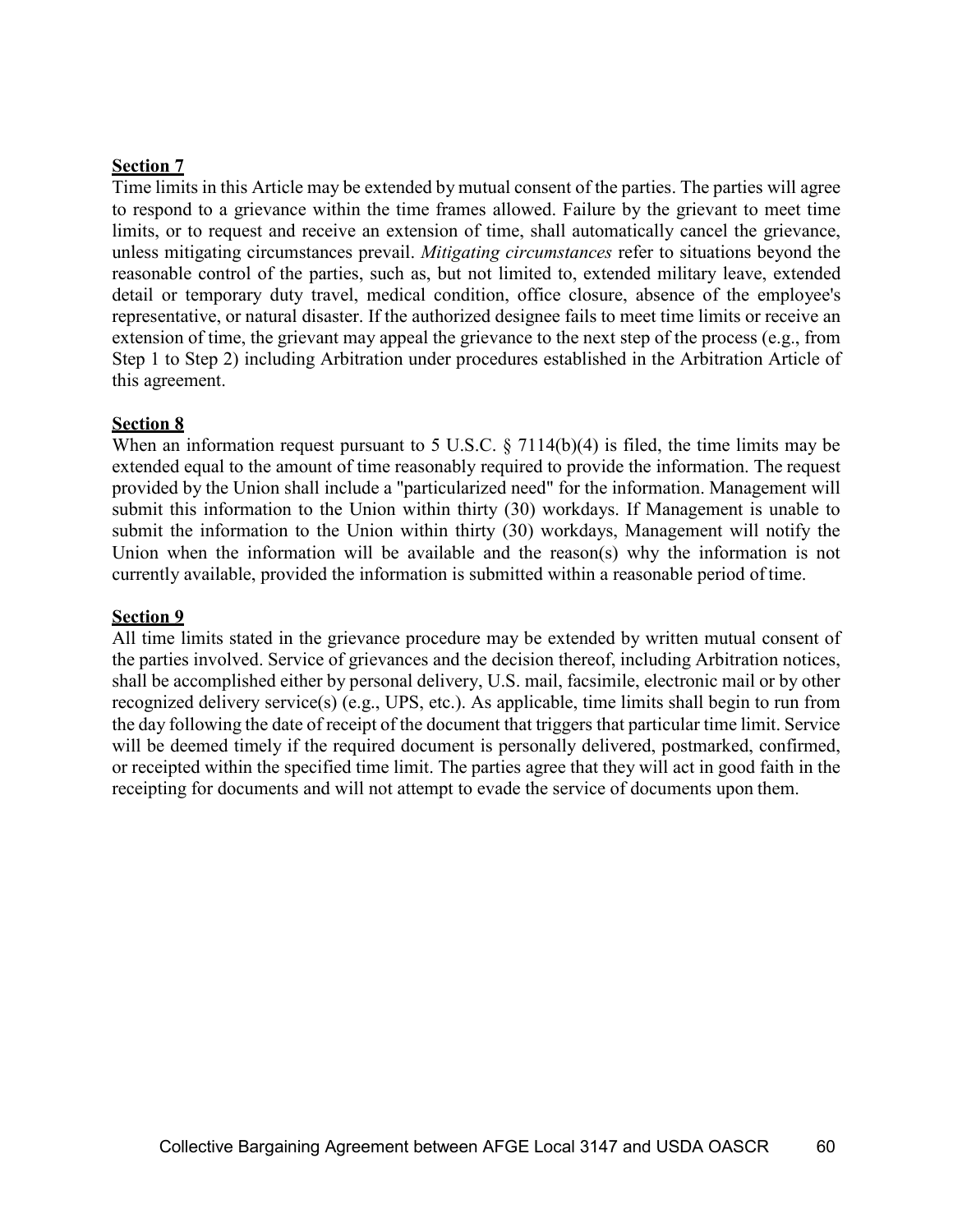**Section 7**

Time limits in this Article may be extended by mutual consent of the parties. The parties will agree to respond to a grievance within the time frames allowed. Failure by the grievant to meet time limits, or to request and receive an extension of time, shall automatically cancel the grievance, unless mitigating circumstances prevail. *Mitigating circumstances* refer to situations beyond the reasonable control of the parties, such as, but not limited to, extended military leave, extended detail or temporary duty travel, medical condition, office closure, absence of the employee's representative, or natural disaster. If the authorized designee fails to meet time limits or receive an extension of time, the grievant may appeal the grievance to the next step of the process (e.g., from Step 1 to Step 2) including Arbitration under procedures established in the Arbitration Article of this agreement.

**Section 8**

When an information request pursuant to 5 U.S.C. § 7114(b)(4) is filed, the time limits may be extended equal to the amount of time reasonably required to provide the information. The request provided by the Union shall include a "particularized need" for the information. Management will submit this information to the Union within thirty (30) workdays. If Management is unable to submit the information to the Union within thirty (30) workdays, Management will notify the Union when the information will be available and the reason(s) why the information is not currently available, provided the information is submitted within a reasonable period of time.

**Section 9**

All time limits stated in the grievance procedure may be extended by written mutual consent of the parties involved. Service of grievances and the decision thereof, including Arbitration notices, shall be accomplished either by personal delivery, U.S. mail, facsimile, electronic mail or by other recognized delivery service(s) (e.g., UPS, etc.). As applicable, time limits shall begin to run from the day following the date of receipt of the document that triggers that particular time limit. Service will be deemed timely if the required document is personally delivered, postmarked, confirmed, or receipted within the specified time limit. The parties agree that they will act in good faith in the receipting for documents and will not attempt to evade the service of documents upon them.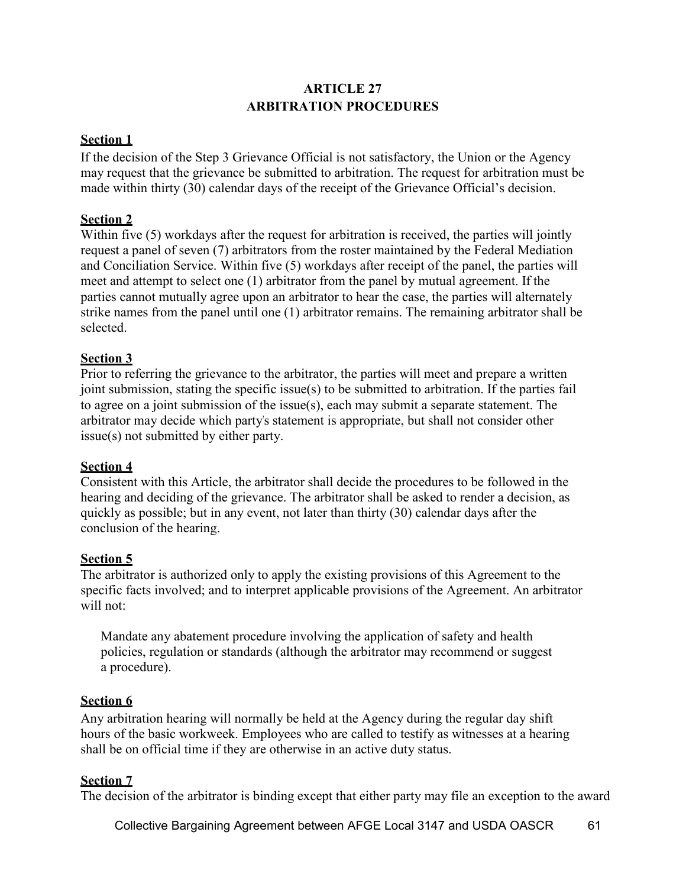## ARTICLE 27
## ARBITRATION PROCEDURES

**Section 1**

If the decision of the Step 3 Grievance Official is not satisfactory, the Union or the Agency may request that the grievance be submitted to arbitration. The request for arbitration must be made within thirty (30) calendar days of the receipt of the Grievance Official's decision.

**Section 2**

Within five (5) workdays after the request for arbitration is received, the parties will jointly request a panel of seven (7) arbitrators from the roster maintained by the Federal Mediation and Conciliation Service. Within five (5) workdays after receipt of the panel, the parties will meet and attempt to select one (1) arbitrator from the panel by mutual agreement. If the parties cannot mutually agree upon an arbitrator to hear the case, the parties will alternately strike names from the panel until one (1) arbitrator remains. The remaining arbitrator shall be selected.

**Section 3**

Prior to referring the grievance to the arbitrator, the parties will meet and prepare a written joint submission, stating the specific issue(s) to be submitted to arbitration. If the parties fail to agree on a joint submission of the issue(s), each may submit a separate statement. The arbitrator may decide which party's statement is appropriate, but shall not consider other issue(s) not submitted by either party.

**Section 4**

Consistent with this Article, the arbitrator shall decide the procedures to be followed in the hearing and deciding of the grievance. The arbitrator shall be asked to render a decision, as quickly as possible; but in any event, not later than thirty (30) calendar days after the conclusion of the hearing.

**Section 5**

The arbitrator is authorized only to apply the existing provisions of this Agreement to the specific facts involved; and to interpret applicable provisions of the Agreement. An arbitrator will not:

> Mandate any abatement procedure involving the application of safety and health policies, regulation or standards (although the arbitrator may recommend or suggest a procedure).

**Section 6**

Any arbitration hearing will normally be held at the Agency during the regular day shift hours of the basic workweek. Employees who are called to testify as witnesses at a hearing shall be on official time if they are otherwise in an active duty status.

**Section 7**

The decision of the arbitrator is binding except that either party may file an exception to the award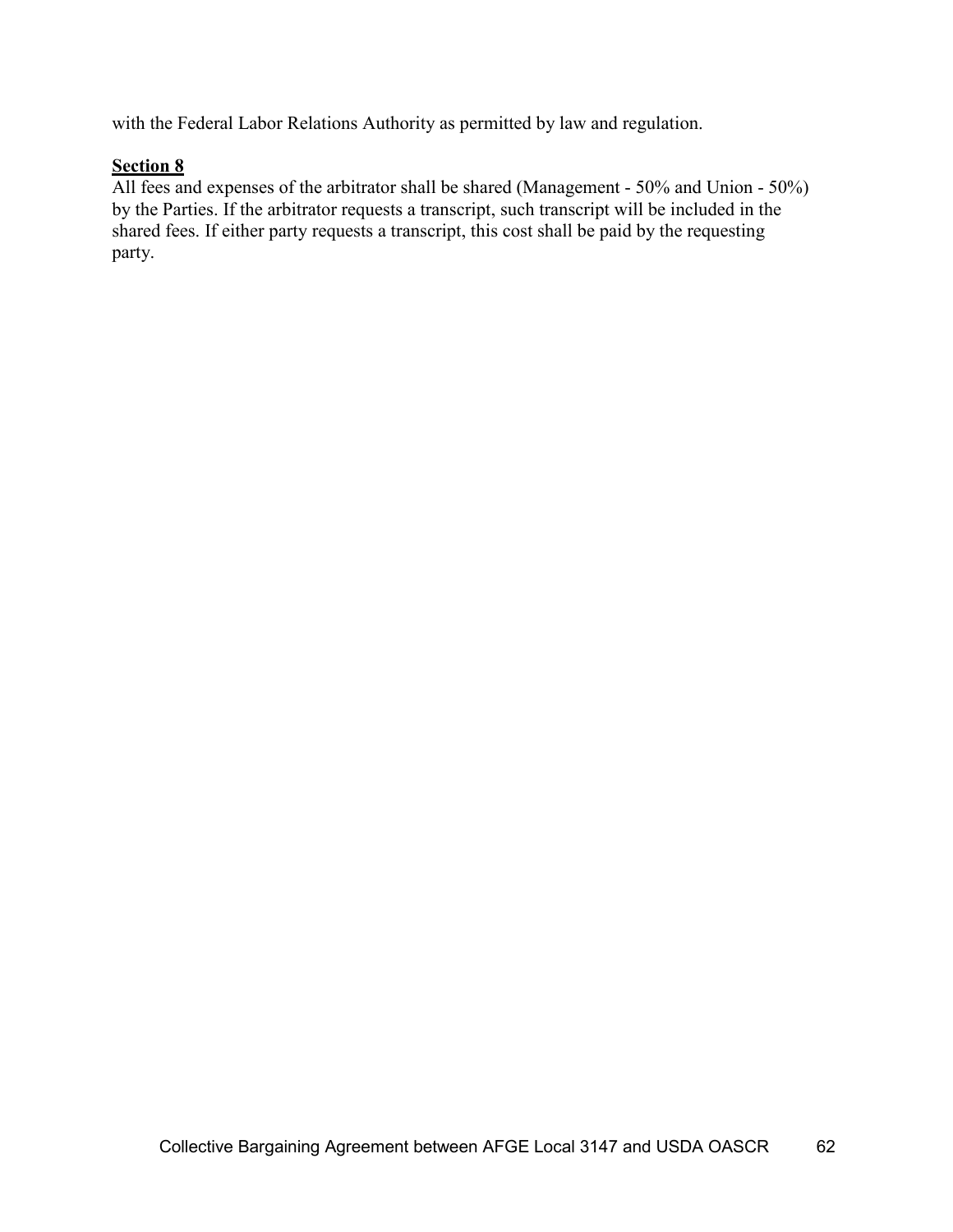with the Federal Labor Relations Authority as permitted by law and regulation.

**Section 8**

All fees and expenses of the arbitrator shall be shared (Management - 50% and Union - 50%) by the Parties. If the arbitrator requests a transcript, such transcript will be included in the shared fees. If either party requests a transcript, this cost shall be paid by the requesting party.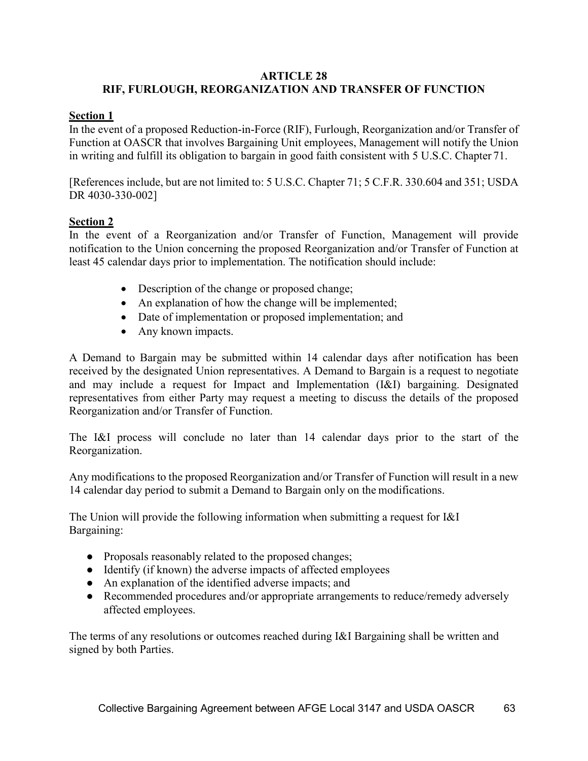# ARTICLE 28
# RIF, FURLOUGH, REORGANIZATION AND TRANSFER OF FUNCTION

**Section 1**

In the event of a proposed Reduction-in-Force (RIF), Furlough, Reorganization and/or Transfer of Function at OASCR that involves Bargaining Unit employees, Management will notify the Union in writing and fulfill its obligation to bargain in good faith consistent with 5 U.S.C. Chapter 71.

[References include, but are not limited to: 5 U.S.C. Chapter 71; 5 C.F.R. 330.604 and 351; USDA DR 4030-330-002]

**Section 2**

In the event of a Reorganization and/or Transfer of Function, Management will provide notification to the Union concerning the proposed Reorganization and/or Transfer of Function at least 45 calendar days prior to implementation. The notification should include:

- Description of the change or proposed change;
- An explanation of how the change will be implemented;
- Date of implementation or proposed implementation; and
- Any known impacts.

A Demand to Bargain may be submitted within 14 calendar days after notification has been received by the designated Union representatives. A Demand to Bargain is a request to negotiate and may include a request for Impact and Implementation (I&I) bargaining. Designated representatives from either Party may request a meeting to discuss the details of the proposed Reorganization and/or Transfer of Function.

The I&I process will conclude no later than 14 calendar days prior to the start of the Reorganization.

Any modifications to the proposed Reorganization and/or Transfer of Function will result in a new 14 calendar day period to submit a Demand to Bargain only on the modifications.

The Union will provide the following information when submitting a request for I&I Bargaining:

- Proposals reasonably related to the proposed changes;
- Identify (if known) the adverse impacts of affected employees
- An explanation of the identified adverse impacts; and
- Recommended procedures and/or appropriate arrangements to reduce/remedy adversely affected employees.

The terms of any resolutions or outcomes reached during I&I Bargaining shall be written and signed by both Parties.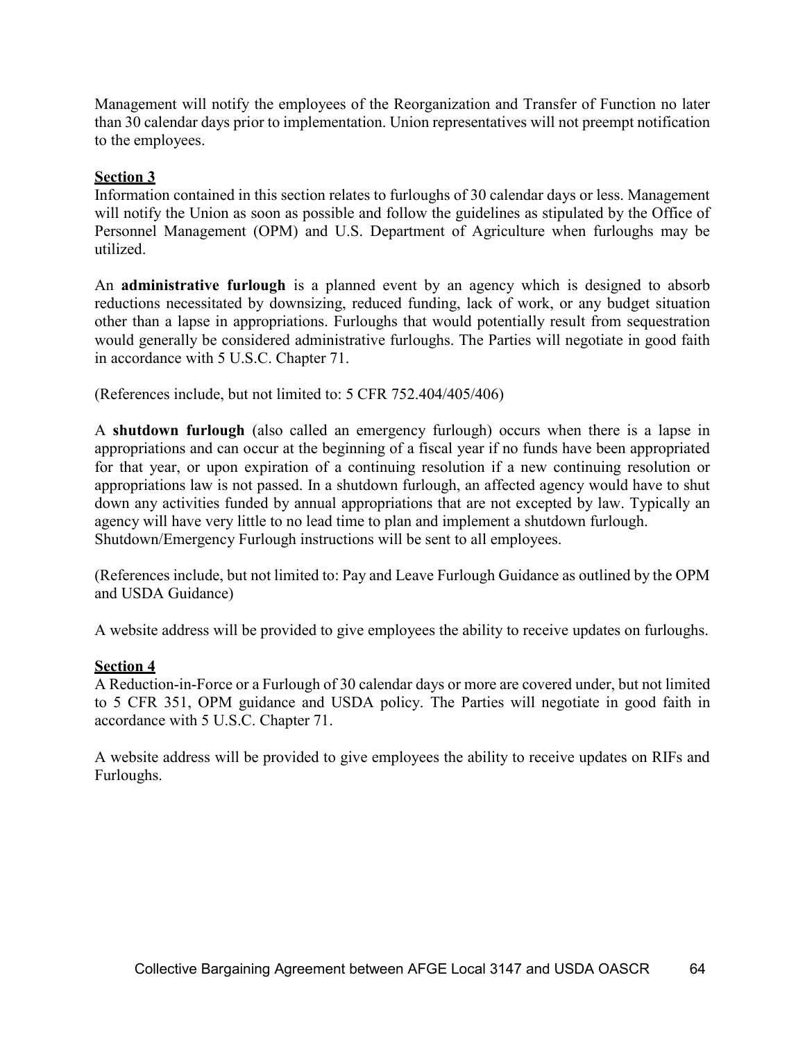Management will notify the employees of the Reorganization and Transfer of Function no later than 30 calendar days prior to implementation. Union representatives will not preempt notification to the employees.

**Section 3**

Information contained in this section relates to furloughs of 30 calendar days or less. Management will notify the Union as soon as possible and follow the guidelines as stipulated by the Office of Personnel Management (OPM) and U.S. Department of Agriculture when furloughs may be utilized.

An **administrative furlough** is a planned event by an agency which is designed to absorb reductions necessitated by downsizing, reduced funding, lack of work, or any budget situation other than a lapse in appropriations. Furloughs that would potentially result from sequestration would generally be considered administrative furloughs. The Parties will negotiate in good faith in accordance with 5 U.S.C. Chapter 71.

(References include, but not limited to: 5 CFR 752.404/405/406)

A **shutdown furlough** (also called an emergency furlough) occurs when there is a lapse in appropriations and can occur at the beginning of a fiscal year if no funds have been appropriated for that year, or upon expiration of a continuing resolution if a new continuing resolution or appropriations law is not passed. In a shutdown furlough, an affected agency would have to shut down any activities funded by annual appropriations that are not excepted by law. Typically an agency will have very little to no lead time to plan and implement a shutdown furlough. Shutdown/Emergency Furlough instructions will be sent to all employees.

(References include, but not limited to: Pay and Leave Furlough Guidance as outlined by the OPM and USDA Guidance)

A website address will be provided to give employees the ability to receive updates on furloughs.

**Section 4**

A Reduction-in-Force or a Furlough of 30 calendar days or more are covered under, but not limited to 5 CFR 351, OPM guidance and USDA policy. The Parties will negotiate in good faith in accordance with 5 U.S.C. Chapter 71.

A website address will be provided to give employees the ability to receive updates on RIFs and Furloughs.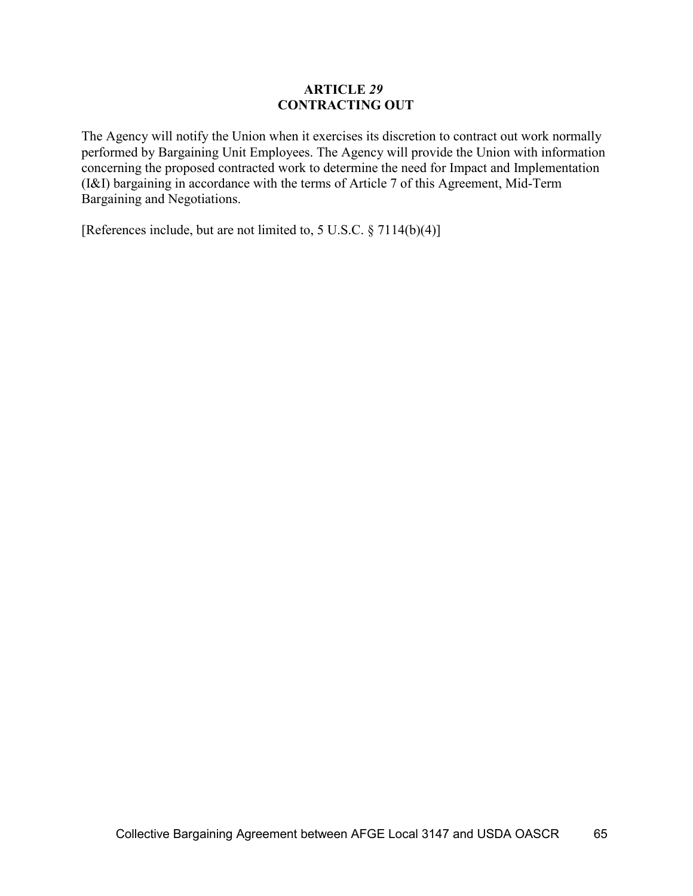# ARTICLE *29*
# CONTRACTING OUT

The Agency will notify the Union when it exercises its discretion to contract out work normally performed by Bargaining Unit Employees. The Agency will provide the Union with information concerning the proposed contracted work to determine the need for Impact and Implementation (I&I) bargaining in accordance with the terms of Article 7 of this Agreement, Mid-Term Bargaining and Negotiations.

[References include, but are not limited to, 5 U.S.C. § 7114(b)(4)]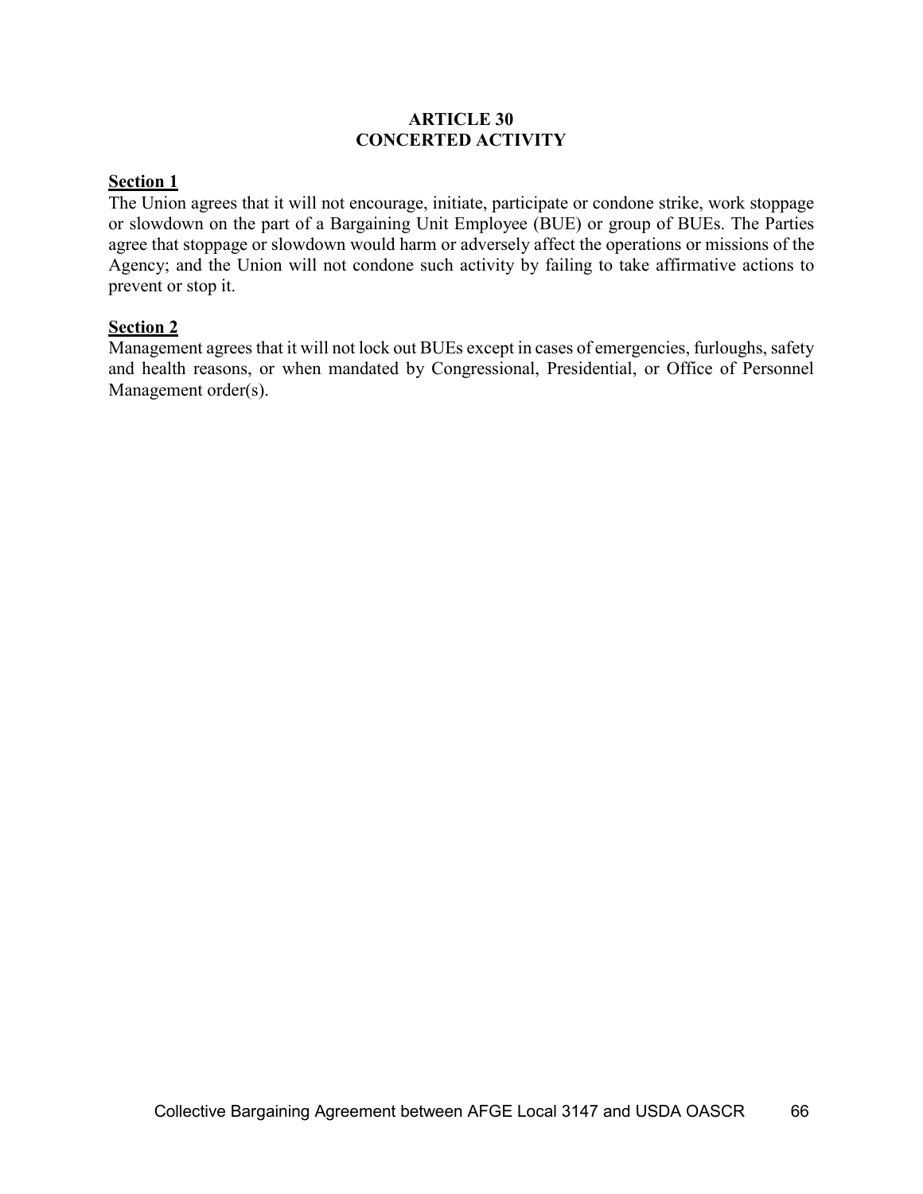# ARTICLE 30
# CONCERTED ACTIVITY

**Section 1**

The Union agrees that it will not encourage, initiate, participate or condone strike, work stoppage or slowdown on the part of a Bargaining Unit Employee (BUE) or group of BUEs. The Parties agree that stoppage or slowdown would harm or adversely affect the operations or missions of the Agency; and the Union will not condone such activity by failing to take affirmative actions to prevent or stop it.

**Section 2**

Management agrees that it will not lock out BUEs except in cases of emergencies, furloughs, safety and health reasons, or when mandated by Congressional, Presidential, or Office of Personnel Management order(s).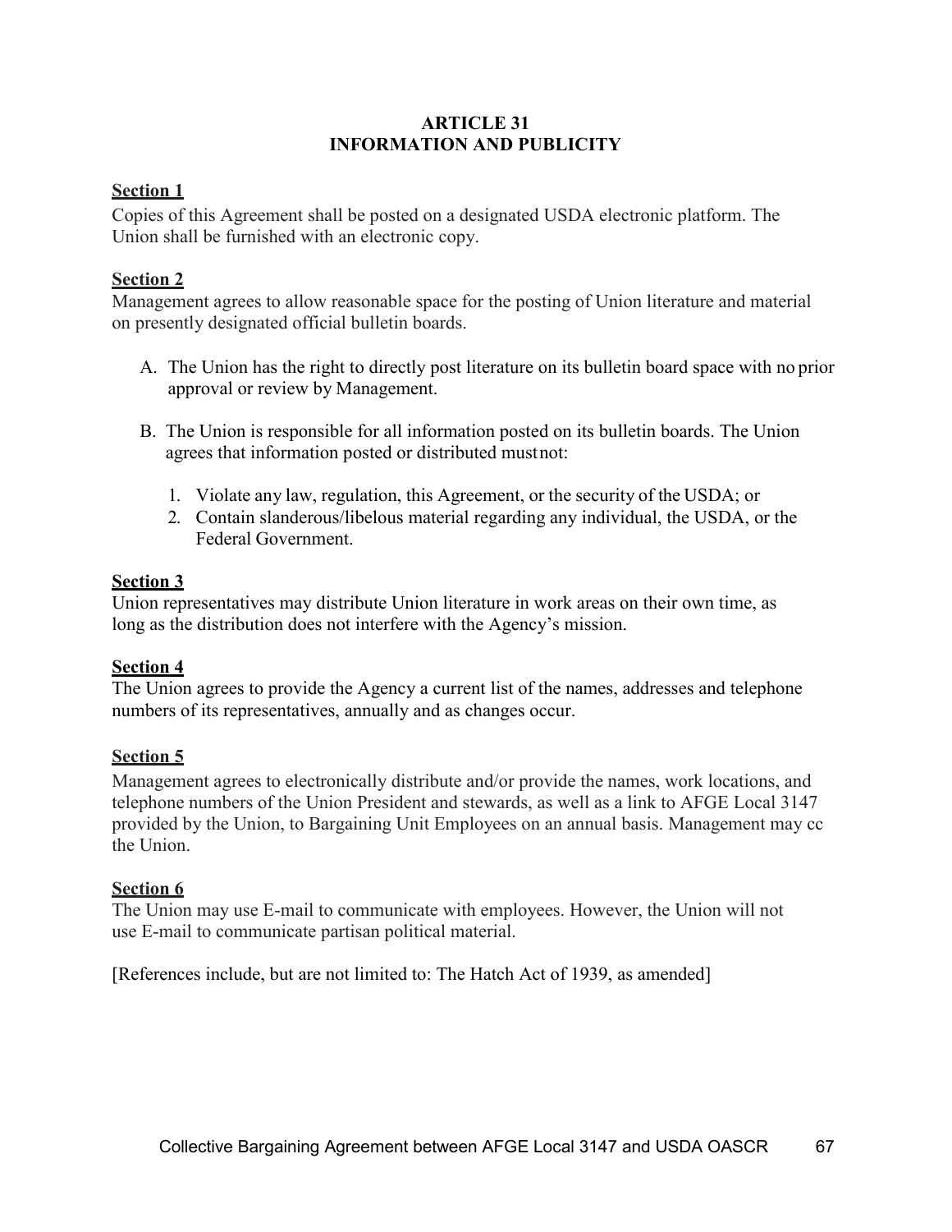# ARTICLE 31
# INFORMATION AND PUBLICITY

**Section 1**

Copies of this Agreement shall be posted on a designated USDA electronic platform. The Union shall be furnished with an electronic copy.

**Section 2**

Management agrees to allow reasonable space for the posting of Union literature and material on presently designated official bulletin boards.

A. The Union has the right to directly post literature on its bulletin board space with no prior approval or review by Management.

B. The Union is responsible for all information posted on its bulletin boards. The Union agrees that information posted or distributed must not:

   1. Violate any law, regulation, this Agreement, or the security of the USDA; or
   2. Contain slanderous/libelous material regarding any individual, the USDA, or the Federal Government.

**Section 3**

Union representatives may distribute Union literature in work areas on their own time, as long as the distribution does not interfere with the Agency's mission.

**Section 4**

The Union agrees to provide the Agency a current list of the names, addresses and telephone numbers of its representatives, annually and as changes occur.

**Section 5**

Management agrees to electronically distribute and/or provide the names, work locations, and telephone numbers of the Union President and stewards, as well as a link to AFGE Local 3147 provided by the Union, to Bargaining Unit Employees on an annual basis. Management may cc the Union.

**Section 6**

The Union may use E-mail to communicate with employees. However, the Union will not use E-mail to communicate partisan political material.

[References include, but are not limited to: The Hatch Act of 1939, as amended]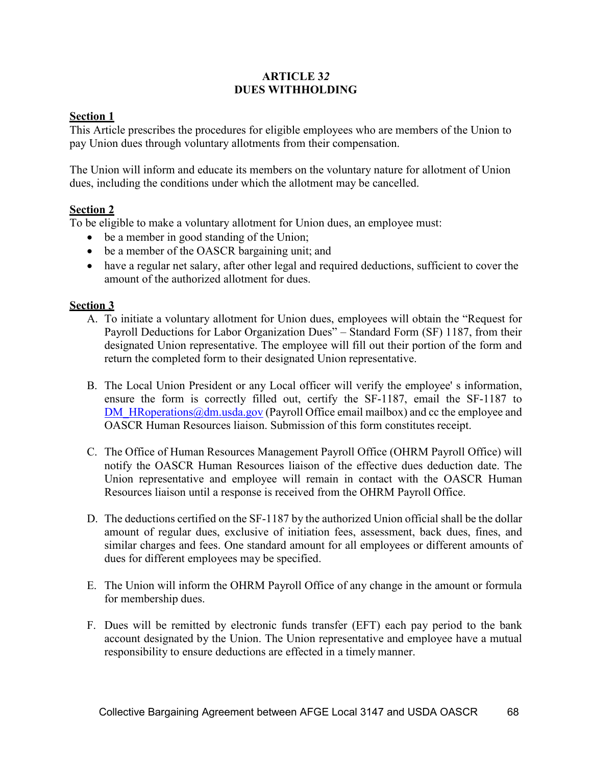# ARTICLE 32
# DUES WITHHOLDING

**Section 1**

This Article prescribes the procedures for eligible employees who are members of the Union to pay Union dues through voluntary allotments from their compensation.

The Union will inform and educate its members on the voluntary nature for allotment of Union dues, including the conditions under which the allotment may be cancelled.

**Section 2**

To be eligible to make a voluntary allotment for Union dues, an employee must:

- be a member in good standing of the Union;
- be a member of the OASCR bargaining unit; and
- have a regular net salary, after other legal and required deductions, sufficient to cover the amount of the authorized allotment for dues.

**Section 3**

A. To initiate a voluntary allotment for Union dues, employees will obtain the "Request for Payroll Deductions for Labor Organization Dues" – Standard Form (SF) 1187, from their designated Union representative. The employee will fill out their portion of the form and return the completed form to their designated Union representative.

B. The Local Union President or any Local officer will verify the employee' s information, ensure the form is correctly filled out, certify the SF-1187, email the SF-1187 to DM_HRoperations@dm.usda.gov (Payroll Office email mailbox) and cc the employee and OASCR Human Resources liaison. Submission of this form constitutes receipt.

C. The Office of Human Resources Management Payroll Office (OHRM Payroll Office) will notify the OASCR Human Resources liaison of the effective dues deduction date. The Union representative and employee will remain in contact with the OASCR Human Resources liaison until a response is received from the OHRM Payroll Office.

D. The deductions certified on the SF-1187 by the authorized Union official shall be the dollar amount of regular dues, exclusive of initiation fees, assessment, back dues, fines, and similar charges and fees. One standard amount for all employees or different amounts of dues for different employees may be specified.

E. The Union will inform the OHRM Payroll Office of any change in the amount or formula for membership dues.

F. Dues will be remitted by electronic funds transfer (EFT) each pay period to the bank account designated by the Union. The Union representative and employee have a mutual responsibility to ensure deductions are effected in a timely manner.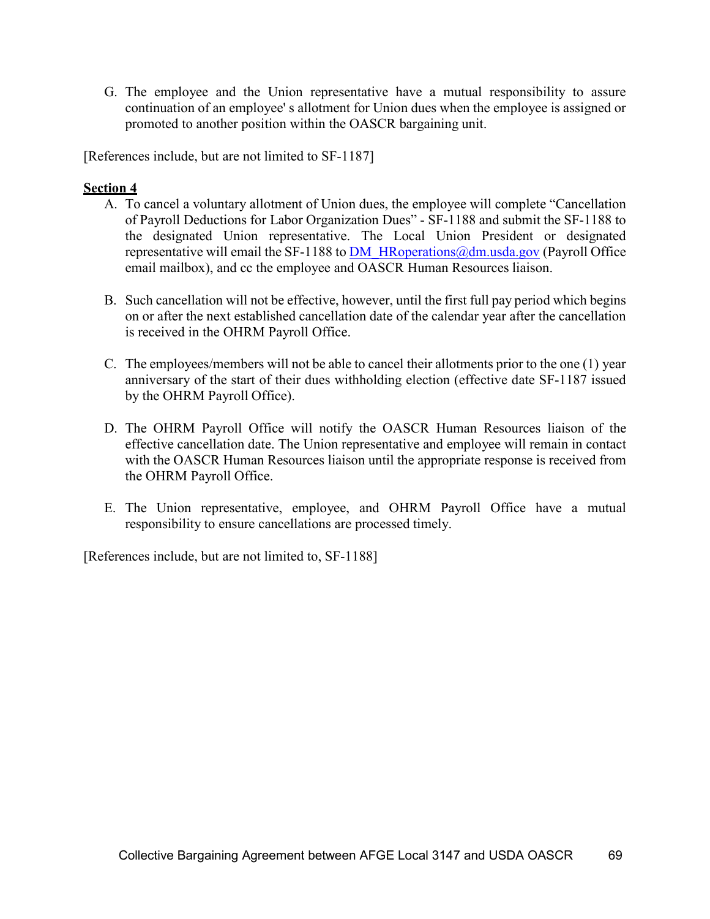G. The employee and the Union representative have a mutual responsibility to assure continuation of an employee' s allotment for Union dues when the employee is assigned or promoted to another position within the OASCR bargaining unit.

[References include, but are not limited to SF-1187]

**Section 4**

A. To cancel a voluntary allotment of Union dues, the employee will complete "Cancellation of Payroll Deductions for Labor Organization Dues" - SF-1188 and submit the SF-1188 to the designated Union representative. The Local Union President or designated representative will email the SF-1188 to DM_HRoperations@dm.usda.gov (Payroll Office email mailbox), and cc the employee and OASCR Human Resources liaison.

B. Such cancellation will not be effective, however, until the first full pay period which begins on or after the next established cancellation date of the calendar year after the cancellation is received in the OHRM Payroll Office.

C. The employees/members will not be able to cancel their allotments prior to the one (1) year anniversary of the start of their dues withholding election (effective date SF-1187 issued by the OHRM Payroll Office).

D. The OHRM Payroll Office will notify the OASCR Human Resources liaison of the effective cancellation date. The Union representative and employee will remain in contact with the OASCR Human Resources liaison until the appropriate response is received from the OHRM Payroll Office.

E. The Union representative, employee, and OHRM Payroll Office have a mutual responsibility to ensure cancellations are processed timely.

[References include, but are not limited to, SF-1188]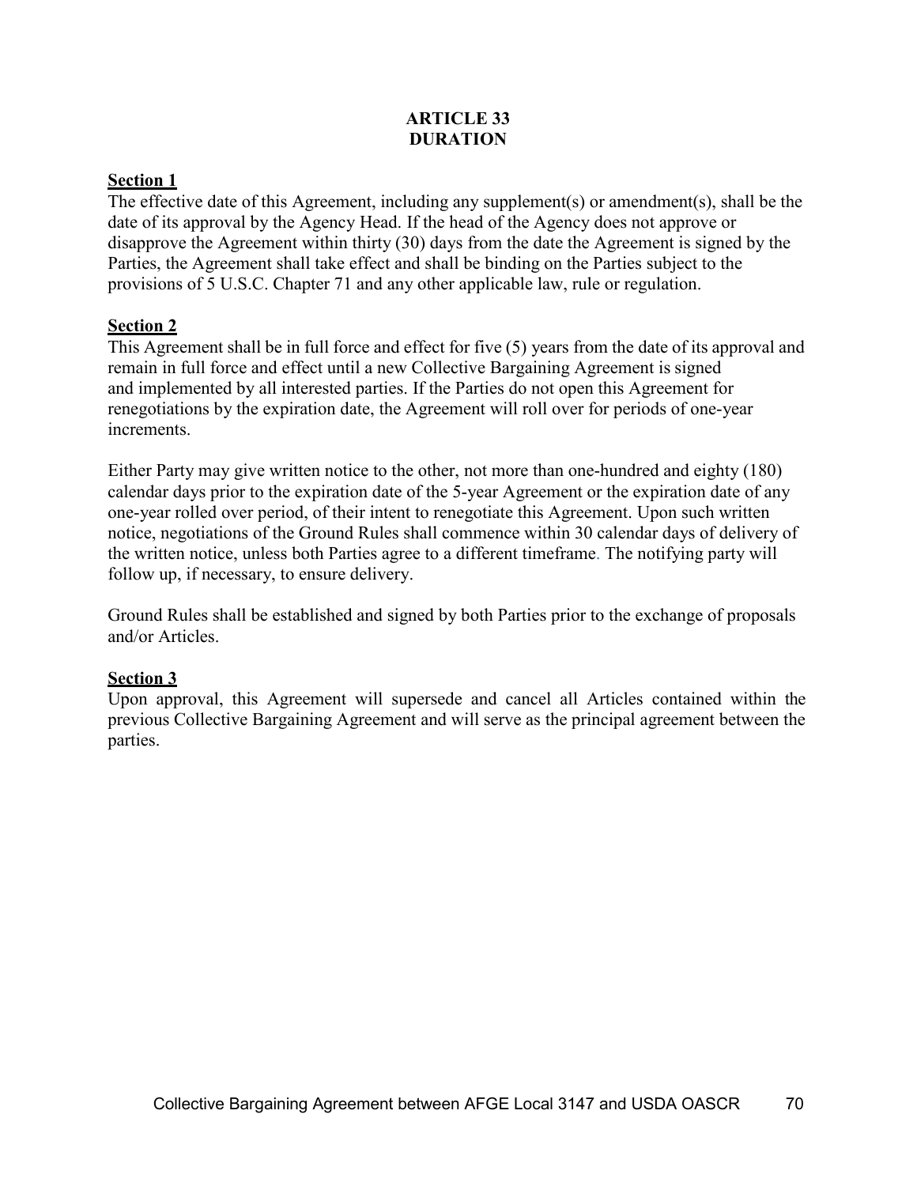# ARTICLE 33
# DURATION

**Section 1**

The effective date of this Agreement, including any supplement(s) or amendment(s), shall be the date of its approval by the Agency Head. If the head of the Agency does not approve or disapprove the Agreement within thirty (30) days from the date the Agreement is signed by the Parties, the Agreement shall take effect and shall be binding on the Parties subject to the provisions of 5 U.S.C. Chapter 71 and any other applicable law, rule or regulation.

**Section 2**

This Agreement shall be in full force and effect for five (5) years from the date of its approval and remain in full force and effect until a new Collective Bargaining Agreement is signed and implemented by all interested parties. If the Parties do not open this Agreement for renegotiations by the expiration date, the Agreement will roll over for periods of one-year increments.

Either Party may give written notice to the other, not more than one-hundred and eighty (180) calendar days prior to the expiration date of the 5-year Agreement or the expiration date of any one-year rolled over period, of their intent to renegotiate this Agreement. Upon such written notice, negotiations of the Ground Rules shall commence within 30 calendar days of delivery of the written notice, unless both Parties agree to a different timeframe. The notifying party will follow up, if necessary, to ensure delivery.

Ground Rules shall be established and signed by both Parties prior to the exchange of proposals and/or Articles.

**Section 3**

Upon approval, this Agreement will supersede and cancel all Articles contained within the previous Collective Bargaining Agreement and will serve as the principal agreement between the parties.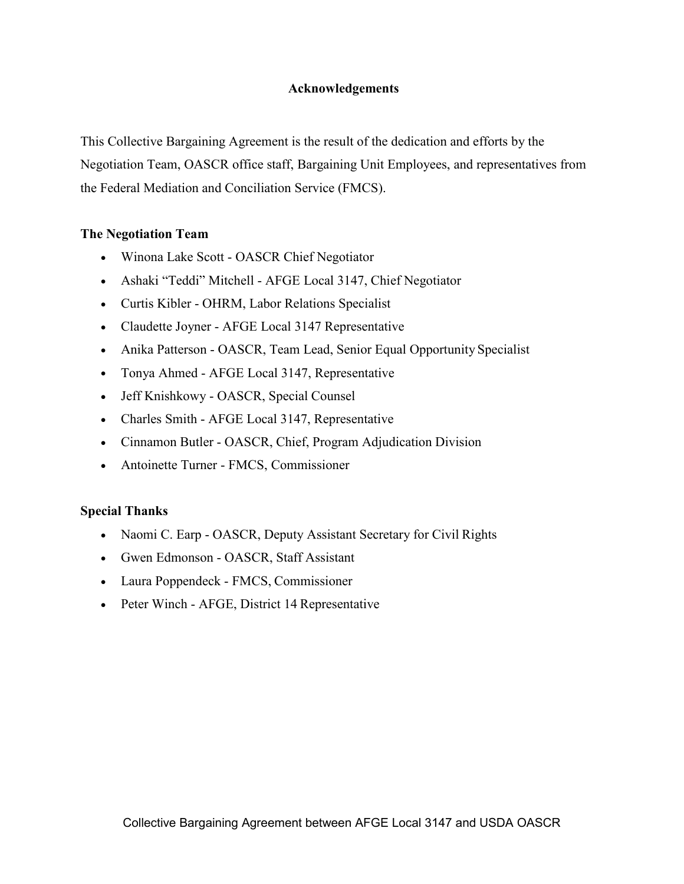## Acknowledgements

This Collective Bargaining Agreement is the result of the dedication and efforts by the Negotiation Team, OASCR office staff, Bargaining Unit Employees, and representatives from the Federal Mediation and Conciliation Service (FMCS).

### The Negotiation Team

- Winona Lake Scott - OASCR Chief Negotiator
- Ashaki “Teddi” Mitchell - AFGE Local 3147, Chief Negotiator
- Curtis Kibler - OHRM, Labor Relations Specialist
- Claudette Joyner - AFGE Local 3147 Representative
- Anika Patterson - OASCR, Team Lead, Senior Equal Opportunity Specialist
- Tonya Ahmed - AFGE Local 3147, Representative
- Jeff Knishkowy - OASCR, Special Counsel
- Charles Smith - AFGE Local 3147, Representative
- Cinnamon Butler - OASCR, Chief, Program Adjudication Division
- Antoinette Turner - FMCS, Commissioner

### Special Thanks

- Naomi C. Earp - OASCR, Deputy Assistant Secretary for Civil Rights
- Gwen Edmonson - OASCR, Staff Assistant
- Laura Poppendeck - FMCS, Commissioner
- Peter Winch - AFGE, District 14 Representative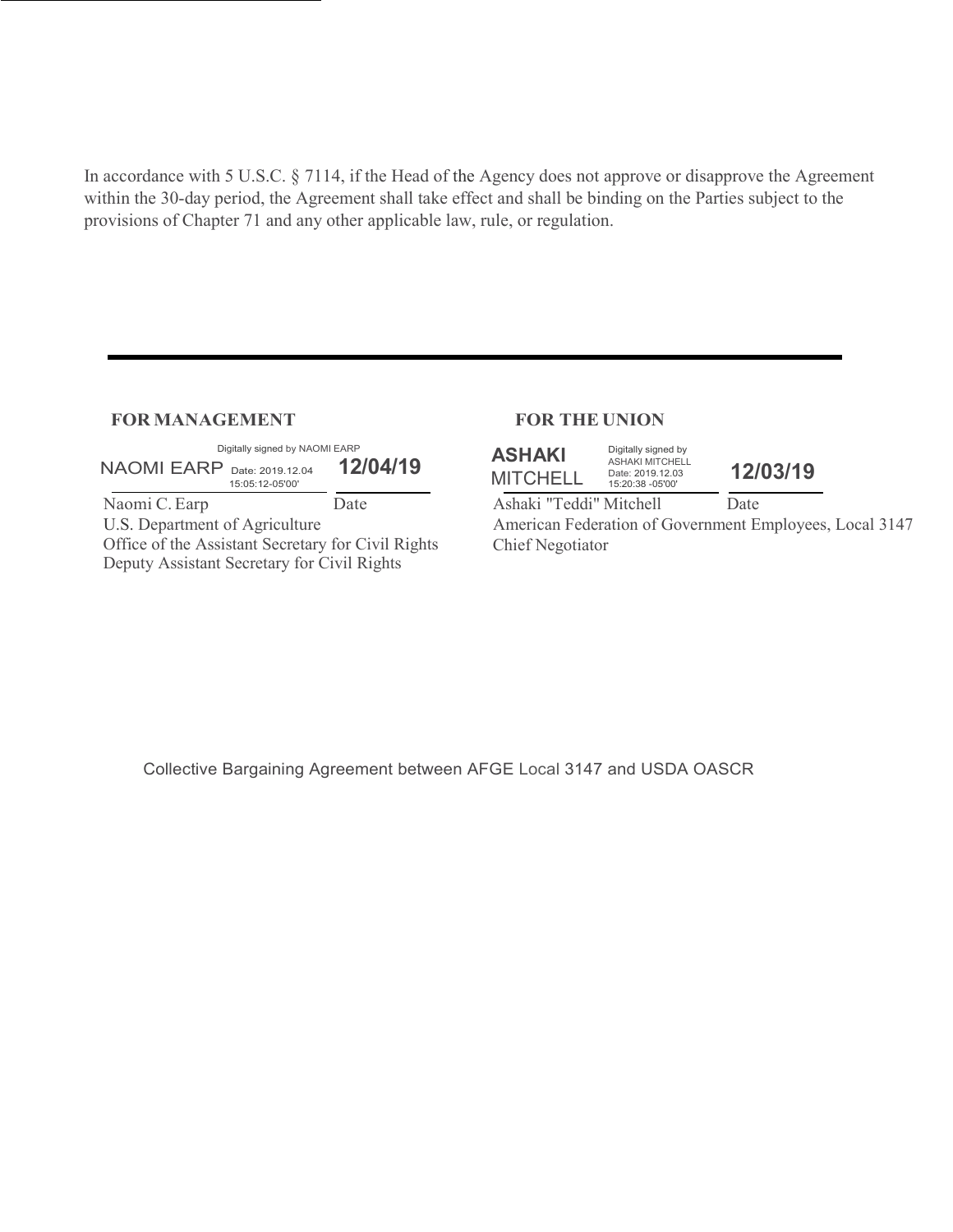In accordance with 5 U.S.C. § 7114, if the Head of the Agency does not approve or disapprove the Agreement within the 30-day period, the Agreement shall take effect and shall be binding on the Parties subject to the provisions of Chapter 71 and any other applicable law, rule, or regulation.

---

| **FOR MANAGEMENT** | | **FOR THE UNION** | |
|---|---|---|---|
| NAOMI EARP Digitally signed by NAOMI EARP Date: 2019.12.04 15:05:12-05'00' | **12/04/19** | ASHAKI MITCHELL Digitally signed by ASHAKI MITCHELL Date: 2019.12.03 15:20:38 -05'00' | **12/03/19** |
| Naomi C. Earp | Date | Ashaki "Teddi" Mitchell | Date |
| U.S. Department of Agriculture | | American Federation of Government Employees, Local 3147 | |
| Office of the Assistant Secretary for Civil Rights | | Chief Negotiator | |
| Deputy Assistant Secretary for Civil Rights | | | |

Collective Bargaining Agreement between AFGE Local 3147 and USDA OASCR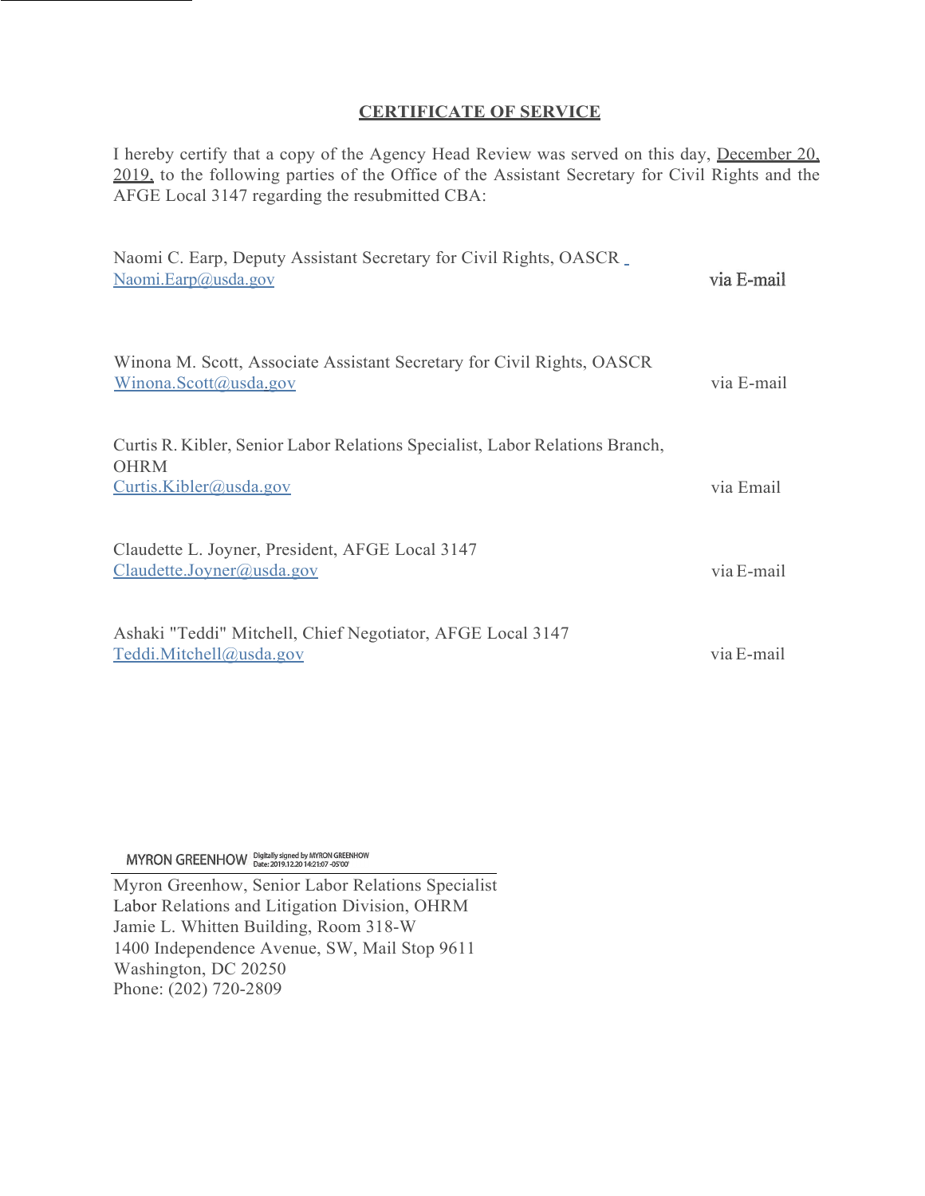## CERTIFICATE OF SERVICE

I hereby certify that a copy of the Agency Head Review was served on this day, December 20, 2019, to the following parties of the Office of the Assistant Secretary for Civil Rights and the AFGE Local 3147 regarding the resubmitted CBA:

Naomi C. Earp, Deputy Assistant Secretary for Civil Rights, OASCR
Naomi.Earp@usda.gov — via E-mail

Winona M. Scott, Associate Assistant Secretary for Civil Rights, OASCR
Winona.Scott@usda.gov — via E-mail

Curtis R. Kibler, Senior Labor Relations Specialist, Labor Relations Branch, OHRM
Curtis.Kibler@usda.gov — via Email

Claudette L. Joyner, President, AFGE Local 3147
Claudette.Joyner@usda.gov — via E-mail

Ashaki "Teddi" Mitchell, Chief Negotiator, AFGE Local 3147
Teddi.Mitchell@usda.gov — via E-mail

MYRON GREENHOW Digitally signed by MYRON GREENHOW Date: 2019.12.20 14:21:07 -05'00'

Myron Greenhow, Senior Labor Relations Specialist
Labor Relations and Litigation Division, OHRM
Jamie L. Whitten Building, Room 318-W
1400 Independence Avenue, SW, Mail Stop 9611
Washington, DC 20250
Phone: (202) 720-2809